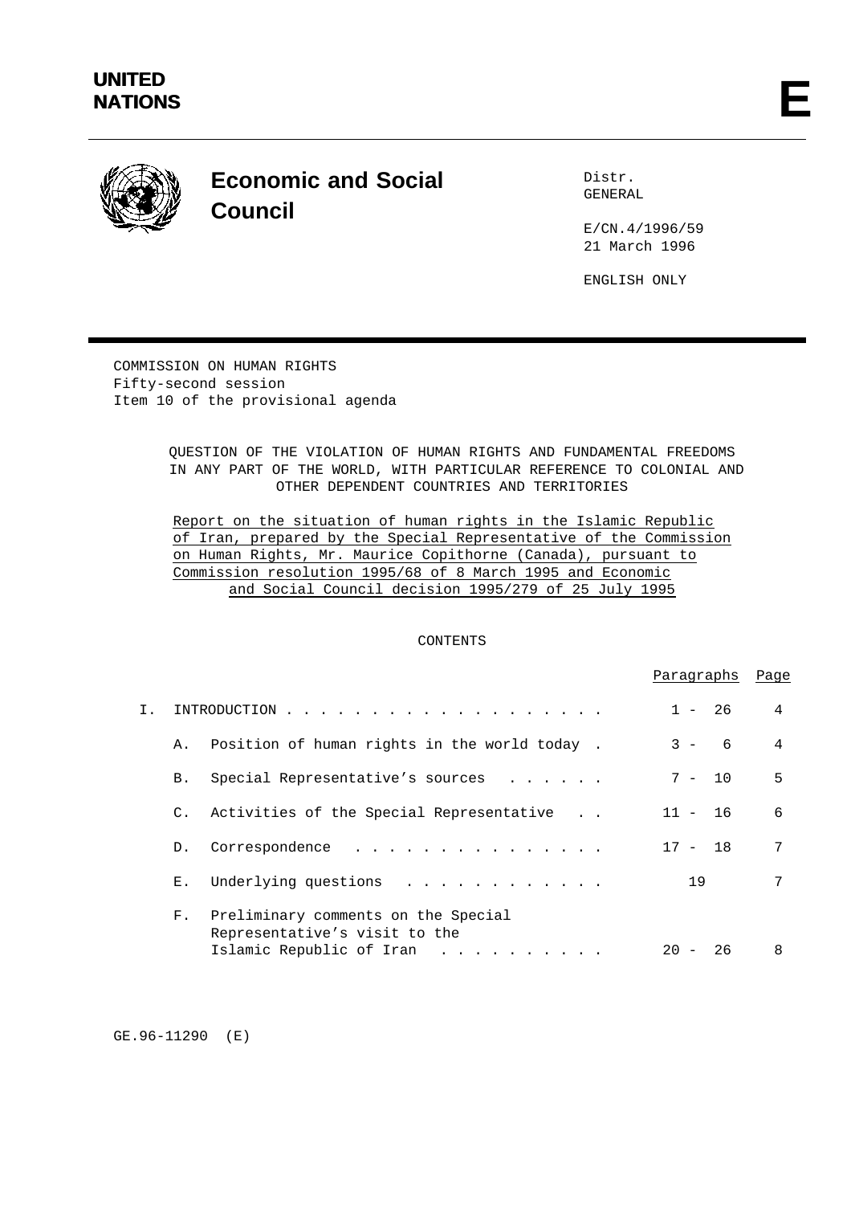**UNITED NATIONS**

**E**

# Economic and Social Council

Distr.
GENERAL

E/CN.4/1996/59
21 March 1996

ENGLISH ONLY

COMMISSION ON HUMAN RIGHTS
Fifty-second session
Item 10 of the provisional agenda

QUESTION OF THE VIOLATION OF HUMAN RIGHTS AND FUNDAMENTAL FREEDOMS IN ANY PART OF THE WORLD, WITH PARTICULAR REFERENCE TO COLONIAL AND OTHER DEPENDENT COUNTRIES AND TERRITORIES

Report on the situation of human rights in the Islamic Republic of Iran, prepared by the Special Representative of the Commission on Human Rights, Mr. Maurice Copithorne (Canada), pursuant to Commission resolution 1995/68 of 8 March 1995 and Economic and Social Council decision 1995/279 of 25 July 1995

CONTENTS

| | | Paragraphs | Page |
|---|---|---|---|
| I. | INTRODUCTION | 1 - 26 | 4 |
| | A. Position of human rights in the world today | 3 - 6 | 4 |
| | B. Special Representative's sources | 7 - 10 | 5 |
| | C. Activities of the Special Representative | 11 - 16 | 6 |
| | D. Correspondence | 17 - 18 | 7 |
| | E. Underlying questions | 19 | 7 |
| | F. Preliminary comments on the Special Representative's visit to the Islamic Republic of Iran | 20 - 26 | 8 |

GE.96-11290 (E)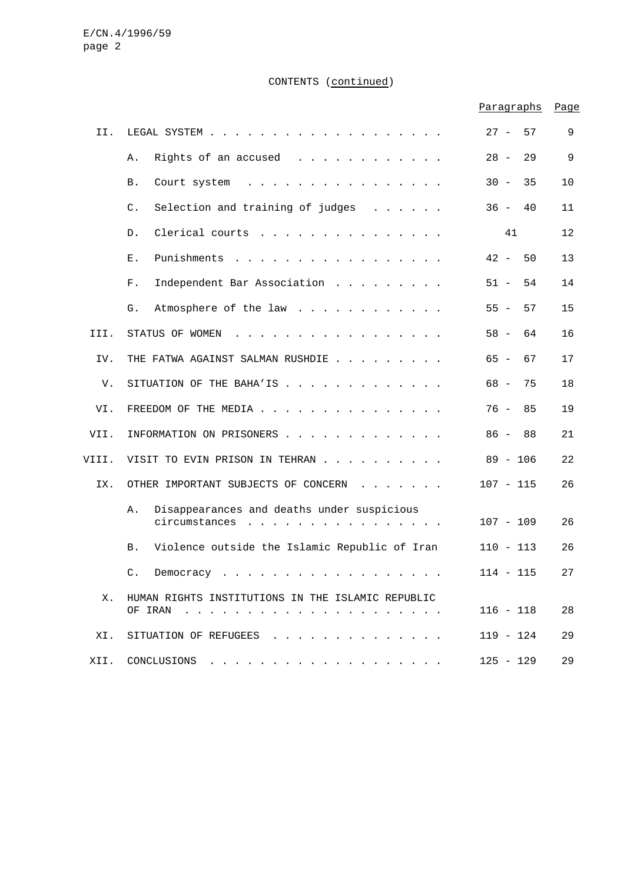CONTENTS (*continued*)

| | | Paragraphs | Page |
|---|---|---|---|
| II. | LEGAL SYSTEM | 27 - 57 | 9 |
| | A. Rights of an accused | 28 - 29 | 9 |
| | B. Court system | 30 - 35 | 10 |
| | C. Selection and training of judges | 36 - 40 | 11 |
| | D. Clerical courts | 41 | 12 |
| | E. Punishments | 42 - 50 | 13 |
| | F. Independent Bar Association | 51 - 54 | 14 |
| | G. Atmosphere of the law | 55 - 57 | 15 |
| III. | STATUS OF WOMEN | 58 - 64 | 16 |
| IV. | THE FATWA AGAINST SALMAN RUSHDIE | 65 - 67 | 17 |
| V. | SITUATION OF THE BAHA'IS | 68 - 75 | 18 |
| VI. | FREEDOM OF THE MEDIA | 76 - 85 | 19 |
| VII. | INFORMATION ON PRISONERS | 86 - 88 | 21 |
| VIII. | VISIT TO EVIN PRISON IN TEHRAN | 89 - 106 | 22 |
| IX. | OTHER IMPORTANT SUBJECTS OF CONCERN | 107 - 115 | 26 |
| | A. Disappearances and deaths under suspicious circumstances | 107 - 109 | 26 |
| | B. Violence outside the Islamic Republic of Iran | 110 - 113 | 26 |
| | C. Democracy | 114 - 115 | 27 |
| X. | HUMAN RIGHTS INSTITUTIONS IN THE ISLAMIC REPUBLIC OF IRAN | 116 - 118 | 28 |
| XI. | SITUATION OF REFUGEES | 119 - 124 | 29 |
| XII. | CONCLUSIONS | 125 - 129 | 29 |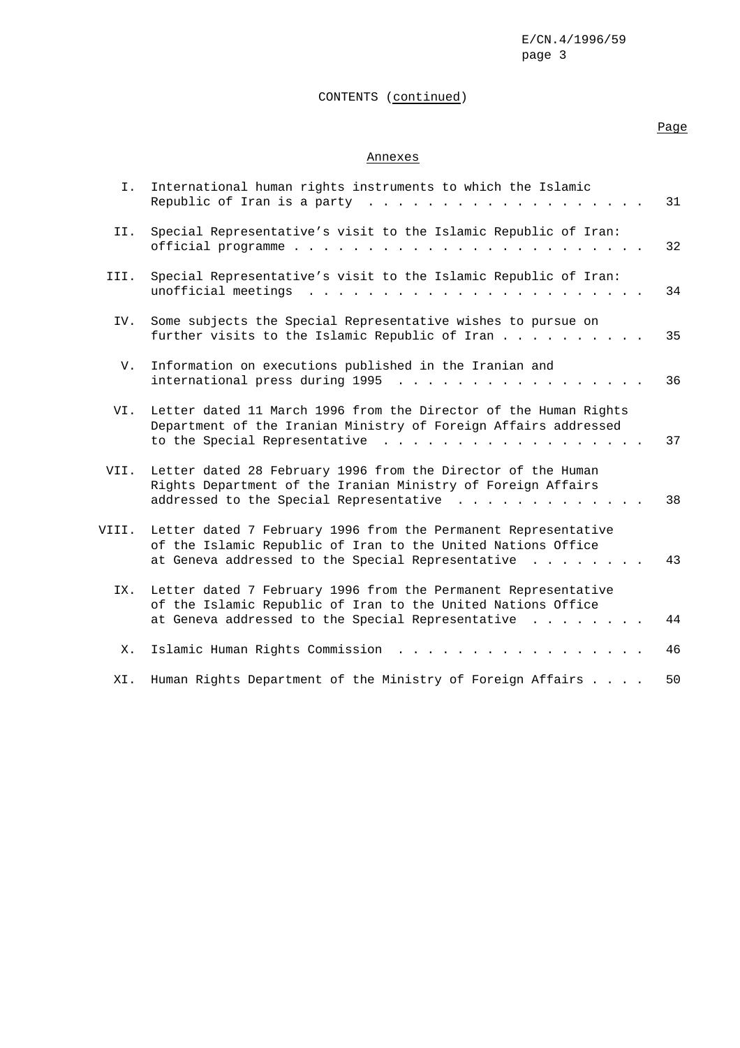CONTENTS (continued)

## Annexes

| | | Page |
|---|---|---|
| I. | International human rights instruments to which the Islamic Republic of Iran is a party | 31 |
| II. | Special Representative's visit to the Islamic Republic of Iran: official programme | 32 |
| III. | Special Representative's visit to the Islamic Republic of Iran: unofficial meetings | 34 |
| IV. | Some subjects the Special Representative wishes to pursue on further visits to the Islamic Republic of Iran | 35 |
| V. | Information on executions published in the Iranian and international press during 1995 | 36 |
| VI. | Letter dated 11 March 1996 from the Director of the Human Rights Department of the Iranian Ministry of Foreign Affairs addressed to the Special Representative | 37 |
| VII. | Letter dated 28 February 1996 from the Director of the Human Rights Department of the Iranian Ministry of Foreign Affairs addressed to the Special Representative | 38 |
| VIII. | Letter dated 7 February 1996 from the Permanent Representative of the Islamic Republic of Iran to the United Nations Office at Geneva addressed to the Special Representative | 43 |
| IX. | Letter dated 7 February 1996 from the Permanent Representative of the Islamic Republic of Iran to the United Nations Office at Geneva addressed to the Special Representative | 44 |
| X. | Islamic Human Rights Commission | 46 |
| XI. | Human Rights Department of the Ministry of Foreign Affairs | 50 |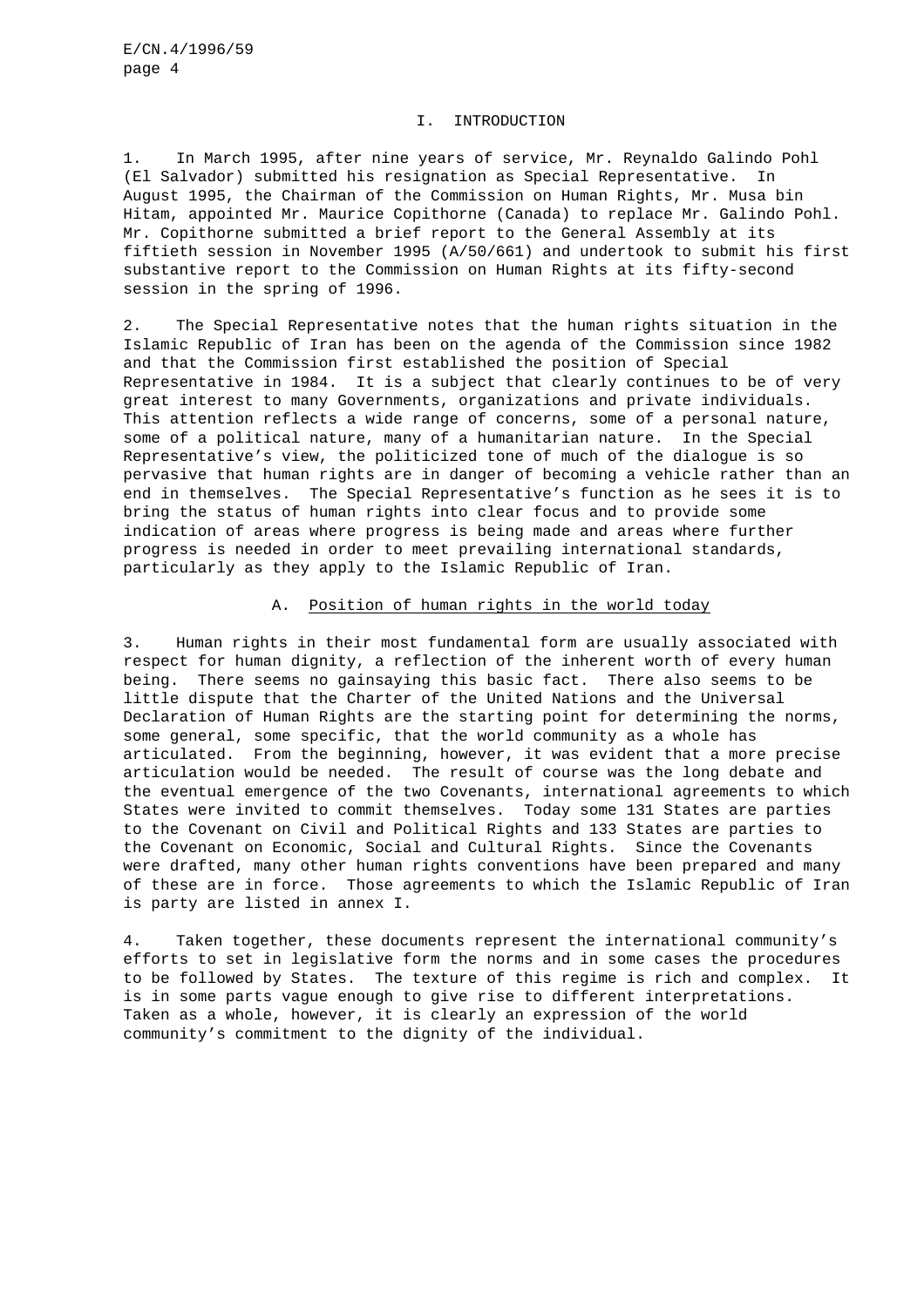## I. INTRODUCTION

1. In March 1995, after nine years of service, Mr. Reynaldo Galindo Pohl (El Salvador) submitted his resignation as Special Representative. In August 1995, the Chairman of the Commission on Human Rights, Mr. Musa bin Hitam, appointed Mr. Maurice Copithorne (Canada) to replace Mr. Galindo Pohl. Mr. Copithorne submitted a brief report to the General Assembly at its fiftieth session in November 1995 (A/50/661) and undertook to submit his first substantive report to the Commission on Human Rights at its fifty-second session in the spring of 1996.

2. The Special Representative notes that the human rights situation in the Islamic Republic of Iran has been on the agenda of the Commission since 1982 and that the Commission first established the position of Special Representative in 1984. It is a subject that clearly continues to be of very great interest to many Governments, organizations and private individuals. This attention reflects a wide range of concerns, some of a personal nature, some of a political nature, many of a humanitarian nature. In the Special Representative's view, the politicized tone of much of the dialogue is so pervasive that human rights are in danger of becoming a vehicle rather than an end in themselves. The Special Representative's function as he sees it is to bring the status of human rights into clear focus and to provide some indication of areas where progress is being made and areas where further progress is needed in order to meet prevailing international standards, particularly as they apply to the Islamic Republic of Iran.

### A. Position of human rights in the world today

3. Human rights in their most fundamental form are usually associated with respect for human dignity, a reflection of the inherent worth of every human being. There seems no gainsaying this basic fact. There also seems to be little dispute that the Charter of the United Nations and the Universal Declaration of Human Rights are the starting point for determining the norms, some general, some specific, that the world community as a whole has articulated. From the beginning, however, it was evident that a more precise articulation would be needed. The result of course was the long debate and the eventual emergence of the two Covenants, international agreements to which States were invited to commit themselves. Today some 131 States are parties to the Covenant on Civil and Political Rights and 133 States are parties to the Covenant on Economic, Social and Cultural Rights. Since the Covenants were drafted, many other human rights conventions have been prepared and many of these are in force. Those agreements to which the Islamic Republic of Iran is party are listed in annex I.

4. Taken together, these documents represent the international community's efforts to set in legislative form the norms and in some cases the procedures to be followed by States. The texture of this regime is rich and complex. It is in some parts vague enough to give rise to different interpretations. Taken as a whole, however, it is clearly an expression of the world community's commitment to the dignity of the individual.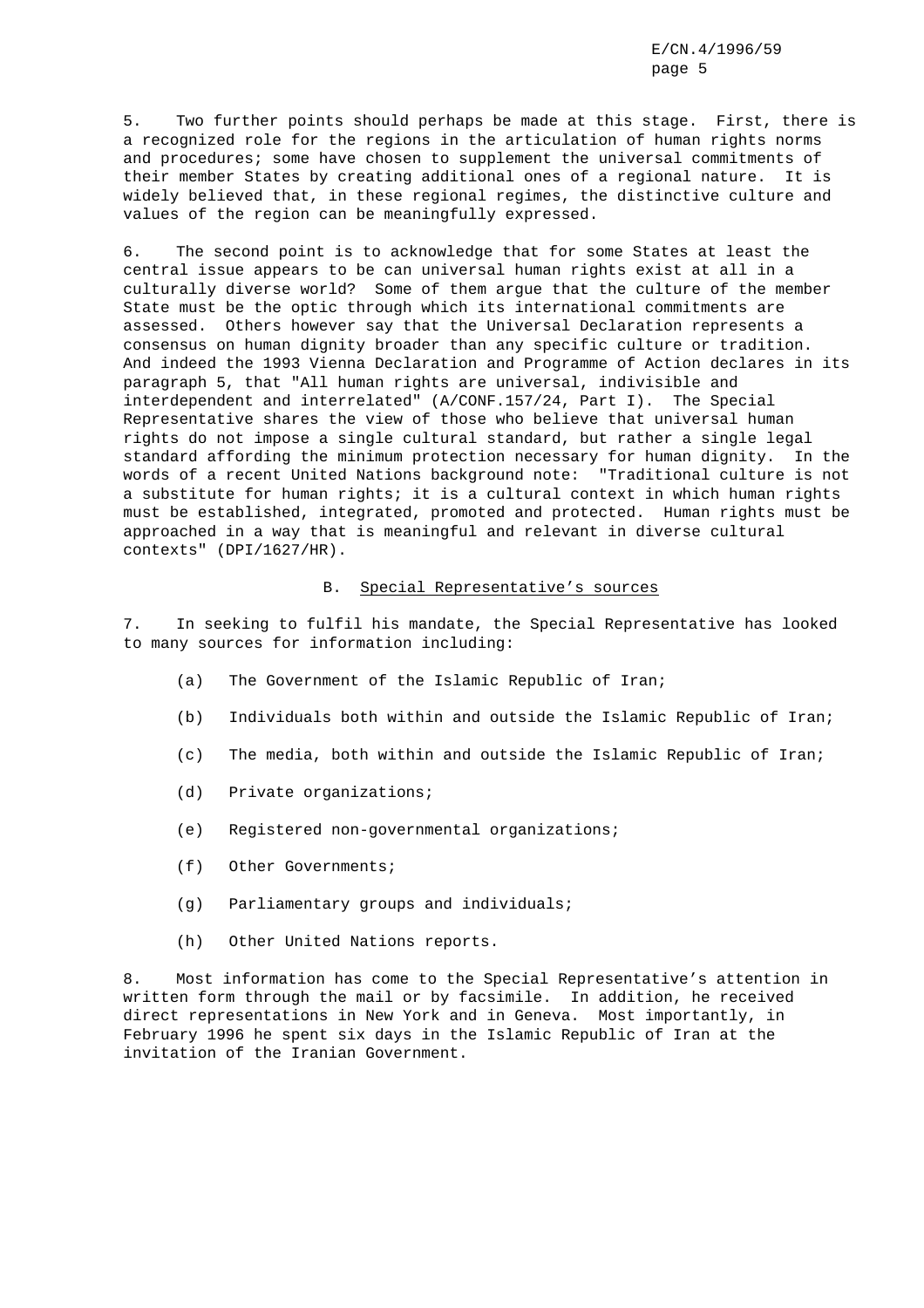5. Two further points should perhaps be made at this stage. First, there is a recognized role for the regions in the articulation of human rights norms and procedures; some have chosen to supplement the universal commitments of their member States by creating additional ones of a regional nature. It is widely believed that, in these regional regimes, the distinctive culture and values of the region can be meaningfully expressed.

6. The second point is to acknowledge that for some States at least the central issue appears to be can universal human rights exist at all in a culturally diverse world? Some of them argue that the culture of the member State must be the optic through which its international commitments are assessed. Others however say that the Universal Declaration represents a consensus on human dignity broader than any specific culture or tradition. And indeed the 1993 Vienna Declaration and Programme of Action declares in its paragraph 5, that "All human rights are universal, indivisible and interdependent and interrelated" (A/CONF.157/24, Part I). The Special Representative shares the view of those who believe that universal human rights do not impose a single cultural standard, but rather a single legal standard affording the minimum protection necessary for human dignity. In the words of a recent United Nations background note: "Traditional culture is not a substitute for human rights; it is a cultural context in which human rights must be established, integrated, promoted and protected. Human rights must be approached in a way that is meaningful and relevant in diverse cultural contexts" (DPI/1627/HR).

## B. Special Representative's sources

7. In seeking to fulfil his mandate, the Special Representative has looked to many sources for information including:

(a) The Government of the Islamic Republic of Iran;

(b) Individuals both within and outside the Islamic Republic of Iran;

(c) The media, both within and outside the Islamic Republic of Iran;

(d) Private organizations;

(e) Registered non-governmental organizations;

(f) Other Governments;

(g) Parliamentary groups and individuals;

(h) Other United Nations reports.

8. Most information has come to the Special Representative's attention in written form through the mail or by facsimile. In addition, he received direct representations in New York and in Geneva. Most importantly, in February 1996 he spent six days in the Islamic Republic of Iran at the invitation of the Iranian Government.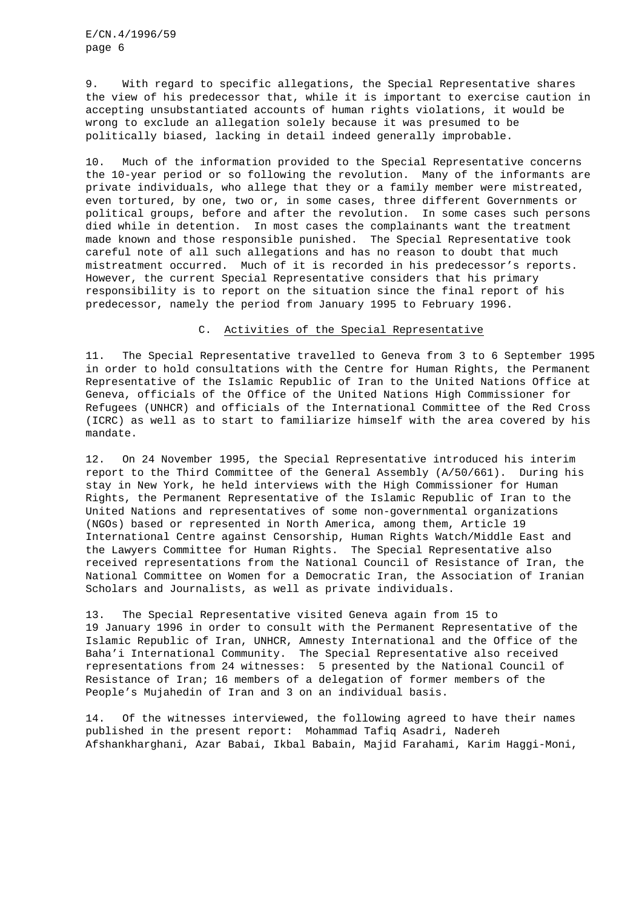9. With regard to specific allegations, the Special Representative shares the view of his predecessor that, while it is important to exercise caution in accepting unsubstantiated accounts of human rights violations, it would be wrong to exclude an allegation solely because it was presumed to be politically biased, lacking in detail indeed generally improbable.

10. Much of the information provided to the Special Representative concerns the 10-year period or so following the revolution. Many of the informants are private individuals, who allege that they or a family member were mistreated, even tortured, by one, two or, in some cases, three different Governments or political groups, before and after the revolution. In some cases such persons died while in detention. In most cases the complainants want the treatment made known and those responsible punished. The Special Representative took careful note of all such allegations and has no reason to doubt that much mistreatment occurred. Much of it is recorded in his predecessor's reports. However, the current Special Representative considers that his primary responsibility is to report on the situation since the final report of his predecessor, namely the period from January 1995 to February 1996.

## C. Activities of the Special Representative

11. The Special Representative travelled to Geneva from 3 to 6 September 1995 in order to hold consultations with the Centre for Human Rights, the Permanent Representative of the Islamic Republic of Iran to the United Nations Office at Geneva, officials of the Office of the United Nations High Commissioner for Refugees (UNHCR) and officials of the International Committee of the Red Cross (ICRC) as well as to start to familiarize himself with the area covered by his mandate.

12. On 24 November 1995, the Special Representative introduced his interim report to the Third Committee of the General Assembly (A/50/661). During his stay in New York, he held interviews with the High Commissioner for Human Rights, the Permanent Representative of the Islamic Republic of Iran to the United Nations and representatives of some non-governmental organizations (NGOs) based or represented in North America, among them, Article 19 International Centre against Censorship, Human Rights Watch/Middle East and the Lawyers Committee for Human Rights. The Special Representative also received representations from the National Council of Resistance of Iran, the National Committee on Women for a Democratic Iran, the Association of Iranian Scholars and Journalists, as well as private individuals.

13. The Special Representative visited Geneva again from 15 to 19 January 1996 in order to consult with the Permanent Representative of the Islamic Republic of Iran, UNHCR, Amnesty International and the Office of the Baha'i International Community. The Special Representative also received representations from 24 witnesses: 5 presented by the National Council of Resistance of Iran; 16 members of a delegation of former members of the People's Mujahedin of Iran and 3 on an individual basis.

14. Of the witnesses interviewed, the following agreed to have their names published in the present report: Mohammad Tafiq Asadri, Nadereh Afshankharghani, Azar Babai, Ikbal Babain, Majid Farahami, Karim Haggi-Moni,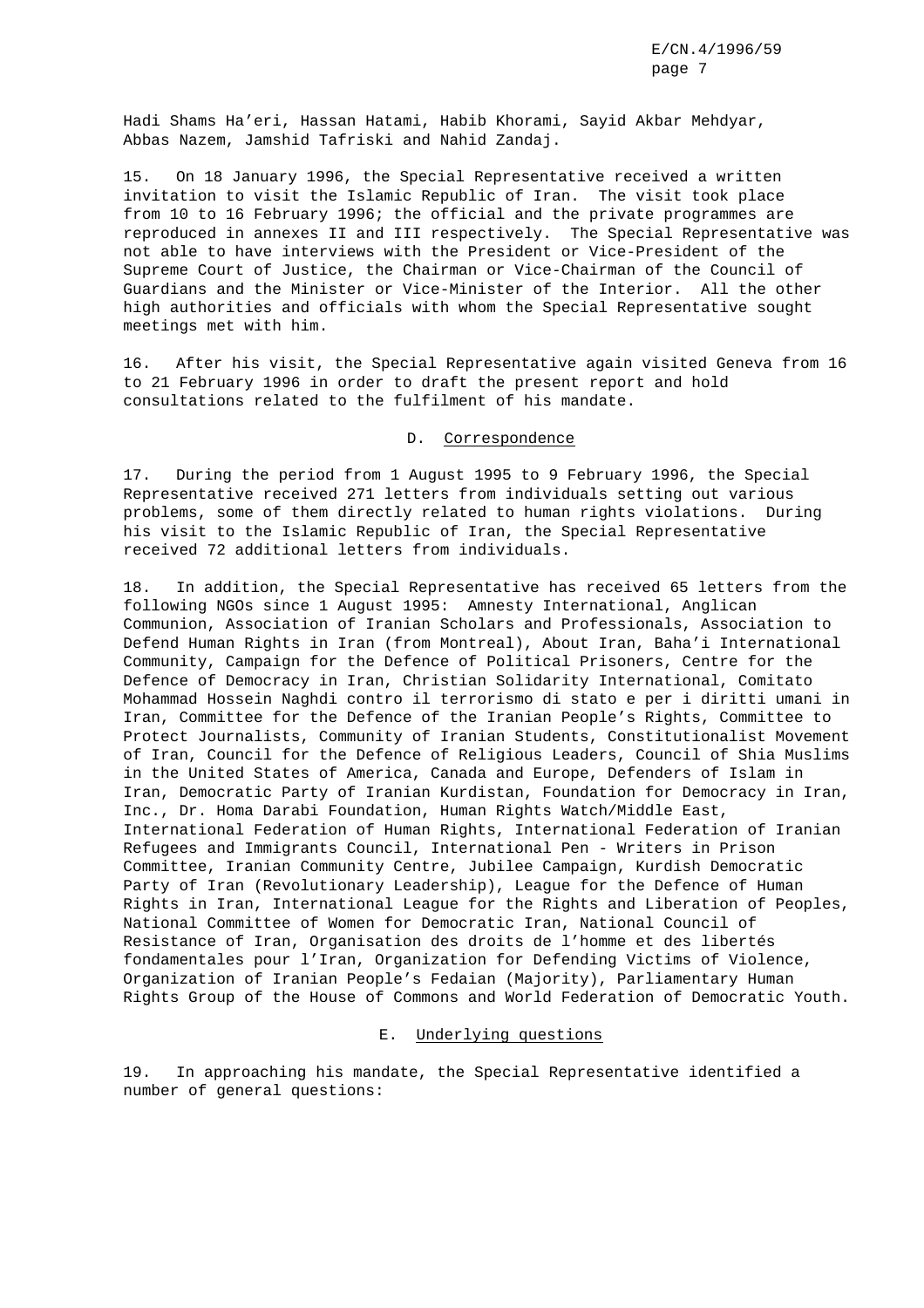Hadi Shams Ha'eri, Hassan Hatami, Habib Khorami, Sayid Akbar Mehdyar, Abbas Nazem, Jamshid Tafriski and Nahid Zandaj.

15. On 18 January 1996, the Special Representative received a written invitation to visit the Islamic Republic of Iran. The visit took place from 10 to 16 February 1996; the official and the private programmes are reproduced in annexes II and III respectively. The Special Representative was not able to have interviews with the President or Vice-President of the Supreme Court of Justice, the Chairman or Vice-Chairman of the Council of Guardians and the Minister or Vice-Minister of the Interior. All the other high authorities and officials with whom the Special Representative sought meetings met with him.

16. After his visit, the Special Representative again visited Geneva from 16 to 21 February 1996 in order to draft the present report and hold consultations related to the fulfilment of his mandate.

### D. Correspondence

17. During the period from 1 August 1995 to 9 February 1996, the Special Representative received 271 letters from individuals setting out various problems, some of them directly related to human rights violations. During his visit to the Islamic Republic of Iran, the Special Representative received 72 additional letters from individuals.

18. In addition, the Special Representative has received 65 letters from the following NGOs since 1 August 1995: Amnesty International, Anglican Communion, Association of Iranian Scholars and Professionals, Association to Defend Human Rights in Iran (from Montreal), About Iran, Baha'i International Community, Campaign for the Defence of Political Prisoners, Centre for the Defence of Democracy in Iran, Christian Solidarity International, Comitato Mohammad Hossein Naghdi contro il terrorismo di stato e per i diritti umani in Iran, Committee for the Defence of the Iranian People's Rights, Committee to Protect Journalists, Community of Iranian Students, Constitutionalist Movement of Iran, Council for the Defence of Religious Leaders, Council of Shia Muslims in the United States of America, Canada and Europe, Defenders of Islam in Iran, Democratic Party of Iranian Kurdistan, Foundation for Democracy in Iran, Inc., Dr. Homa Darabi Foundation, Human Rights Watch/Middle East, International Federation of Human Rights, International Federation of Iranian Refugees and Immigrants Council, International Pen - Writers in Prison Committee, Iranian Community Centre, Jubilee Campaign, Kurdish Democratic Party of Iran (Revolutionary Leadership), League for the Defence of Human Rights in Iran, International League for the Rights and Liberation of Peoples, National Committee of Women for Democratic Iran, National Council of Resistance of Iran, Organisation des droits de l'homme et des libertés fondamentales pour l'Iran, Organization for Defending Victims of Violence, Organization of Iranian People's Fedaian (Majority), Parliamentary Human Rights Group of the House of Commons and World Federation of Democratic Youth.

### E. Underlying questions

19. In approaching his mandate, the Special Representative identified a number of general questions: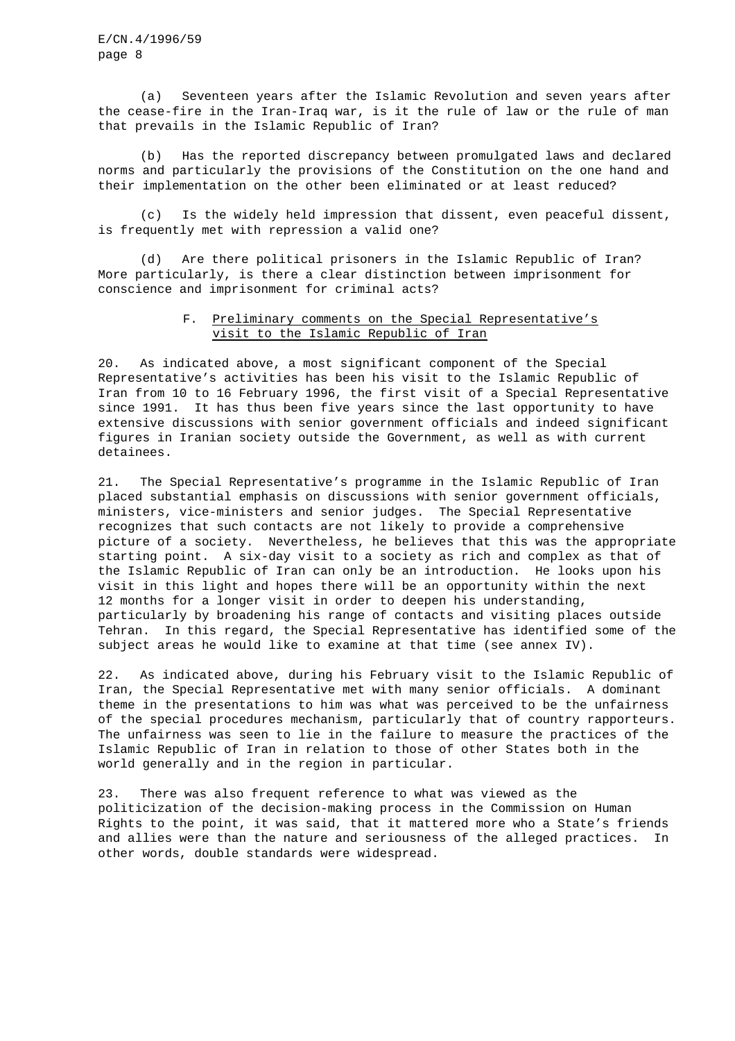(a) Seventeen years after the Islamic Revolution and seven years after the cease-fire in the Iran-Iraq war, is it the rule of law or the rule of man that prevails in the Islamic Republic of Iran?

(b) Has the reported discrepancy between promulgated laws and declared norms and particularly the provisions of the Constitution on the one hand and their implementation on the other been eliminated or at least reduced?

(c) Is the widely held impression that dissent, even peaceful dissent, is frequently met with repression a valid one?

(d) Are there political prisoners in the Islamic Republic of Iran? More particularly, is there a clear distinction between imprisonment for conscience and imprisonment for criminal acts?

### F. Preliminary comments on the Special Representative's visit to the Islamic Republic of Iran

20. As indicated above, a most significant component of the Special Representative's activities has been his visit to the Islamic Republic of Iran from 10 to 16 February 1996, the first visit of a Special Representative since 1991. It has thus been five years since the last opportunity to have extensive discussions with senior government officials and indeed significant figures in Iranian society outside the Government, as well as with current detainees.

21. The Special Representative's programme in the Islamic Republic of Iran placed substantial emphasis on discussions with senior government officials, ministers, vice-ministers and senior judges. The Special Representative recognizes that such contacts are not likely to provide a comprehensive picture of a society. Nevertheless, he believes that this was the appropriate starting point. A six-day visit to a society as rich and complex as that of the Islamic Republic of Iran can only be an introduction. He looks upon his visit in this light and hopes there will be an opportunity within the next 12 months for a longer visit in order to deepen his understanding, particularly by broadening his range of contacts and visiting places outside Tehran. In this regard, the Special Representative has identified some of the subject areas he would like to examine at that time (see annex IV).

22. As indicated above, during his February visit to the Islamic Republic of Iran, the Special Representative met with many senior officials. A dominant theme in the presentations to him was what was perceived to be the unfairness of the special procedures mechanism, particularly that of country rapporteurs. The unfairness was seen to lie in the failure to measure the practices of the Islamic Republic of Iran in relation to those of other States both in the world generally and in the region in particular.

23. There was also frequent reference to what was viewed as the politicization of the decision-making process in the Commission on Human Rights to the point, it was said, that it mattered more who a State's friends and allies were than the nature and seriousness of the alleged practices. In other words, double standards were widespread.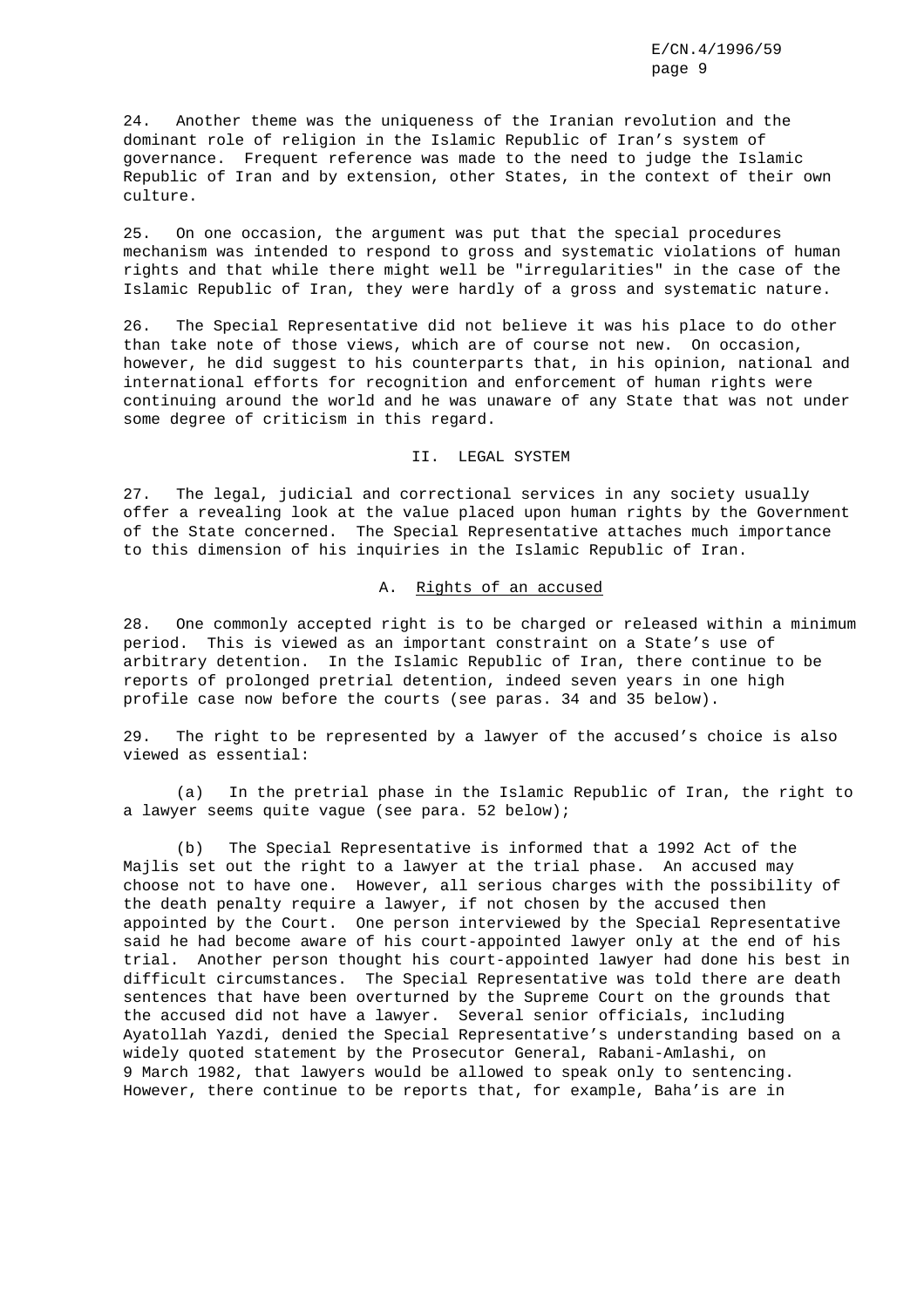24. Another theme was the uniqueness of the Iranian revolution and the dominant role of religion in the Islamic Republic of Iran's system of governance. Frequent reference was made to the need to judge the Islamic Republic of Iran and by extension, other States, in the context of their own culture.

25. On one occasion, the argument was put that the special procedures mechanism was intended to respond to gross and systematic violations of human rights and that while there might well be "irregularities" in the case of the Islamic Republic of Iran, they were hardly of a gross and systematic nature.

26. The Special Representative did not believe it was his place to do other than take note of those views, which are of course not new. On occasion, however, he did suggest to his counterparts that, in his opinion, national and international efforts for recognition and enforcement of human rights were continuing around the world and he was unaware of any State that was not under some degree of criticism in this regard.

## II. LEGAL SYSTEM

27. The legal, judicial and correctional services in any society usually offer a revealing look at the value placed upon human rights by the Government of the State concerned. The Special Representative attaches much importance to this dimension of his inquiries in the Islamic Republic of Iran.

### A. Rights of an accused

28. One commonly accepted right is to be charged or released within a minimum period. This is viewed as an important constraint on a State's use of arbitrary detention. In the Islamic Republic of Iran, there continue to be reports of prolonged pretrial detention, indeed seven years in one high profile case now before the courts (see paras. 34 and 35 below).

29. The right to be represented by a lawyer of the accused's choice is also viewed as essential:

(a) In the pretrial phase in the Islamic Republic of Iran, the right to a lawyer seems quite vague (see para. 52 below);

(b) The Special Representative is informed that a 1992 Act of the Majlis set out the right to a lawyer at the trial phase. An accused may choose not to have one. However, all serious charges with the possibility of the death penalty require a lawyer, if not chosen by the accused then appointed by the Court. One person interviewed by the Special Representative said he had become aware of his court-appointed lawyer only at the end of his trial. Another person thought his court-appointed lawyer had done his best in difficult circumstances. The Special Representative was told there are death sentences that have been overturned by the Supreme Court on the grounds that the accused did not have a lawyer. Several senior officials, including Ayatollah Yazdi, denied the Special Representative's understanding based on a widely quoted statement by the Prosecutor General, Rabani-Amlashi, on 9 March 1982, that lawyers would be allowed to speak only to sentencing. However, there continue to be reports that, for example, Baha'is are in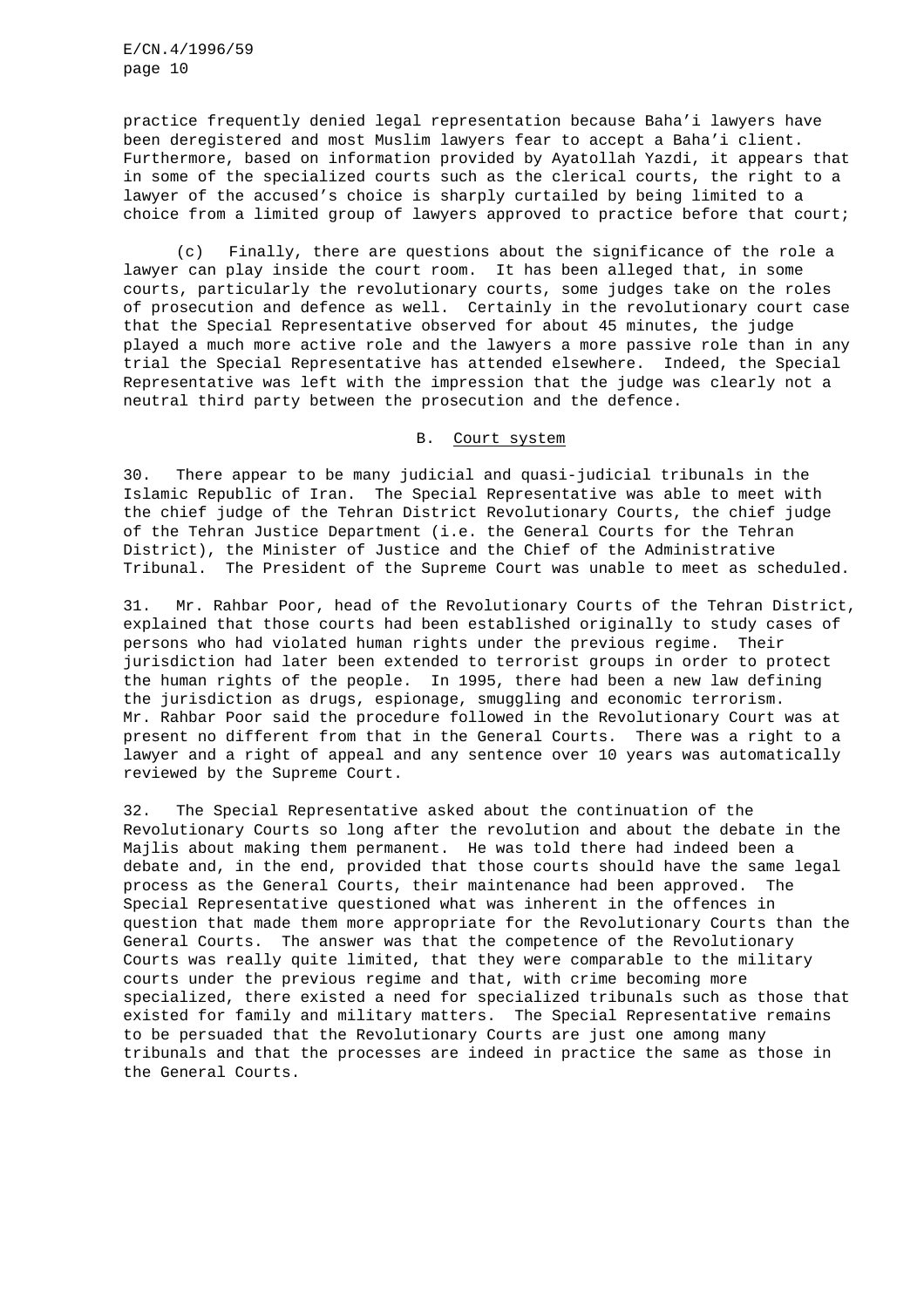practice frequently denied legal representation because Baha'i lawyers have been deregistered and most Muslim lawyers fear to accept a Baha'i client. Furthermore, based on information provided by Ayatollah Yazdi, it appears that in some of the specialized courts such as the clerical courts, the right to a lawyer of the accused's choice is sharply curtailed by being limited to a choice from a limited group of lawyers approved to practice before that court;

(c) Finally, there are questions about the significance of the role a lawyer can play inside the court room. It has been alleged that, in some courts, particularly the revolutionary courts, some judges take on the roles of prosecution and defence as well. Certainly in the revolutionary court case that the Special Representative observed for about 45 minutes, the judge played a much more active role and the lawyers a more passive role than in any trial the Special Representative has attended elsewhere. Indeed, the Special Representative was left with the impression that the judge was clearly not a neutral third party between the prosecution and the defence.

## B. Court system

30. There appear to be many judicial and quasi-judicial tribunals in the Islamic Republic of Iran. The Special Representative was able to meet with the chief judge of the Tehran District Revolutionary Courts, the chief judge of the Tehran Justice Department (i.e. the General Courts for the Tehran District), the Minister of Justice and the Chief of the Administrative Tribunal. The President of the Supreme Court was unable to meet as scheduled.

31. Mr. Rahbar Poor, head of the Revolutionary Courts of the Tehran District, explained that those courts had been established originally to study cases of persons who had violated human rights under the previous regime. Their jurisdiction had later been extended to terrorist groups in order to protect the human rights of the people. In 1995, there had been a new law defining the jurisdiction as drugs, espionage, smuggling and economic terrorism. Mr. Rahbar Poor said the procedure followed in the Revolutionary Court was at present no different from that in the General Courts. There was a right to a lawyer and a right of appeal and any sentence over 10 years was automatically reviewed by the Supreme Court.

32. The Special Representative asked about the continuation of the Revolutionary Courts so long after the revolution and about the debate in the Majlis about making them permanent. He was told there had indeed been a debate and, in the end, provided that those courts should have the same legal process as the General Courts, their maintenance had been approved. The Special Representative questioned what was inherent in the offences in question that made them more appropriate for the Revolutionary Courts than the General Courts. The answer was that the competence of the Revolutionary Courts was really quite limited, that they were comparable to the military courts under the previous regime and that, with crime becoming more specialized, there existed a need for specialized tribunals such as those that existed for family and military matters. The Special Representative remains to be persuaded that the Revolutionary Courts are just one among many tribunals and that the processes are indeed in practice the same as those in the General Courts.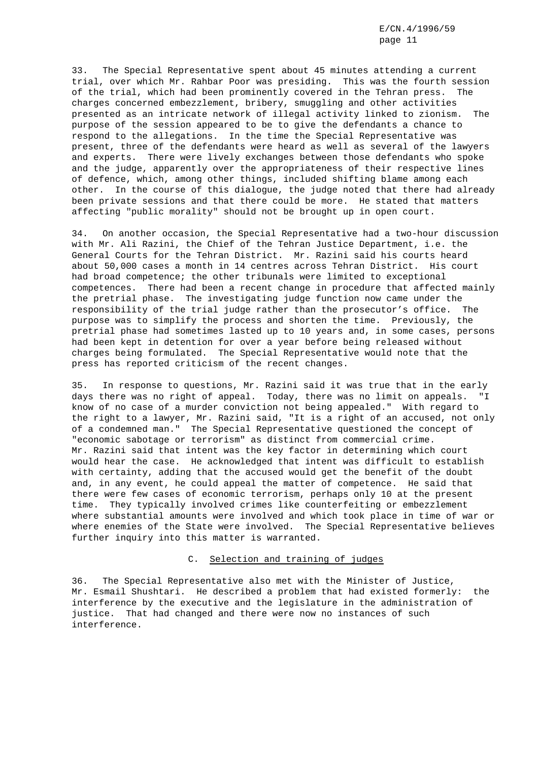33. The Special Representative spent about 45 minutes attending a current trial, over which Mr. Rahbar Poor was presiding. This was the fourth session of the trial, which had been prominently covered in the Tehran press. The charges concerned embezzlement, bribery, smuggling and other activities presented as an intricate network of illegal activity linked to zionism. The purpose of the session appeared to be to give the defendants a chance to respond to the allegations. In the time the Special Representative was present, three of the defendants were heard as well as several of the lawyers and experts. There were lively exchanges between those defendants who spoke and the judge, apparently over the appropriateness of their respective lines of defence, which, among other things, included shifting blame among each other. In the course of this dialogue, the judge noted that there had already been private sessions and that there could be more. He stated that matters affecting "public morality" should not be brought up in open court.

34. On another occasion, the Special Representative had a two-hour discussion with Mr. Ali Razini, the Chief of the Tehran Justice Department, i.e. the General Courts for the Tehran District. Mr. Razini said his courts heard about 50,000 cases a month in 14 centres across Tehran District. His court had broad competence; the other tribunals were limited to exceptional competences. There had been a recent change in procedure that affected mainly the pretrial phase. The investigating judge function now came under the responsibility of the trial judge rather than the prosecutor's office. The purpose was to simplify the process and shorten the time. Previously, the pretrial phase had sometimes lasted up to 10 years and, in some cases, persons had been kept in detention for over a year before being released without charges being formulated. The Special Representative would note that the press has reported criticism of the recent changes.

35. In response to questions, Mr. Razini said it was true that in the early days there was no right of appeal. Today, there was no limit on appeals. "I know of no case of a murder conviction not being appealed." With regard to the right to a lawyer, Mr. Razini said, "It is a right of an accused, not only of a condemned man." The Special Representative questioned the concept of "economic sabotage or terrorism" as distinct from commercial crime. Mr. Razini said that intent was the key factor in determining which court would hear the case. He acknowledged that intent was difficult to establish with certainty, adding that the accused would get the benefit of the doubt and, in any event, he could appeal the matter of competence. He said that there were few cases of economic terrorism, perhaps only 10 at the present time. They typically involved crimes like counterfeiting or embezzlement where substantial amounts were involved and which took place in time of war or where enemies of the State were involved. The Special Representative believes further inquiry into this matter is warranted.

### C. Selection and training of judges

36. The Special Representative also met with the Minister of Justice, Mr. Esmail Shushtari. He described a problem that had existed formerly: the interference by the executive and the legislature in the administration of justice. That had changed and there were now no instances of such interference.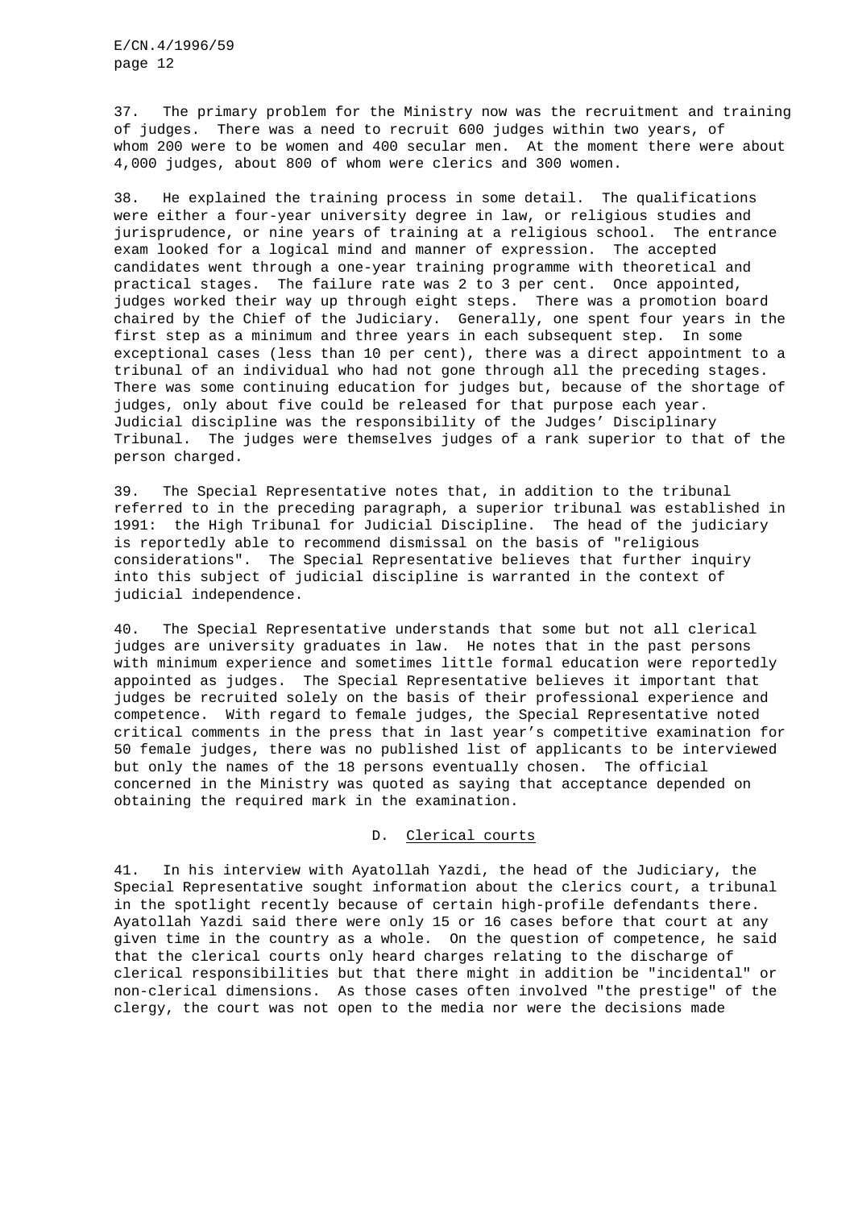37. The primary problem for the Ministry now was the recruitment and training of judges. There was a need to recruit 600 judges within two years, of whom 200 were to be women and 400 secular men. At the moment there were about 4,000 judges, about 800 of whom were clerics and 300 women.

38. He explained the training process in some detail. The qualifications were either a four-year university degree in law, or religious studies and jurisprudence, or nine years of training at a religious school. The entrance exam looked for a logical mind and manner of expression. The accepted candidates went through a one-year training programme with theoretical and practical stages. The failure rate was 2 to 3 per cent. Once appointed, judges worked their way up through eight steps. There was a promotion board chaired by the Chief of the Judiciary. Generally, one spent four years in the first step as a minimum and three years in each subsequent step. In some exceptional cases (less than 10 per cent), there was a direct appointment to a tribunal of an individual who had not gone through all the preceding stages. There was some continuing education for judges but, because of the shortage of judges, only about five could be released for that purpose each year. Judicial discipline was the responsibility of the Judges' Disciplinary Tribunal. The judges were themselves judges of a rank superior to that of the person charged.

39. The Special Representative notes that, in addition to the tribunal referred to in the preceding paragraph, a superior tribunal was established in 1991: the High Tribunal for Judicial Discipline. The head of the judiciary is reportedly able to recommend dismissal on the basis of "religious considerations". The Special Representative believes that further inquiry into this subject of judicial discipline is warranted in the context of judicial independence.

40. The Special Representative understands that some but not all clerical judges are university graduates in law. He notes that in the past persons with minimum experience and sometimes little formal education were reportedly appointed as judges. The Special Representative believes it important that judges be recruited solely on the basis of their professional experience and competence. With regard to female judges, the Special Representative noted critical comments in the press that in last year's competitive examination for 50 female judges, there was no published list of applicants to be interviewed but only the names of the 18 persons eventually chosen. The official concerned in the Ministry was quoted as saying that acceptance depended on obtaining the required mark in the examination.

## D. Clerical courts

41. In his interview with Ayatollah Yazdi, the head of the Judiciary, the Special Representative sought information about the clerics court, a tribunal in the spotlight recently because of certain high-profile defendants there. Ayatollah Yazdi said there were only 15 or 16 cases before that court at any given time in the country as a whole. On the question of competence, he said that the clerical courts only heard charges relating to the discharge of clerical responsibilities but that there might in addition be "incidental" or non-clerical dimensions. As those cases often involved "the prestige" of the clergy, the court was not open to the media nor were the decisions made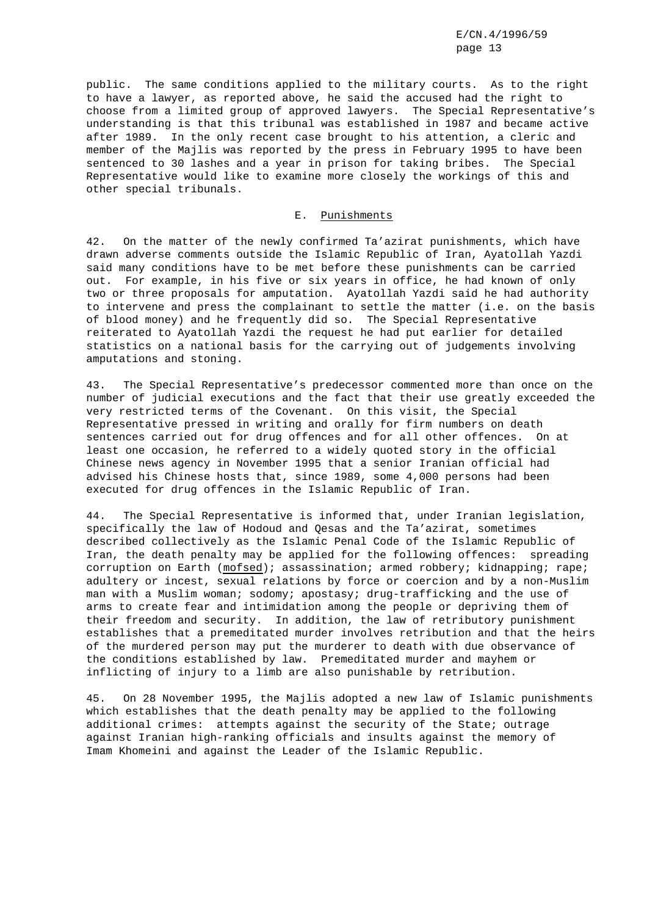public. The same conditions applied to the military courts. As to the right to have a lawyer, as reported above, he said the accused had the right to choose from a limited group of approved lawyers. The Special Representative's understanding is that this tribunal was established in 1987 and became active after 1989. In the only recent case brought to his attention, a cleric and member of the Majlis was reported by the press in February 1995 to have been sentenced to 30 lashes and a year in prison for taking bribes. The Special Representative would like to examine more closely the workings of this and other special tribunals.

### E. Punishments

42. On the matter of the newly confirmed Ta'azirat punishments, which have drawn adverse comments outside the Islamic Republic of Iran, Ayatollah Yazdi said many conditions have to be met before these punishments can be carried out. For example, in his five or six years in office, he had known of only two or three proposals for amputation. Ayatollah Yazdi said he had authority to intervene and press the complainant to settle the matter (i.e. on the basis of blood money) and he frequently did so. The Special Representative reiterated to Ayatollah Yazdi the request he had put earlier for detailed statistics on a national basis for the carrying out of judgements involving amputations and stoning.

43. The Special Representative's predecessor commented more than once on the number of judicial executions and the fact that their use greatly exceeded the very restricted terms of the Covenant. On this visit, the Special Representative pressed in writing and orally for firm numbers on death sentences carried out for drug offences and for all other offences. On at least one occasion, he referred to a widely quoted story in the official Chinese news agency in November 1995 that a senior Iranian official had advised his Chinese hosts that, since 1989, some 4,000 persons had been executed for drug offences in the Islamic Republic of Iran.

44. The Special Representative is informed that, under Iranian legislation, specifically the law of Hodoud and Qesas and the Ta'azirat, sometimes described collectively as the Islamic Penal Code of the Islamic Republic of Iran, the death penalty may be applied for the following offences: spreading corruption on Earth (mofsed); assassination; armed robbery; kidnapping; rape; adultery or incest, sexual relations by force or coercion and by a non-Muslim man with a Muslim woman; sodomy; apostasy; drug-trafficking and the use of arms to create fear and intimidation among the people or depriving them of their freedom and security. In addition, the law of retributory punishment establishes that a premeditated murder involves retribution and that the heirs of the murdered person may put the murderer to death with due observance of the conditions established by law. Premeditated murder and mayhem or inflicting of injury to a limb are also punishable by retribution.

45. On 28 November 1995, the Majlis adopted a new law of Islamic punishments which establishes that the death penalty may be applied to the following additional crimes: attempts against the security of the State; outrage against Iranian high-ranking officials and insults against the memory of Imam Khomeini and against the Leader of the Islamic Republic.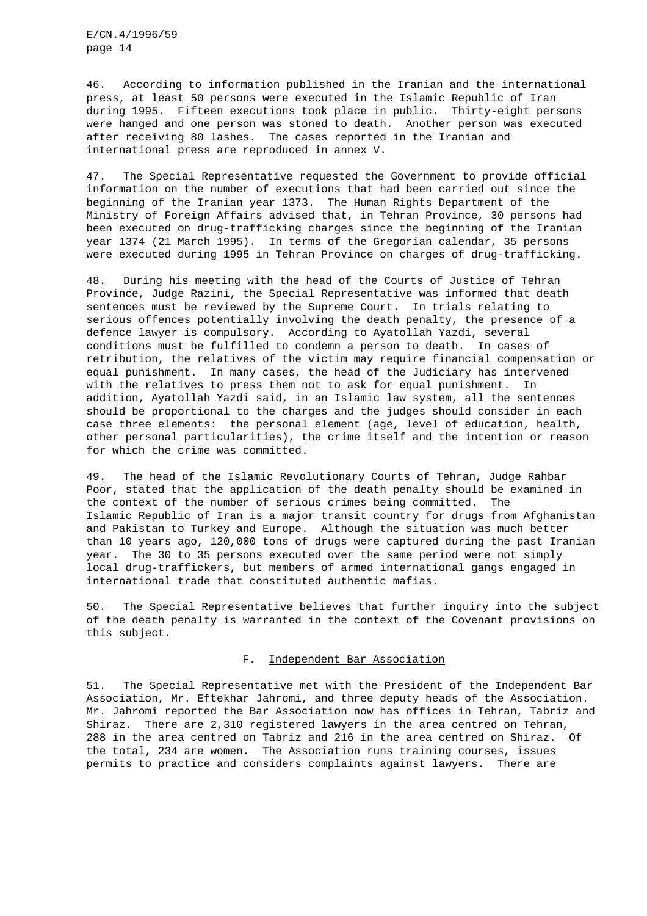46. According to information published in the Iranian and the international press, at least 50 persons were executed in the Islamic Republic of Iran during 1995. Fifteen executions took place in public. Thirty-eight persons were hanged and one person was stoned to death. Another person was executed after receiving 80 lashes. The cases reported in the Iranian and international press are reproduced in annex V.

47. The Special Representative requested the Government to provide official information on the number of executions that had been carried out since the beginning of the Iranian year 1373. The Human Rights Department of the Ministry of Foreign Affairs advised that, in Tehran Province, 30 persons had been executed on drug-trafficking charges since the beginning of the Iranian year 1374 (21 March 1995). In terms of the Gregorian calendar, 35 persons were executed during 1995 in Tehran Province on charges of drug-trafficking.

48. During his meeting with the head of the Courts of Justice of Tehran Province, Judge Razini, the Special Representative was informed that death sentences must be reviewed by the Supreme Court. In trials relating to serious offences potentially involving the death penalty, the presence of a defence lawyer is compulsory. According to Ayatollah Yazdi, several conditions must be fulfilled to condemn a person to death. In cases of retribution, the relatives of the victim may require financial compensation or equal punishment. In many cases, the head of the Judiciary has intervened with the relatives to press them not to ask for equal punishment. In addition, Ayatollah Yazdi said, in an Islamic law system, all the sentences should be proportional to the charges and the judges should consider in each case three elements: the personal element (age, level of education, health, other personal particularities), the crime itself and the intention or reason for which the crime was committed.

49. The head of the Islamic Revolutionary Courts of Tehran, Judge Rahbar Poor, stated that the application of the death penalty should be examined in the context of the number of serious crimes being committed. The Islamic Republic of Iran is a major transit country for drugs from Afghanistan and Pakistan to Turkey and Europe. Although the situation was much better than 10 years ago, 120,000 tons of drugs were captured during the past Iranian year. The 30 to 35 persons executed over the same period were not simply local drug-traffickers, but members of armed international gangs engaged in international trade that constituted authentic mafias.

50. The Special Representative believes that further inquiry into the subject of the death penalty is warranted in the context of the Covenant provisions on this subject.

### F. Independent Bar Association

51. The Special Representative met with the President of the Independent Bar Association, Mr. Eftekhar Jahromi, and three deputy heads of the Association. Mr. Jahromi reported the Bar Association now has offices in Tehran, Tabriz and Shiraz. There are 2,310 registered lawyers in the area centred on Tehran, 288 in the area centred on Tabriz and 216 in the area centred on Shiraz. Of the total, 234 are women. The Association runs training courses, issues permits to practice and considers complaints against lawyers. There are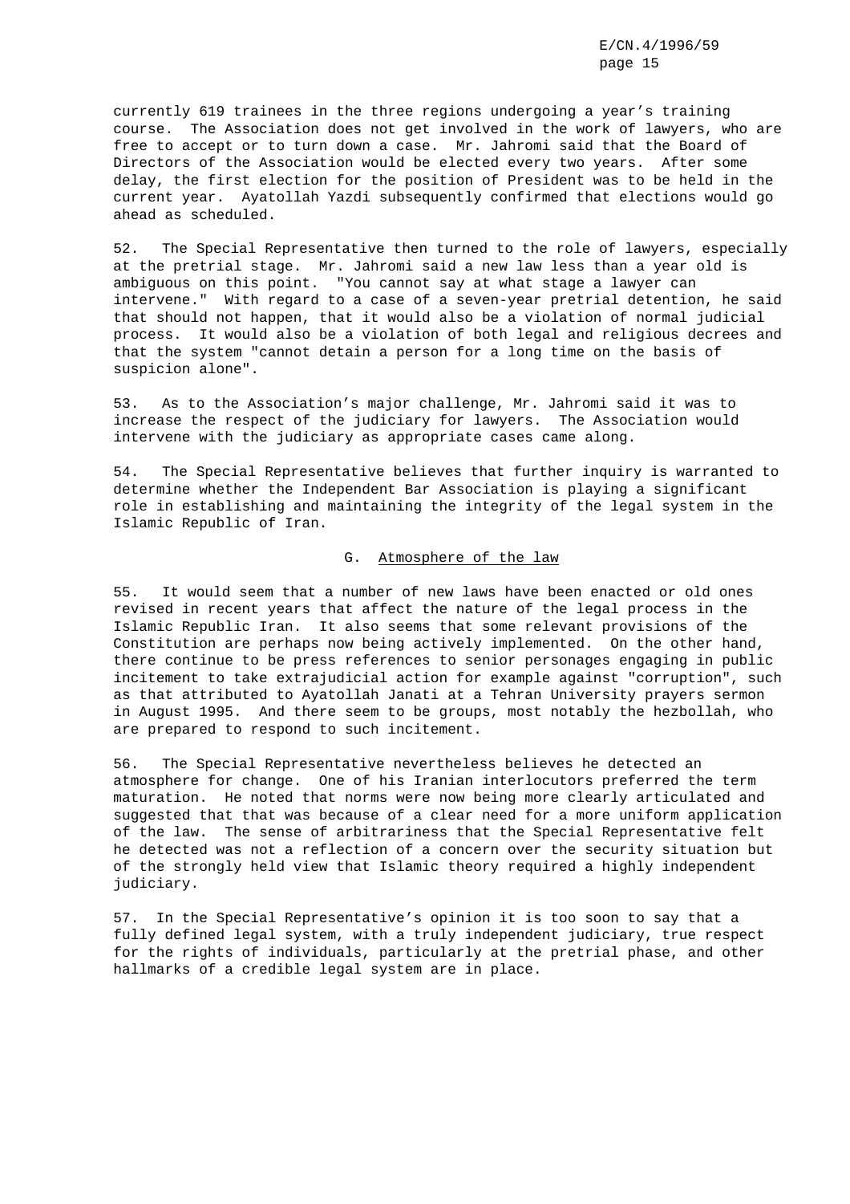currently 619 trainees in the three regions undergoing a year's training course. The Association does not get involved in the work of lawyers, who are free to accept or to turn down a case. Mr. Jahromi said that the Board of Directors of the Association would be elected every two years. After some delay, the first election for the position of President was to be held in the current year. Ayatollah Yazdi subsequently confirmed that elections would go ahead as scheduled.

52. The Special Representative then turned to the role of lawyers, especially at the pretrial stage. Mr. Jahromi said a new law less than a year old is ambiguous on this point. "You cannot say at what stage a lawyer can intervene." With regard to a case of a seven-year pretrial detention, he said that should not happen, that it would also be a violation of normal judicial process. It would also be a violation of both legal and religious decrees and that the system "cannot detain a person for a long time on the basis of suspicion alone".

53. As to the Association's major challenge, Mr. Jahromi said it was to increase the respect of the judiciary for lawyers. The Association would intervene with the judiciary as appropriate cases came along.

54. The Special Representative believes that further inquiry is warranted to determine whether the Independent Bar Association is playing a significant role in establishing and maintaining the integrity of the legal system in the Islamic Republic of Iran.

## G. Atmosphere of the law

55. It would seem that a number of new laws have been enacted or old ones revised in recent years that affect the nature of the legal process in the Islamic Republic Iran. It also seems that some relevant provisions of the Constitution are perhaps now being actively implemented. On the other hand, there continue to be press references to senior personages engaging in public incitement to take extrajudicial action for example against "corruption", such as that attributed to Ayatollah Janati at a Tehran University prayers sermon in August 1995. And there seem to be groups, most notably the hezbollah, who are prepared to respond to such incitement.

56. The Special Representative nevertheless believes he detected an atmosphere for change. One of his Iranian interlocutors preferred the term maturation. He noted that norms were now being more clearly articulated and suggested that that was because of a clear need for a more uniform application of the law. The sense of arbitrariness that the Special Representative felt he detected was not a reflection of a concern over the security situation but of the strongly held view that Islamic theory required a highly independent judiciary.

57. In the Special Representative's opinion it is too soon to say that a fully defined legal system, with a truly independent judiciary, true respect for the rights of individuals, particularly at the pretrial phase, and other hallmarks of a credible legal system are in place.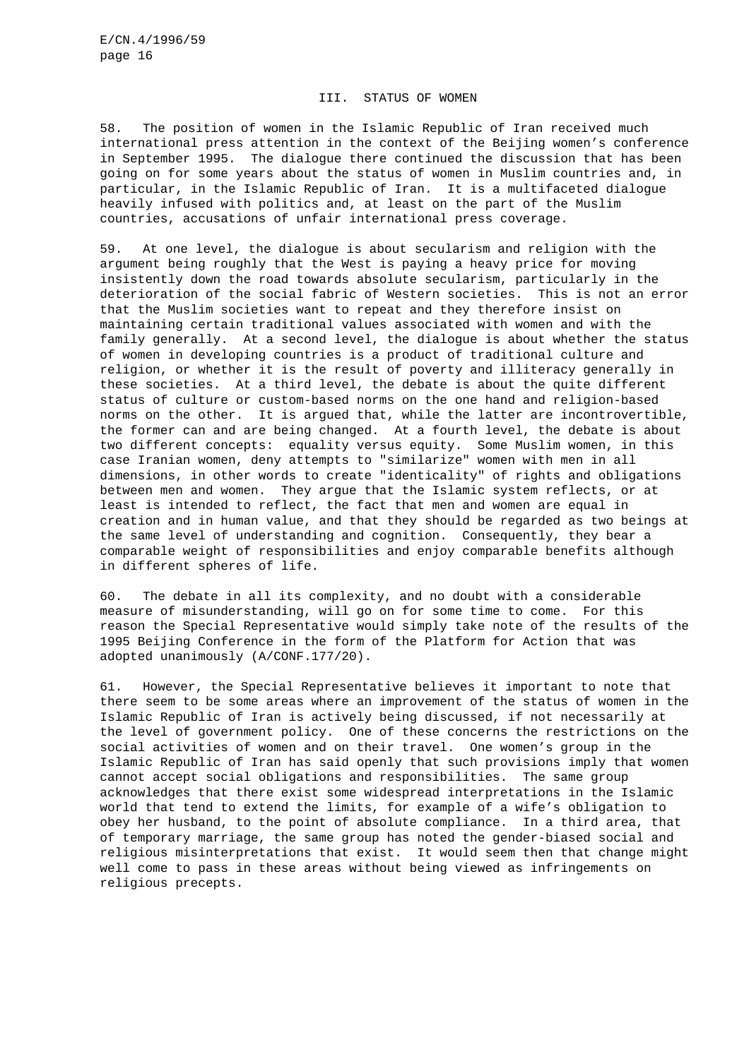## III. STATUS OF WOMEN

58. The position of women in the Islamic Republic of Iran received much international press attention in the context of the Beijing women's conference in September 1995. The dialogue there continued the discussion that has been going on for some years about the status of women in Muslim countries and, in particular, in the Islamic Republic of Iran. It is a multifaceted dialogue heavily infused with politics and, at least on the part of the Muslim countries, accusations of unfair international press coverage.

59. At one level, the dialogue is about secularism and religion with the argument being roughly that the West is paying a heavy price for moving insistently down the road towards absolute secularism, particularly in the deterioration of the social fabric of Western societies. This is not an error that the Muslim societies want to repeat and they therefore insist on maintaining certain traditional values associated with women and with the family generally. At a second level, the dialogue is about whether the status of women in developing countries is a product of traditional culture and religion, or whether it is the result of poverty and illiteracy generally in these societies. At a third level, the debate is about the quite different status of culture or custom-based norms on the one hand and religion-based norms on the other. It is argued that, while the latter are incontrovertible, the former can and are being changed. At a fourth level, the debate is about two different concepts: equality versus equity. Some Muslim women, in this case Iranian women, deny attempts to "similarize" women with men in all dimensions, in other words to create "identicality" of rights and obligations between men and women. They argue that the Islamic system reflects, or at least is intended to reflect, the fact that men and women are equal in creation and in human value, and that they should be regarded as two beings at the same level of understanding and cognition. Consequently, they bear a comparable weight of responsibilities and enjoy comparable benefits although in different spheres of life.

60. The debate in all its complexity, and no doubt with a considerable measure of misunderstanding, will go on for some time to come. For this reason the Special Representative would simply take note of the results of the 1995 Beijing Conference in the form of the Platform for Action that was adopted unanimously (A/CONF.177/20).

61. However, the Special Representative believes it important to note that there seem to be some areas where an improvement of the status of women in the Islamic Republic of Iran is actively being discussed, if not necessarily at the level of government policy. One of these concerns the restrictions on the social activities of women and on their travel. One women's group in the Islamic Republic of Iran has said openly that such provisions imply that women cannot accept social obligations and responsibilities. The same group acknowledges that there exist some widespread interpretations in the Islamic world that tend to extend the limits, for example of a wife's obligation to obey her husband, to the point of absolute compliance. In a third area, that of temporary marriage, the same group has noted the gender-biased social and religious misinterpretations that exist. It would seem then that change might well come to pass in these areas without being viewed as infringements on religious precepts.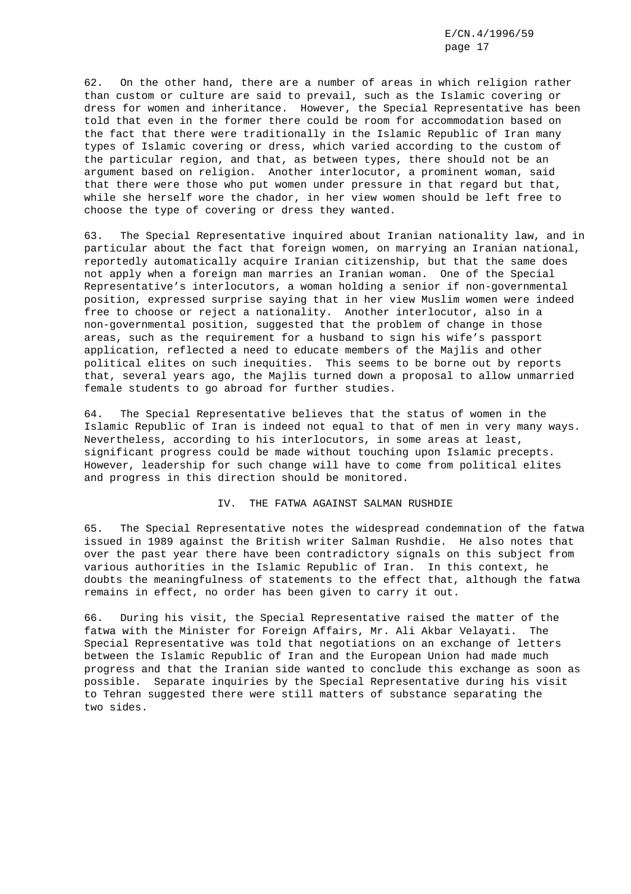62. On the other hand, there are a number of areas in which religion rather than custom or culture are said to prevail, such as the Islamic covering or dress for women and inheritance. However, the Special Representative has been told that even in the former there could be room for accommodation based on the fact that there were traditionally in the Islamic Republic of Iran many types of Islamic covering or dress, which varied according to the custom of the particular region, and that, as between types, there should not be an argument based on religion. Another interlocutor, a prominent woman, said that there were those who put women under pressure in that regard but that, while she herself wore the chador, in her view women should be left free to choose the type of covering or dress they wanted.

63. The Special Representative inquired about Iranian nationality law, and in particular about the fact that foreign women, on marrying an Iranian national, reportedly automatically acquire Iranian citizenship, but that the same does not apply when a foreign man marries an Iranian woman. One of the Special Representative's interlocutors, a woman holding a senior if non-governmental position, expressed surprise saying that in her view Muslim women were indeed free to choose or reject a nationality. Another interlocutor, also in a non-governmental position, suggested that the problem of change in those areas, such as the requirement for a husband to sign his wife's passport application, reflected a need to educate members of the Majlis and other political elites on such inequities. This seems to be borne out by reports that, several years ago, the Majlis turned down a proposal to allow unmarried female students to go abroad for further studies.

64. The Special Representative believes that the status of women in the Islamic Republic of Iran is indeed not equal to that of men in very many ways. Nevertheless, according to his interlocutors, in some areas at least, significant progress could be made without touching upon Islamic precepts. However, leadership for such change will have to come from political elites and progress in this direction should be monitored.

## IV. THE FATWA AGAINST SALMAN RUSHDIE

65. The Special Representative notes the widespread condemnation of the fatwa issued in 1989 against the British writer Salman Rushdie. He also notes that over the past year there have been contradictory signals on this subject from various authorities in the Islamic Republic of Iran. In this context, he doubts the meaningfulness of statements to the effect that, although the fatwa remains in effect, no order has been given to carry it out.

66. During his visit, the Special Representative raised the matter of the fatwa with the Minister for Foreign Affairs, Mr. Ali Akbar Velayati. The Special Representative was told that negotiations on an exchange of letters between the Islamic Republic of Iran and the European Union had made much progress and that the Iranian side wanted to conclude this exchange as soon as possible. Separate inquiries by the Special Representative during his visit to Tehran suggested there were still matters of substance separating the two sides.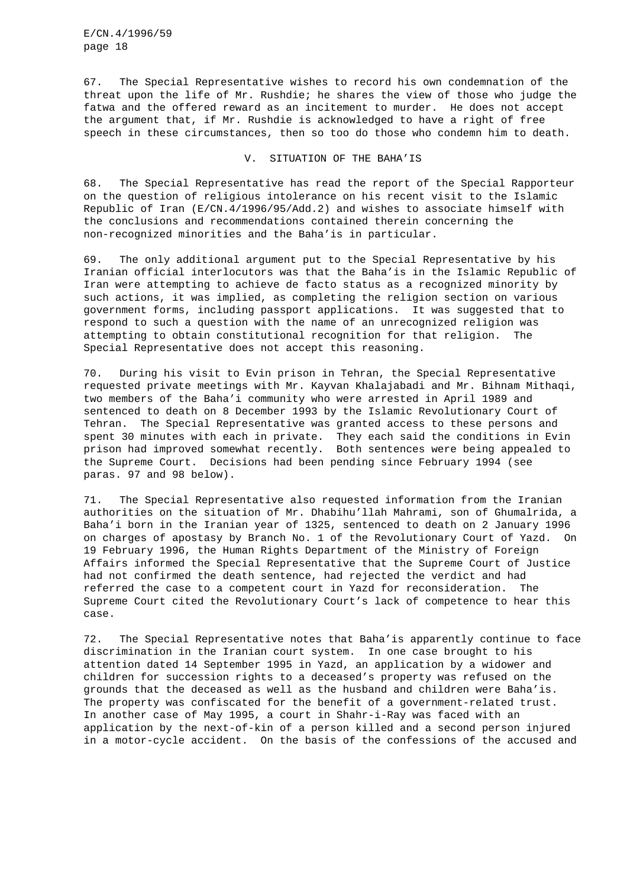67. The Special Representative wishes to record his own condemnation of the threat upon the life of Mr. Rushdie; he shares the view of those who judge the fatwa and the offered reward as an incitement to murder. He does not accept the argument that, if Mr. Rushdie is acknowledged to have a right of free speech in these circumstances, then so too do those who condemn him to death.

## V. SITUATION OF THE BAHA'IS

68. The Special Representative has read the report of the Special Rapporteur on the question of religious intolerance on his recent visit to the Islamic Republic of Iran (E/CN.4/1996/95/Add.2) and wishes to associate himself with the conclusions and recommendations contained therein concerning the non-recognized minorities and the Baha'is in particular.

69. The only additional argument put to the Special Representative by his Iranian official interlocutors was that the Baha'is in the Islamic Republic of Iran were attempting to achieve de facto status as a recognized minority by such actions, it was implied, as completing the religion section on various government forms, including passport applications. It was suggested that to respond to such a question with the name of an unrecognized religion was attempting to obtain constitutional recognition for that religion. The Special Representative does not accept this reasoning.

70. During his visit to Evin prison in Tehran, the Special Representative requested private meetings with Mr. Kayvan Khalajabadi and Mr. Bihnam Mithaqi, two members of the Baha'i community who were arrested in April 1989 and sentenced to death on 8 December 1993 by the Islamic Revolutionary Court of Tehran. The Special Representative was granted access to these persons and spent 30 minutes with each in private. They each said the conditions in Evin prison had improved somewhat recently. Both sentences were being appealed to the Supreme Court. Decisions had been pending since February 1994 (see paras. 97 and 98 below).

71. The Special Representative also requested information from the Iranian authorities on the situation of Mr. Dhabihu'llah Mahrami, son of Ghumalrida, a Baha'i born in the Iranian year of 1325, sentenced to death on 2 January 1996 on charges of apostasy by Branch No. 1 of the Revolutionary Court of Yazd. On 19 February 1996, the Human Rights Department of the Ministry of Foreign Affairs informed the Special Representative that the Supreme Court of Justice had not confirmed the death sentence, had rejected the verdict and had referred the case to a competent court in Yazd for reconsideration. The Supreme Court cited the Revolutionary Court's lack of competence to hear this case.

72. The Special Representative notes that Baha'is apparently continue to face discrimination in the Iranian court system. In one case brought to his attention dated 14 September 1995 in Yazd, an application by a widower and children for succession rights to a deceased's property was refused on the grounds that the deceased as well as the husband and children were Baha'is. The property was confiscated for the benefit of a government-related trust. In another case of May 1995, a court in Shahr-i-Ray was faced with an application by the next-of-kin of a person killed and a second person injured in a motor-cycle accident. On the basis of the confessions of the accused and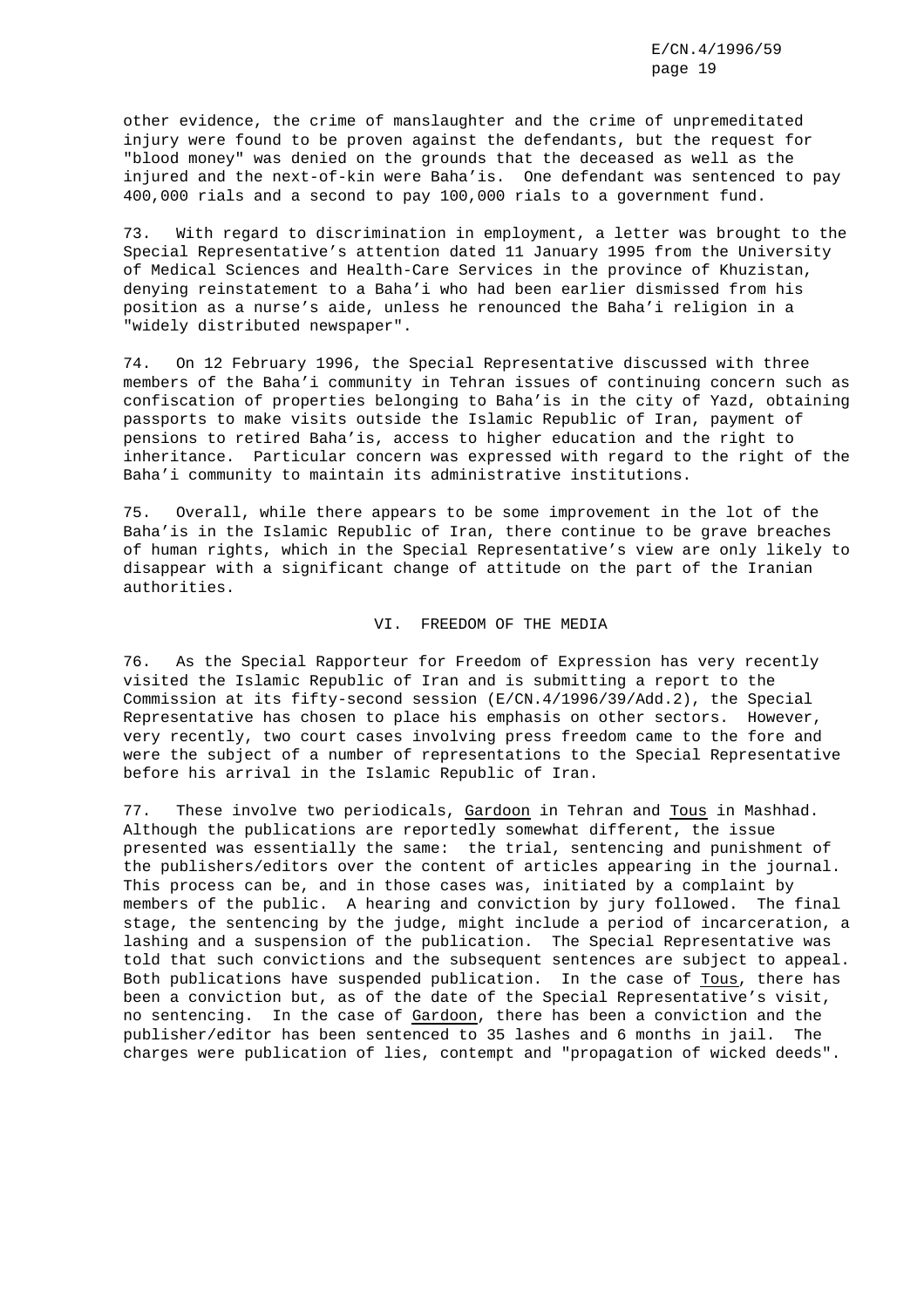other evidence, the crime of manslaughter and the crime of unpremeditated injury were found to be proven against the defendants, but the request for "blood money" was denied on the grounds that the deceased as well as the injured and the next-of-kin were Baha'is. One defendant was sentenced to pay 400,000 rials and a second to pay 100,000 rials to a government fund.

73. With regard to discrimination in employment, a letter was brought to the Special Representative's attention dated 11 January 1995 from the University of Medical Sciences and Health-Care Services in the province of Khuzistan, denying reinstatement to a Baha'i who had been earlier dismissed from his position as a nurse's aide, unless he renounced the Baha'i religion in a "widely distributed newspaper".

74. On 12 February 1996, the Special Representative discussed with three members of the Baha'i community in Tehran issues of continuing concern such as confiscation of properties belonging to Baha'is in the city of Yazd, obtaining passports to make visits outside the Islamic Republic of Iran, payment of pensions to retired Baha'is, access to higher education and the right to inheritance. Particular concern was expressed with regard to the right of the Baha'i community to maintain its administrative institutions.

75. Overall, while there appears to be some improvement in the lot of the Baha'is in the Islamic Republic of Iran, there continue to be grave breaches of human rights, which in the Special Representative's view are only likely to disappear with a significant change of attitude on the part of the Iranian authorities.

## VI. FREEDOM OF THE MEDIA

76. As the Special Rapporteur for Freedom of Expression has very recently visited the Islamic Republic of Iran and is submitting a report to the Commission at its fifty-second session (E/CN.4/1996/39/Add.2), the Special Representative has chosen to place his emphasis on other sectors. However, very recently, two court cases involving press freedom came to the fore and were the subject of a number of representations to the Special Representative before his arrival in the Islamic Republic of Iran.

77. These involve two periodicals, Gardoon in Tehran and Tous in Mashhad. Although the publications are reportedly somewhat different, the issue presented was essentially the same: the trial, sentencing and punishment of the publishers/editors over the content of articles appearing in the journal. This process can be, and in those cases was, initiated by a complaint by members of the public. A hearing and conviction by jury followed. The final stage, the sentencing by the judge, might include a period of incarceration, a lashing and a suspension of the publication. The Special Representative was told that such convictions and the subsequent sentences are subject to appeal. Both publications have suspended publication. In the case of Tous, there has been a conviction but, as of the date of the Special Representative's visit, no sentencing. In the case of Gardoon, there has been a conviction and the publisher/editor has been sentenced to 35 lashes and 6 months in jail. The charges were publication of lies, contempt and "propagation of wicked deeds".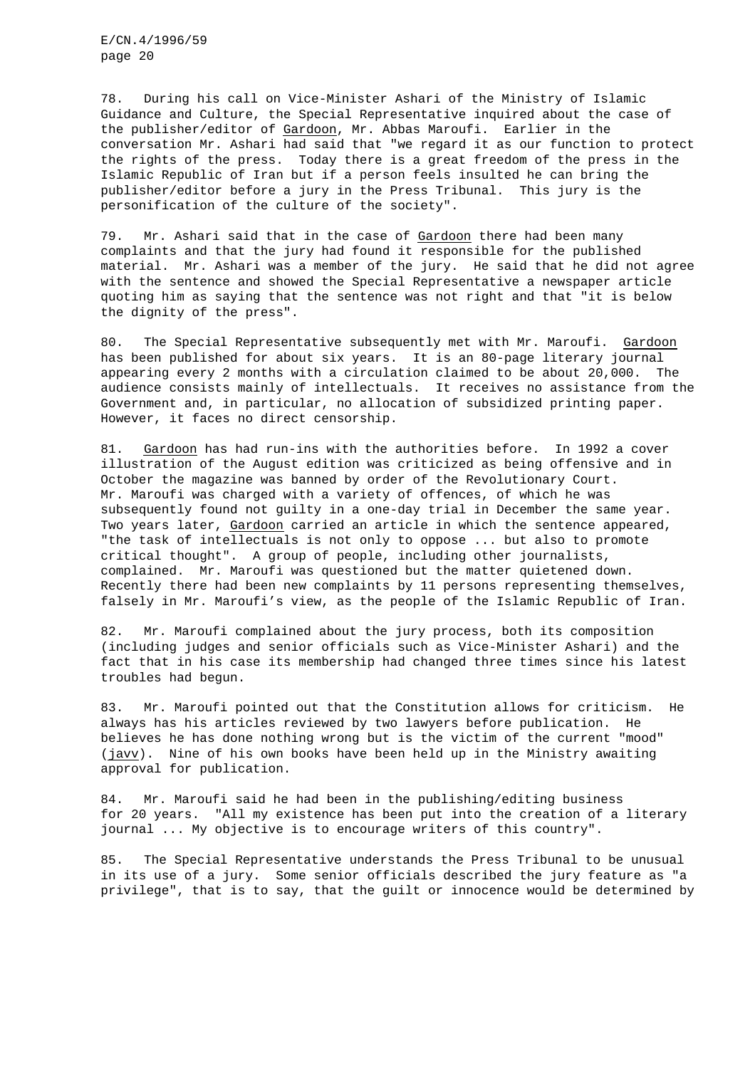78. During his call on Vice-Minister Ashari of the Ministry of Islamic Guidance and Culture, the Special Representative inquired about the case of the publisher/editor of Gardoon, Mr. Abbas Maroufi. Earlier in the conversation Mr. Ashari had said that "we regard it as our function to protect the rights of the press. Today there is a great freedom of the press in the Islamic Republic of Iran but if a person feels insulted he can bring the publisher/editor before a jury in the Press Tribunal. This jury is the personification of the culture of the society".

79. Mr. Ashari said that in the case of Gardoon there had been many complaints and that the jury had found it responsible for the published material. Mr. Ashari was a member of the jury. He said that he did not agree with the sentence and showed the Special Representative a newspaper article quoting him as saying that the sentence was not right and that "it is below the dignity of the press".

80. The Special Representative subsequently met with Mr. Maroufi. Gardoon has been published for about six years. It is an 80-page literary journal appearing every 2 months with a circulation claimed to be about 20,000. The audience consists mainly of intellectuals. It receives no assistance from the Government and, in particular, no allocation of subsidized printing paper. However, it faces no direct censorship.

81. Gardoon has had run-ins with the authorities before. In 1992 a cover illustration of the August edition was criticized as being offensive and in October the magazine was banned by order of the Revolutionary Court. Mr. Maroufi was charged with a variety of offences, of which he was subsequently found not guilty in a one-day trial in December the same year. Two years later, Gardoon carried an article in which the sentence appeared, "the task of intellectuals is not only to oppose ... but also to promote critical thought". A group of people, including other journalists, complained. Mr. Maroufi was questioned but the matter quietened down. Recently there had been new complaints by 11 persons representing themselves, falsely in Mr. Maroufi's view, as the people of the Islamic Republic of Iran.

82. Mr. Maroufi complained about the jury process, both its composition (including judges and senior officials such as Vice-Minister Ashari) and the fact that in his case its membership had changed three times since his latest troubles had begun.

83. Mr. Maroufi pointed out that the Constitution allows for criticism. He always has his articles reviewed by two lawyers before publication. He believes he has done nothing wrong but is the victim of the current "mood" (javv). Nine of his own books have been held up in the Ministry awaiting approval for publication.

84. Mr. Maroufi said he had been in the publishing/editing business for 20 years. "All my existence has been put into the creation of a literary journal ... My objective is to encourage writers of this country".

85. The Special Representative understands the Press Tribunal to be unusual in its use of a jury. Some senior officials described the jury feature as "a privilege", that is to say, that the guilt or innocence would be determined by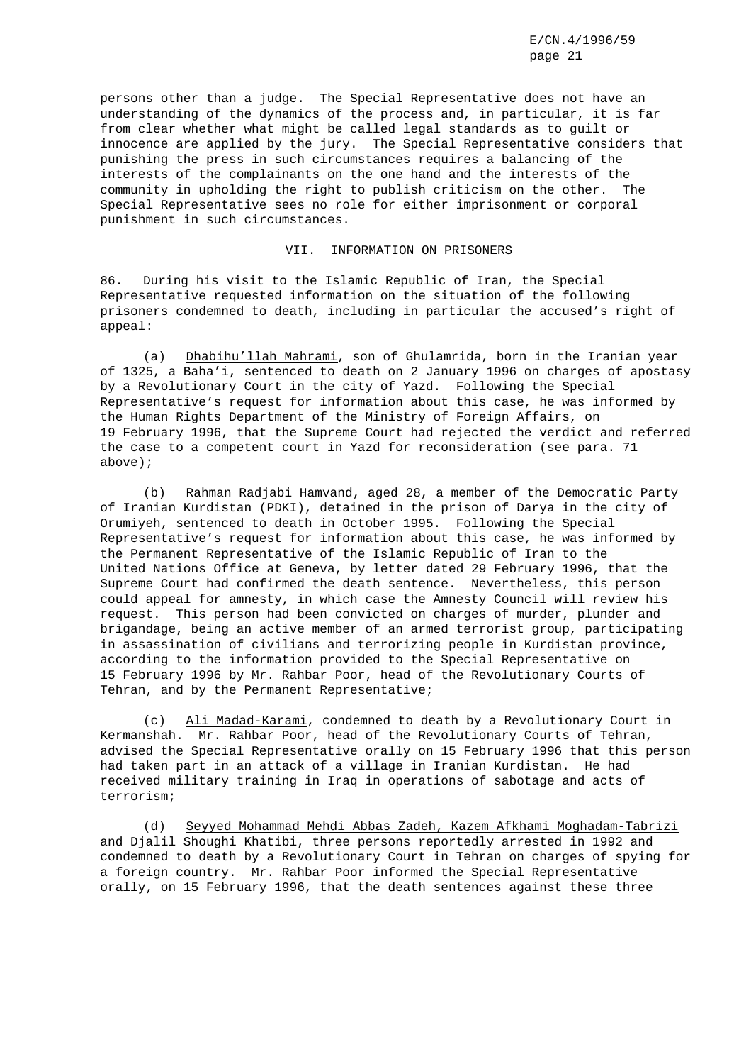persons other than a judge. The Special Representative does not have an understanding of the dynamics of the process and, in particular, it is far from clear whether what might be called legal standards as to guilt or innocence are applied by the jury. The Special Representative considers that punishing the press in such circumstances requires a balancing of the interests of the complainants on the one hand and the interests of the community in upholding the right to publish criticism on the other. The Special Representative sees no role for either imprisonment or corporal punishment in such circumstances.

## VII. INFORMATION ON PRISONERS

86. During his visit to the Islamic Republic of Iran, the Special Representative requested information on the situation of the following prisoners condemned to death, including in particular the accused's right of appeal:

(a) Dhabihu'llah Mahrami, son of Ghulamrida, born in the Iranian year of 1325, a Baha'i, sentenced to death on 2 January 1996 on charges of apostasy by a Revolutionary Court in the city of Yazd. Following the Special Representative's request for information about this case, he was informed by the Human Rights Department of the Ministry of Foreign Affairs, on 19 February 1996, that the Supreme Court had rejected the verdict and referred the case to a competent court in Yazd for reconsideration (see para. 71 above);

(b) Rahman Radjabi Hamvand, aged 28, a member of the Democratic Party of Iranian Kurdistan (PDKI), detained in the prison of Darya in the city of Orumiyeh, sentenced to death in October 1995. Following the Special Representative's request for information about this case, he was informed by the Permanent Representative of the Islamic Republic of Iran to the United Nations Office at Geneva, by letter dated 29 February 1996, that the Supreme Court had confirmed the death sentence. Nevertheless, this person could appeal for amnesty, in which case the Amnesty Council will review his request. This person had been convicted on charges of murder, plunder and brigandage, being an active member of an armed terrorist group, participating in assassination of civilians and terrorizing people in Kurdistan province, according to the information provided to the Special Representative on 15 February 1996 by Mr. Rahbar Poor, head of the Revolutionary Courts of Tehran, and by the Permanent Representative;

(c) Ali Madad-Karami, condemned to death by a Revolutionary Court in Kermanshah. Mr. Rahbar Poor, head of the Revolutionary Courts of Tehran, advised the Special Representative orally on 15 February 1996 that this person had taken part in an attack of a village in Iranian Kurdistan. He had received military training in Iraq in operations of sabotage and acts of terrorism;

(d) Seyyed Mohammad Mehdi Abbas Zadeh, Kazem Afkhami Moghadam-Tabrizi and Djalil Shoughi Khatibi, three persons reportedly arrested in 1992 and condemned to death by a Revolutionary Court in Tehran on charges of spying for a foreign country. Mr. Rahbar Poor informed the Special Representative orally, on 15 February 1996, that the death sentences against these three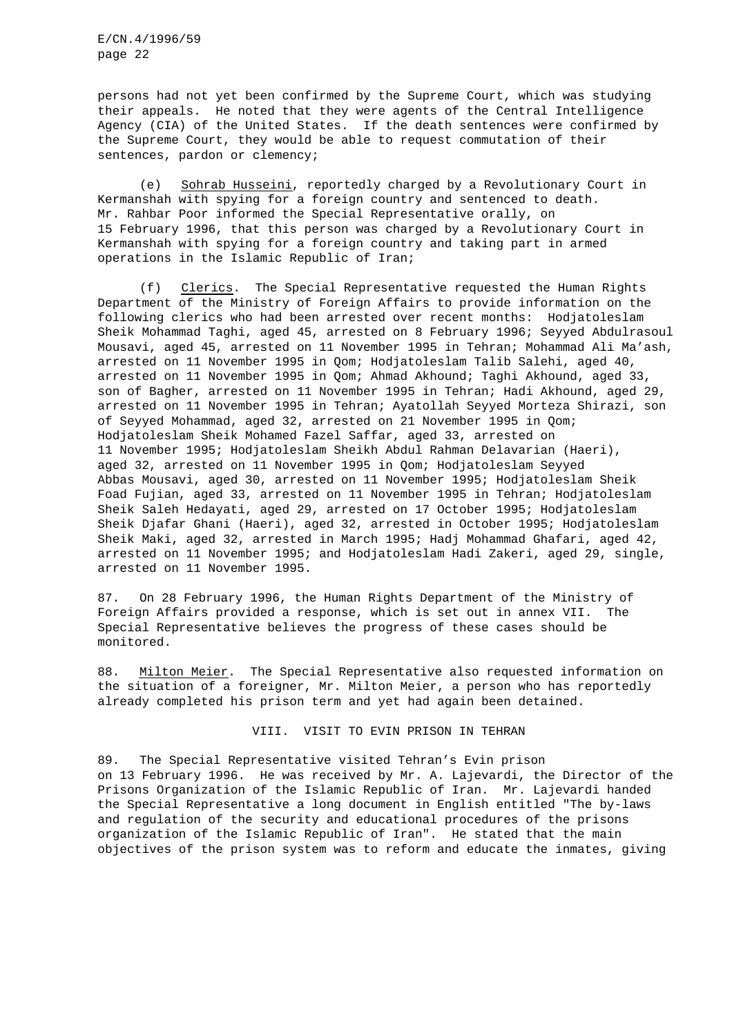persons had not yet been confirmed by the Supreme Court, which was studying their appeals. He noted that they were agents of the Central Intelligence Agency (CIA) of the United States. If the death sentences were confirmed by the Supreme Court, they would be able to request commutation of their sentences, pardon or clemency;

(e) Sohrab Husseini, reportedly charged by a Revolutionary Court in Kermanshah with spying for a foreign country and sentenced to death. Mr. Rahbar Poor informed the Special Representative orally, on 15 February 1996, that this person was charged by a Revolutionary Court in Kermanshah with spying for a foreign country and taking part in armed operations in the Islamic Republic of Iran;

(f) Clerics. The Special Representative requested the Human Rights Department of the Ministry of Foreign Affairs to provide information on the following clerics who had been arrested over recent months: Hodjatoleslam Sheik Mohammad Taghi, aged 45, arrested on 8 February 1996; Seyyed Abdulrasoul Mousavi, aged 45, arrested on 11 November 1995 in Tehran; Mohammad Ali Ma'ash, arrested on 11 November 1995 in Qom; Hodjatoleslam Talib Salehi, aged 40, arrested on 11 November 1995 in Qom; Ahmad Akhound; Taghi Akhound, aged 33, son of Bagher, arrested on 11 November 1995 in Tehran; Hadi Akhound, aged 29, arrested on 11 November 1995 in Tehran; Ayatollah Seyyed Morteza Shirazi, son of Seyyed Mohammad, aged 32, arrested on 21 November 1995 in Qom; Hodjatoleslam Sheik Mohamed Fazel Saffar, aged 33, arrested on 11 November 1995; Hodjatoleslam Sheikh Abdul Rahman Delavarian (Haeri), aged 32, arrested on 11 November 1995 in Qom; Hodjatoleslam Seyyed Abbas Mousavi, aged 30, arrested on 11 November 1995; Hodjatoleslam Sheik Foad Fujian, aged 33, arrested on 11 November 1995 in Tehran; Hodjatoleslam Sheik Saleh Hedayati, aged 29, arrested on 17 October 1995; Hodjatoleslam Sheik Djafar Ghani (Haeri), aged 32, arrested in October 1995; Hodjatoleslam Sheik Maki, aged 32, arrested in March 1995; Hadj Mohammad Ghafari, aged 42, arrested on 11 November 1995; and Hodjatoleslam Hadi Zakeri, aged 29, single, arrested on 11 November 1995.

87. On 28 February 1996, the Human Rights Department of the Ministry of Foreign Affairs provided a response, which is set out in annex VII. The Special Representative believes the progress of these cases should be monitored.

88. Milton Meier. The Special Representative also requested information on the situation of a foreigner, Mr. Milton Meier, a person who has reportedly already completed his prison term and yet had again been detained.

## VIII. VISIT TO EVIN PRISON IN TEHRAN

89. The Special Representative visited Tehran's Evin prison on 13 February 1996. He was received by Mr. A. Lajevardi, the Director of the Prisons Organization of the Islamic Republic of Iran. Mr. Lajevardi handed the Special Representative a long document in English entitled "The by-laws and regulation of the security and educational procedures of the prisons organization of the Islamic Republic of Iran". He stated that the main objectives of the prison system was to reform and educate the inmates, giving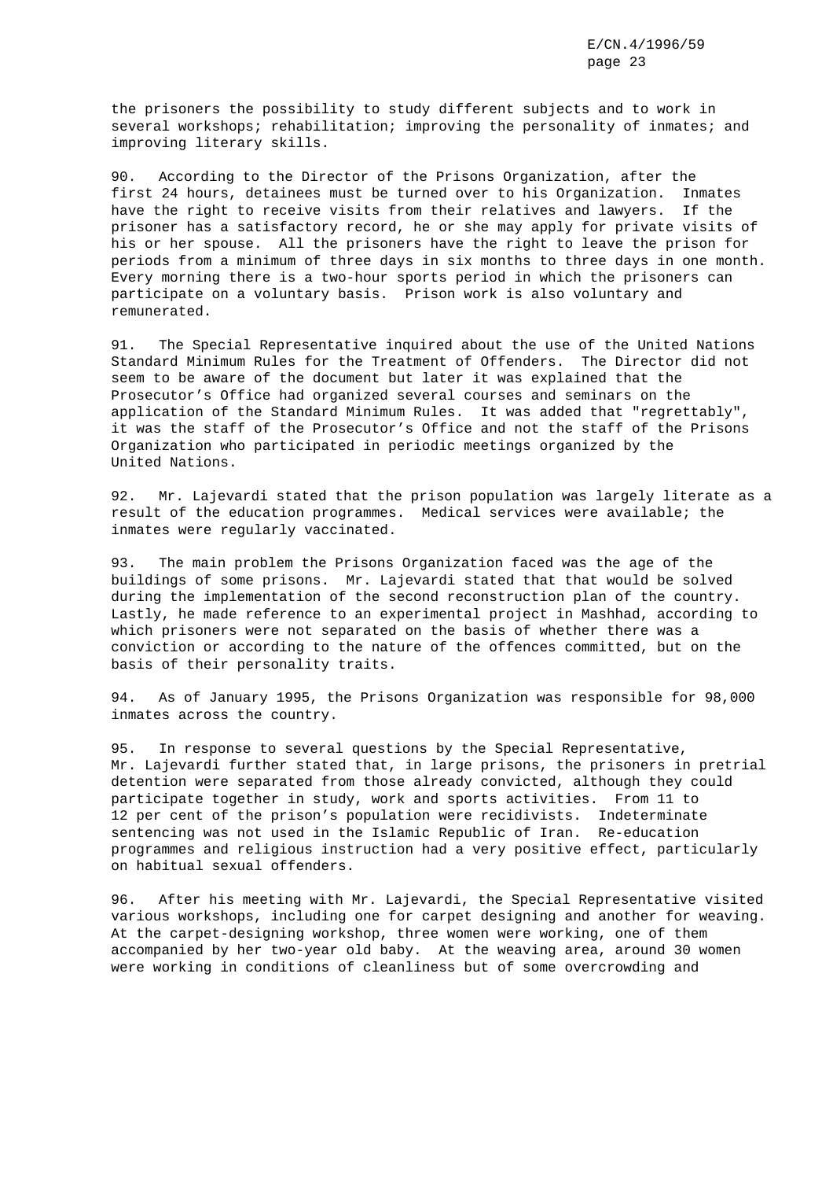the prisoners the possibility to study different subjects and to work in several workshops; rehabilitation; improving the personality of inmates; and improving literary skills.

90. According to the Director of the Prisons Organization, after the first 24 hours, detainees must be turned over to his Organization. Inmates have the right to receive visits from their relatives and lawyers. If the prisoner has a satisfactory record, he or she may apply for private visits of his or her spouse. All the prisoners have the right to leave the prison for periods from a minimum of three days in six months to three days in one month. Every morning there is a two-hour sports period in which the prisoners can participate on a voluntary basis. Prison work is also voluntary and remunerated.

91. The Special Representative inquired about the use of the United Nations Standard Minimum Rules for the Treatment of Offenders. The Director did not seem to be aware of the document but later it was explained that the Prosecutor's Office had organized several courses and seminars on the application of the Standard Minimum Rules. It was added that "regrettably", it was the staff of the Prosecutor's Office and not the staff of the Prisons Organization who participated in periodic meetings organized by the United Nations.

92. Mr. Lajevardi stated that the prison population was largely literate as a result of the education programmes. Medical services were available; the inmates were regularly vaccinated.

93. The main problem the Prisons Organization faced was the age of the buildings of some prisons. Mr. Lajevardi stated that that would be solved during the implementation of the second reconstruction plan of the country. Lastly, he made reference to an experimental project in Mashhad, according to which prisoners were not separated on the basis of whether there was a conviction or according to the nature of the offences committed, but on the basis of their personality traits.

94. As of January 1995, the Prisons Organization was responsible for 98,000 inmates across the country.

95. In response to several questions by the Special Representative, Mr. Lajevardi further stated that, in large prisons, the prisoners in pretrial detention were separated from those already convicted, although they could participate together in study, work and sports activities. From 11 to 12 per cent of the prison's population were recidivists. Indeterminate sentencing was not used in the Islamic Republic of Iran. Re-education programmes and religious instruction had a very positive effect, particularly on habitual sexual offenders.

96. After his meeting with Mr. Lajevardi, the Special Representative visited various workshops, including one for carpet designing and another for weaving. At the carpet-designing workshop, three women were working, one of them accompanied by her two-year old baby. At the weaving area, around 30 women were working in conditions of cleanliness but of some overcrowding and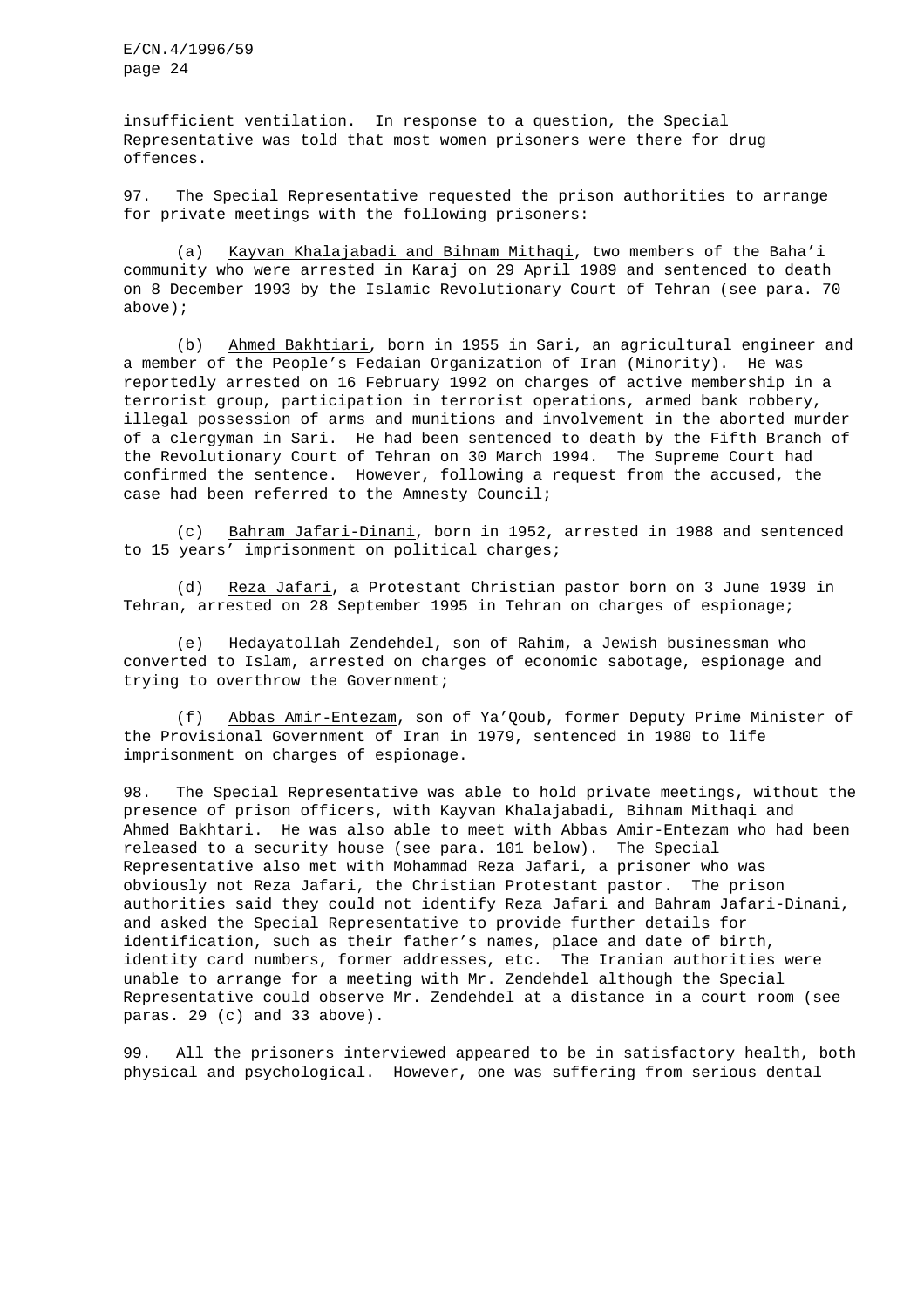insufficient ventilation. In response to a question, the Special Representative was told that most women prisoners were there for drug offences.

97. The Special Representative requested the prison authorities to arrange for private meetings with the following prisoners:

(a) Kayvan Khalajabadi and Bihnam Mithaqi, two members of the Baha'i community who were arrested in Karaj on 29 April 1989 and sentenced to death on 8 December 1993 by the Islamic Revolutionary Court of Tehran (see para. 70 above);

(b) Ahmed Bakhtiari, born in 1955 in Sari, an agricultural engineer and a member of the People's Fedaian Organization of Iran (Minority). He was reportedly arrested on 16 February 1992 on charges of active membership in a terrorist group, participation in terrorist operations, armed bank robbery, illegal possession of arms and munitions and involvement in the aborted murder of a clergyman in Sari. He had been sentenced to death by the Fifth Branch of the Revolutionary Court of Tehran on 30 March 1994. The Supreme Court had confirmed the sentence. However, following a request from the accused, the case had been referred to the Amnesty Council;

(c) Bahram Jafari-Dinani, born in 1952, arrested in 1988 and sentenced to 15 years' imprisonment on political charges;

(d) Reza Jafari, a Protestant Christian pastor born on 3 June 1939 in Tehran, arrested on 28 September 1995 in Tehran on charges of espionage;

(e) Hedayatollah Zendehdel, son of Rahim, a Jewish businessman who converted to Islam, arrested on charges of economic sabotage, espionage and trying to overthrow the Government;

(f) Abbas Amir-Entezam, son of Ya'Qoub, former Deputy Prime Minister of the Provisional Government of Iran in 1979, sentenced in 1980 to life imprisonment on charges of espionage.

98. The Special Representative was able to hold private meetings, without the presence of prison officers, with Kayvan Khalajabadi, Bihnam Mithaqi and Ahmed Bakhtari. He was also able to meet with Abbas Amir-Entezam who had been released to a security house (see para. 101 below). The Special Representative also met with Mohammad Reza Jafari, a prisoner who was obviously not Reza Jafari, the Christian Protestant pastor. The prison authorities said they could not identify Reza Jafari and Bahram Jafari-Dinani, and asked the Special Representative to provide further details for identification, such as their father's names, place and date of birth, identity card numbers, former addresses, etc. The Iranian authorities were unable to arrange for a meeting with Mr. Zendehdel although the Special Representative could observe Mr. Zendehdel at a distance in a court room (see paras. 29 (c) and 33 above).

99. All the prisoners interviewed appeared to be in satisfactory health, both physical and psychological. However, one was suffering from serious dental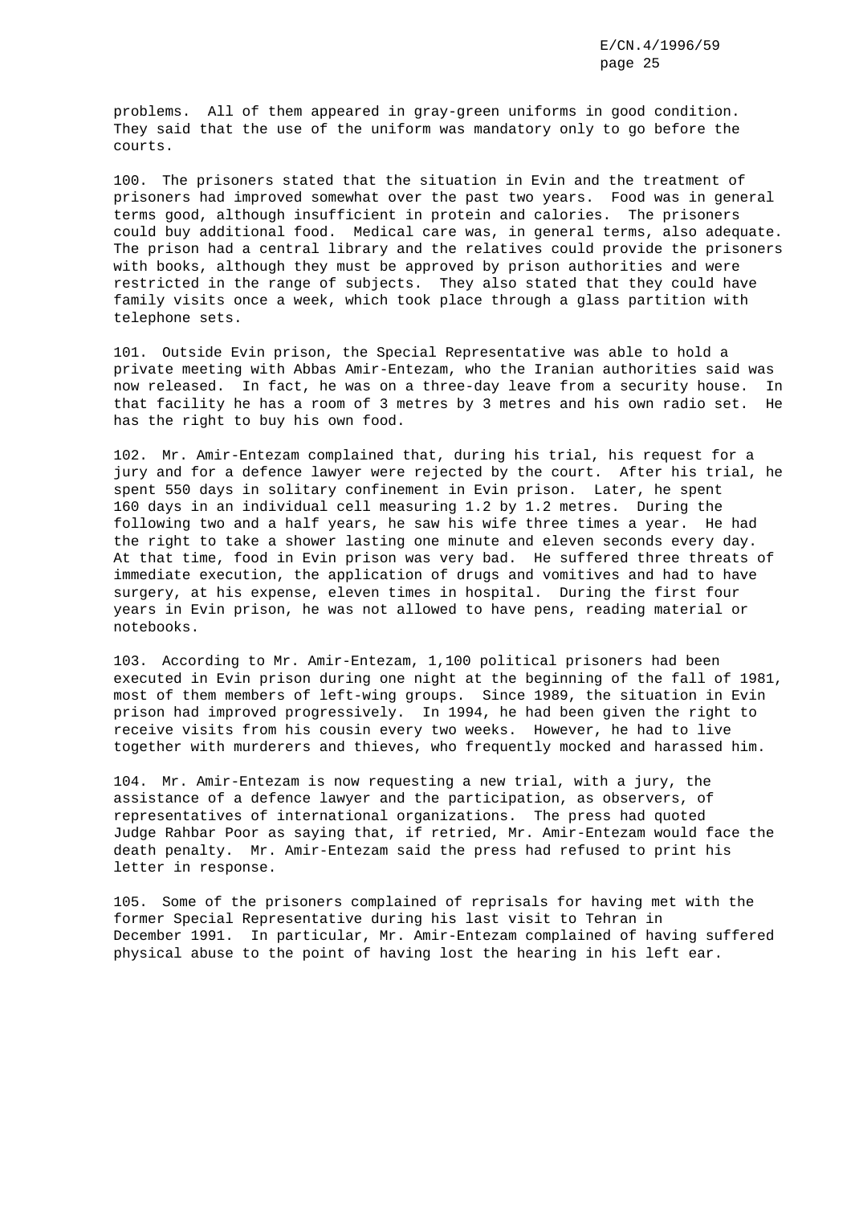problems. All of them appeared in gray-green uniforms in good condition. They said that the use of the uniform was mandatory only to go before the courts.

100. The prisoners stated that the situation in Evin and the treatment of prisoners had improved somewhat over the past two years. Food was in general terms good, although insufficient in protein and calories. The prisoners could buy additional food. Medical care was, in general terms, also adequate. The prison had a central library and the relatives could provide the prisoners with books, although they must be approved by prison authorities and were restricted in the range of subjects. They also stated that they could have family visits once a week, which took place through a glass partition with telephone sets.

101. Outside Evin prison, the Special Representative was able to hold a private meeting with Abbas Amir-Entezam, who the Iranian authorities said was now released. In fact, he was on a three-day leave from a security house. In that facility he has a room of 3 metres by 3 metres and his own radio set. He has the right to buy his own food.

102. Mr. Amir-Entezam complained that, during his trial, his request for a jury and for a defence lawyer were rejected by the court. After his trial, he spent 550 days in solitary confinement in Evin prison. Later, he spent 160 days in an individual cell measuring 1.2 by 1.2 metres. During the following two and a half years, he saw his wife three times a year. He had the right to take a shower lasting one minute and eleven seconds every day. At that time, food in Evin prison was very bad. He suffered three threats of immediate execution, the application of drugs and vomitives and had to have surgery, at his expense, eleven times in hospital. During the first four years in Evin prison, he was not allowed to have pens, reading material or notebooks.

103. According to Mr. Amir-Entezam, 1,100 political prisoners had been executed in Evin prison during one night at the beginning of the fall of 1981, most of them members of left-wing groups. Since 1989, the situation in Evin prison had improved progressively. In 1994, he had been given the right to receive visits from his cousin every two weeks. However, he had to live together with murderers and thieves, who frequently mocked and harassed him.

104. Mr. Amir-Entezam is now requesting a new trial, with a jury, the assistance of a defence lawyer and the participation, as observers, of representatives of international organizations. The press had quoted Judge Rahbar Poor as saying that, if retried, Mr. Amir-Entezam would face the death penalty. Mr. Amir-Entezam said the press had refused to print his letter in response.

105. Some of the prisoners complained of reprisals for having met with the former Special Representative during his last visit to Tehran in December 1991. In particular, Mr. Amir-Entezam complained of having suffered physical abuse to the point of having lost the hearing in his left ear.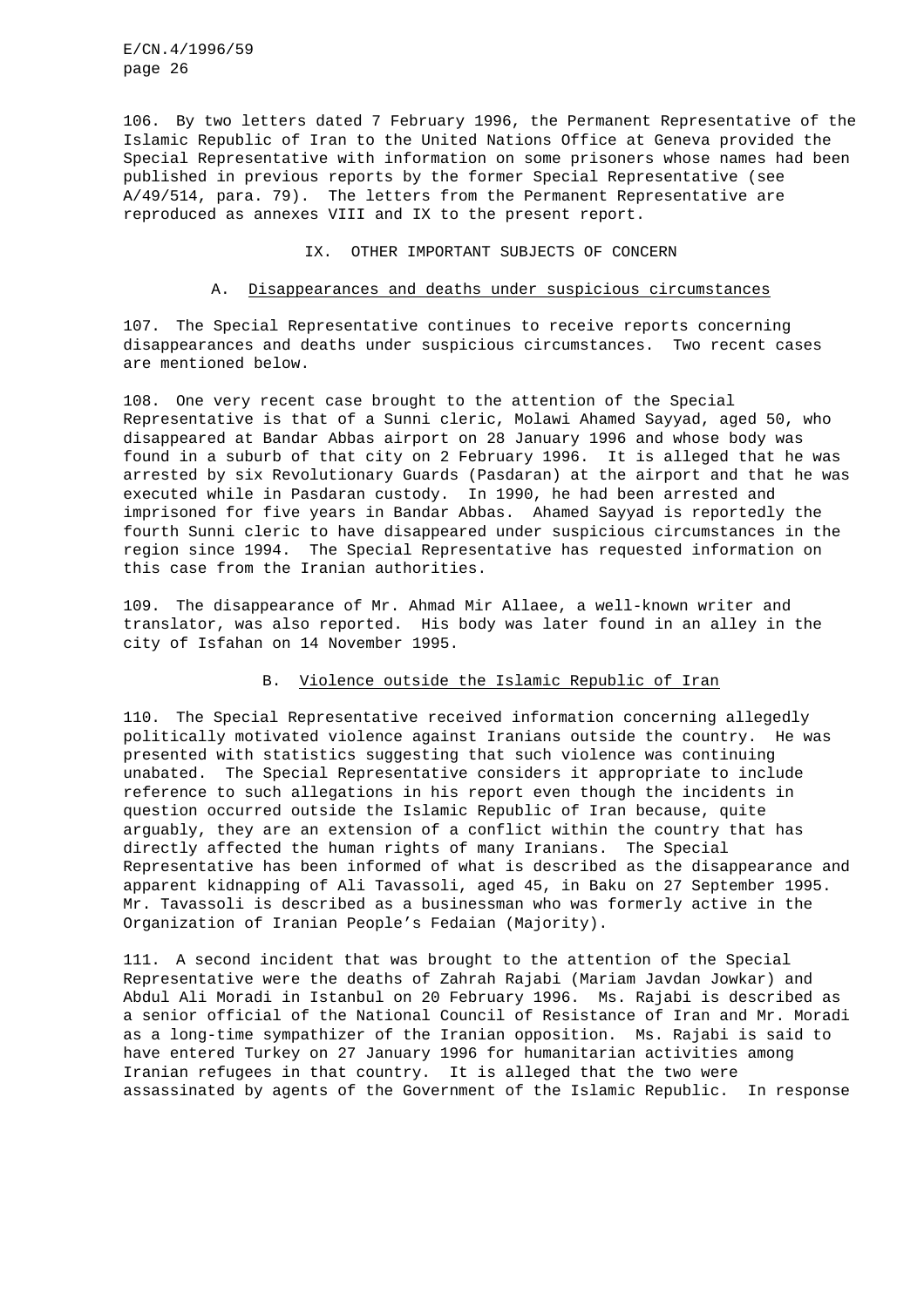106. By two letters dated 7 February 1996, the Permanent Representative of the Islamic Republic of Iran to the United Nations Office at Geneva provided the Special Representative with information on some prisoners whose names had been published in previous reports by the former Special Representative (see A/49/514, para. 79). The letters from the Permanent Representative are reproduced as annexes VIII and IX to the present report.

## IX. OTHER IMPORTANT SUBJECTS OF CONCERN

### A. Disappearances and deaths under suspicious circumstances

107. The Special Representative continues to receive reports concerning disappearances and deaths under suspicious circumstances. Two recent cases are mentioned below.

108. One very recent case brought to the attention of the Special Representative is that of a Sunni cleric, Molawi Ahamed Sayyad, aged 50, who disappeared at Bandar Abbas airport on 28 January 1996 and whose body was found in a suburb of that city on 2 February 1996. It is alleged that he was arrested by six Revolutionary Guards (Pasdaran) at the airport and that he was executed while in Pasdaran custody. In 1990, he had been arrested and imprisoned for five years in Bandar Abbas. Ahamed Sayyad is reportedly the fourth Sunni cleric to have disappeared under suspicious circumstances in the region since 1994. The Special Representative has requested information on this case from the Iranian authorities.

109. The disappearance of Mr. Ahmad Mir Allaee, a well-known writer and translator, was also reported. His body was later found in an alley in the city of Isfahan on 14 November 1995.

### B. Violence outside the Islamic Republic of Iran

110. The Special Representative received information concerning allegedly politically motivated violence against Iranians outside the country. He was presented with statistics suggesting that such violence was continuing unabated. The Special Representative considers it appropriate to include reference to such allegations in his report even though the incidents in question occurred outside the Islamic Republic of Iran because, quite arguably, they are an extension of a conflict within the country that has directly affected the human rights of many Iranians. The Special Representative has been informed of what is described as the disappearance and apparent kidnapping of Ali Tavassoli, aged 45, in Baku on 27 September 1995. Mr. Tavassoli is described as a businessman who was formerly active in the Organization of Iranian People's Fedaian (Majority).

111. A second incident that was brought to the attention of the Special Representative were the deaths of Zahrah Rajabi (Mariam Javdan Jowkar) and Abdul Ali Moradi in Istanbul on 20 February 1996. Ms. Rajabi is described as a senior official of the National Council of Resistance of Iran and Mr. Moradi as a long-time sympathizer of the Iranian opposition. Ms. Rajabi is said to have entered Turkey on 27 January 1996 for humanitarian activities among Iranian refugees in that country. It is alleged that the two were assassinated by agents of the Government of the Islamic Republic. In response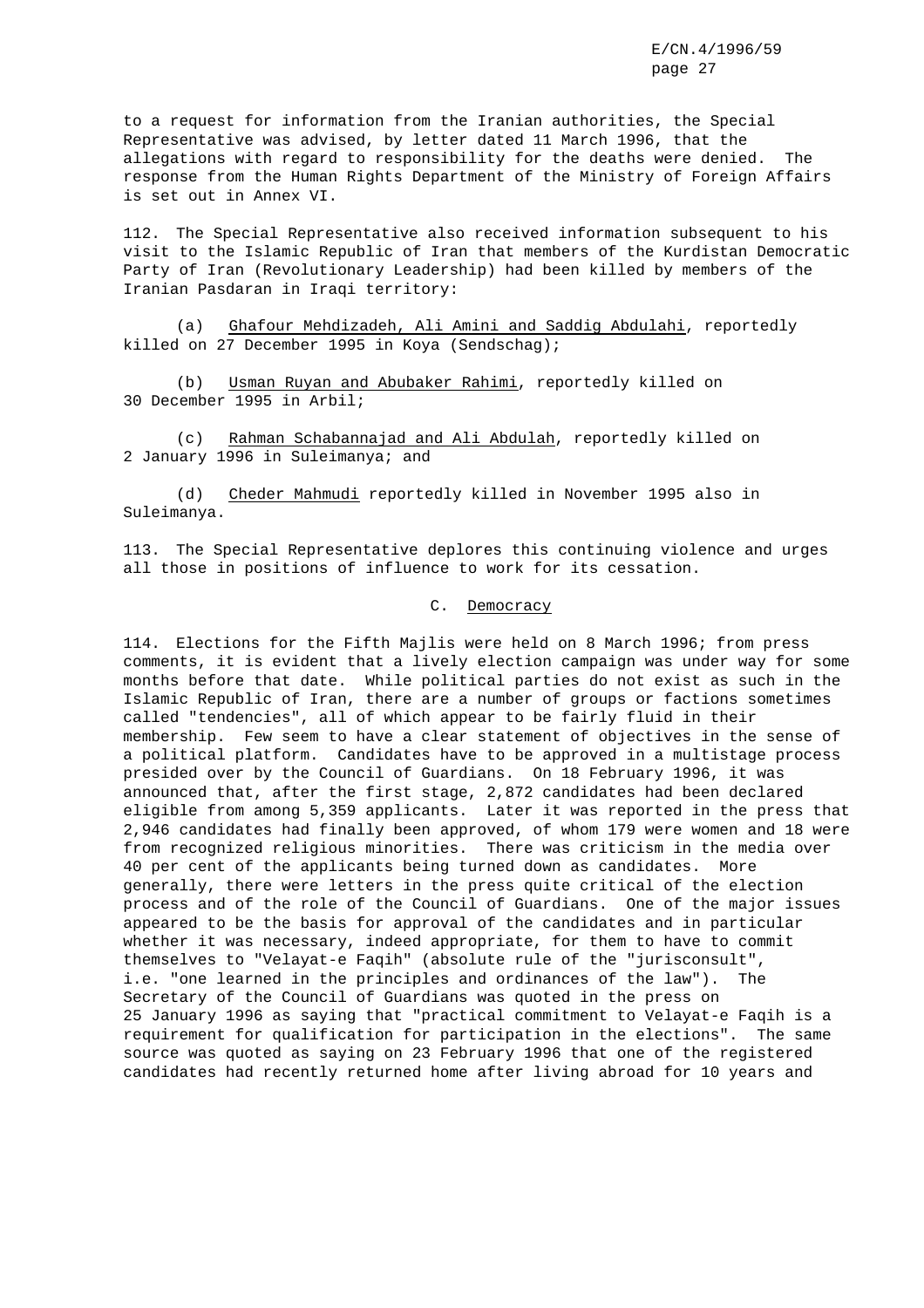to a request for information from the Iranian authorities, the Special Representative was advised, by letter dated 11 March 1996, that the allegations with regard to responsibility for the deaths were denied. The response from the Human Rights Department of the Ministry of Foreign Affairs is set out in Annex VI.

112. The Special Representative also received information subsequent to his visit to the Islamic Republic of Iran that members of the Kurdistan Democratic Party of Iran (Revolutionary Leadership) had been killed by members of the Iranian Pasdaran in Iraqi territory:

(a) Ghafour Mehdizadeh, Ali Amini and Saddig Abdulahi, reportedly killed on 27 December 1995 in Koya (Sendschag);

(b) Usman Ruyan and Abubaker Rahimi, reportedly killed on 30 December 1995 in Arbil;

(c) Rahman Schabannajad and Ali Abdulah, reportedly killed on 2 January 1996 in Suleimanya; and

(d) Cheder Mahmudi reportedly killed in November 1995 also in Suleimanya.

113. The Special Representative deplores this continuing violence and urges all those in positions of influence to work for its cessation.

## C. Democracy

114. Elections for the Fifth Majlis were held on 8 March 1996; from press comments, it is evident that a lively election campaign was under way for some months before that date. While political parties do not exist as such in the Islamic Republic of Iran, there are a number of groups or factions sometimes called "tendencies", all of which appear to be fairly fluid in their membership. Few seem to have a clear statement of objectives in the sense of a political platform. Candidates have to be approved in a multistage process presided over by the Council of Guardians. On 18 February 1996, it was announced that, after the first stage, 2,872 candidates had been declared eligible from among 5,359 applicants. Later it was reported in the press that 2,946 candidates had finally been approved, of whom 179 were women and 18 were from recognized religious minorities. There was criticism in the media over 40 per cent of the applicants being turned down as candidates. More generally, there were letters in the press quite critical of the election process and of the role of the Council of Guardians. One of the major issues appeared to be the basis for approval of the candidates and in particular whether it was necessary, indeed appropriate, for them to have to commit themselves to "Velayat-e Faqih" (absolute rule of the "jurisconsult", i.e. "one learned in the principles and ordinances of the law"). The Secretary of the Council of Guardians was quoted in the press on 25 January 1996 as saying that "practical commitment to Velayat-e Faqih is a requirement for qualification for participation in the elections". The same source was quoted as saying on 23 February 1996 that one of the registered candidates had recently returned home after living abroad for 10 years and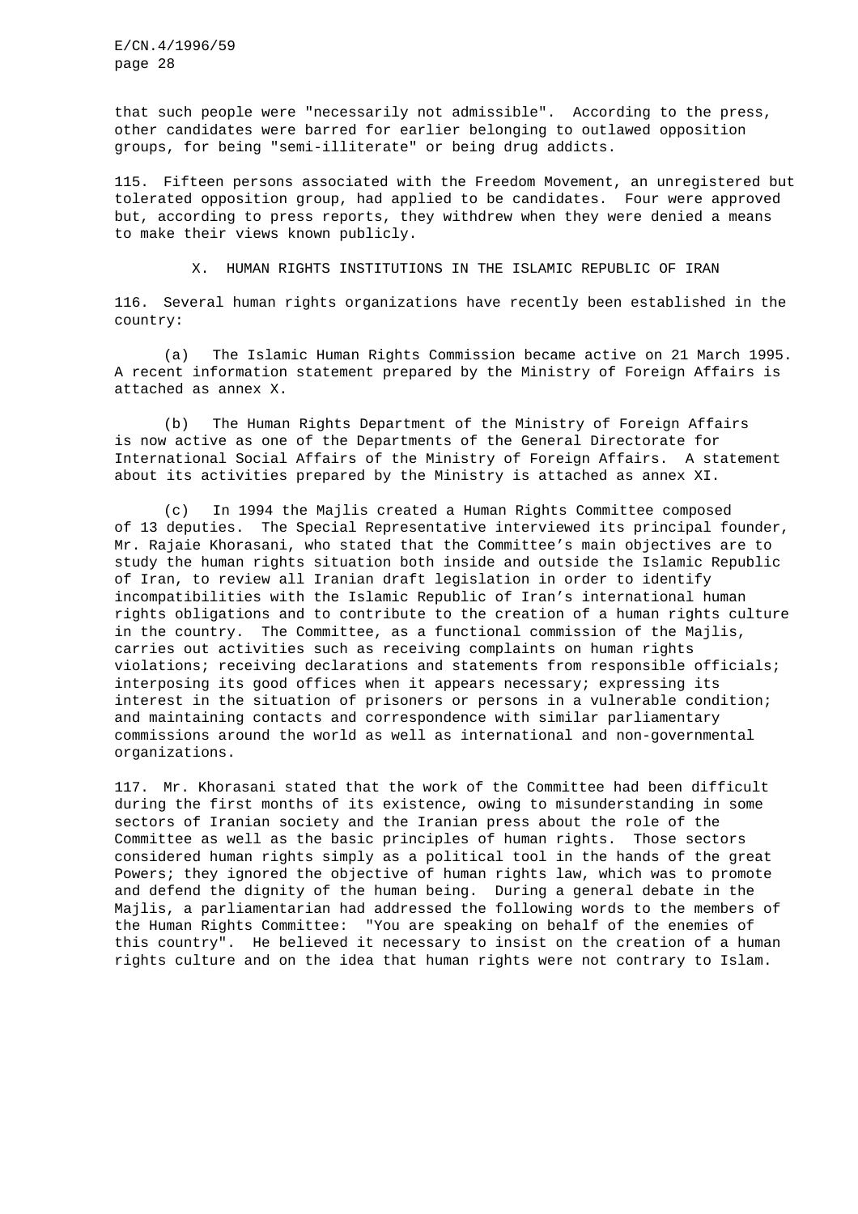that such people were "necessarily not admissible". According to the press, other candidates were barred for earlier belonging to outlawed opposition groups, for being "semi-illiterate" or being drug addicts.

115. Fifteen persons associated with the Freedom Movement, an unregistered but tolerated opposition group, had applied to be candidates. Four were approved but, according to press reports, they withdrew when they were denied a means to make their views known publicly.

## X. HUMAN RIGHTS INSTITUTIONS IN THE ISLAMIC REPUBLIC OF IRAN

116. Several human rights organizations have recently been established in the country:

(a) The Islamic Human Rights Commission became active on 21 March 1995. A recent information statement prepared by the Ministry of Foreign Affairs is attached as annex X.

(b) The Human Rights Department of the Ministry of Foreign Affairs is now active as one of the Departments of the General Directorate for International Social Affairs of the Ministry of Foreign Affairs. A statement about its activities prepared by the Ministry is attached as annex XI.

(c) In 1994 the Majlis created a Human Rights Committee composed of 13 deputies. The Special Representative interviewed its principal founder, Mr. Rajaie Khorasani, who stated that the Committee's main objectives are to study the human rights situation both inside and outside the Islamic Republic of Iran, to review all Iranian draft legislation in order to identify incompatibilities with the Islamic Republic of Iran's international human rights obligations and to contribute to the creation of a human rights culture in the country. The Committee, as a functional commission of the Majlis, carries out activities such as receiving complaints on human rights violations; receiving declarations and statements from responsible officials; interposing its good offices when it appears necessary; expressing its interest in the situation of prisoners or persons in a vulnerable condition; and maintaining contacts and correspondence with similar parliamentary commissions around the world as well as international and non-governmental organizations.

117. Mr. Khorasani stated that the work of the Committee had been difficult during the first months of its existence, owing to misunderstanding in some sectors of Iranian society and the Iranian press about the role of the Committee as well as the basic principles of human rights. Those sectors considered human rights simply as a political tool in the hands of the great Powers; they ignored the objective of human rights law, which was to promote and defend the dignity of the human being. During a general debate in the Majlis, a parliamentarian had addressed the following words to the members of the Human Rights Committee: "You are speaking on behalf of the enemies of this country". He believed it necessary to insist on the creation of a human rights culture and on the idea that human rights were not contrary to Islam.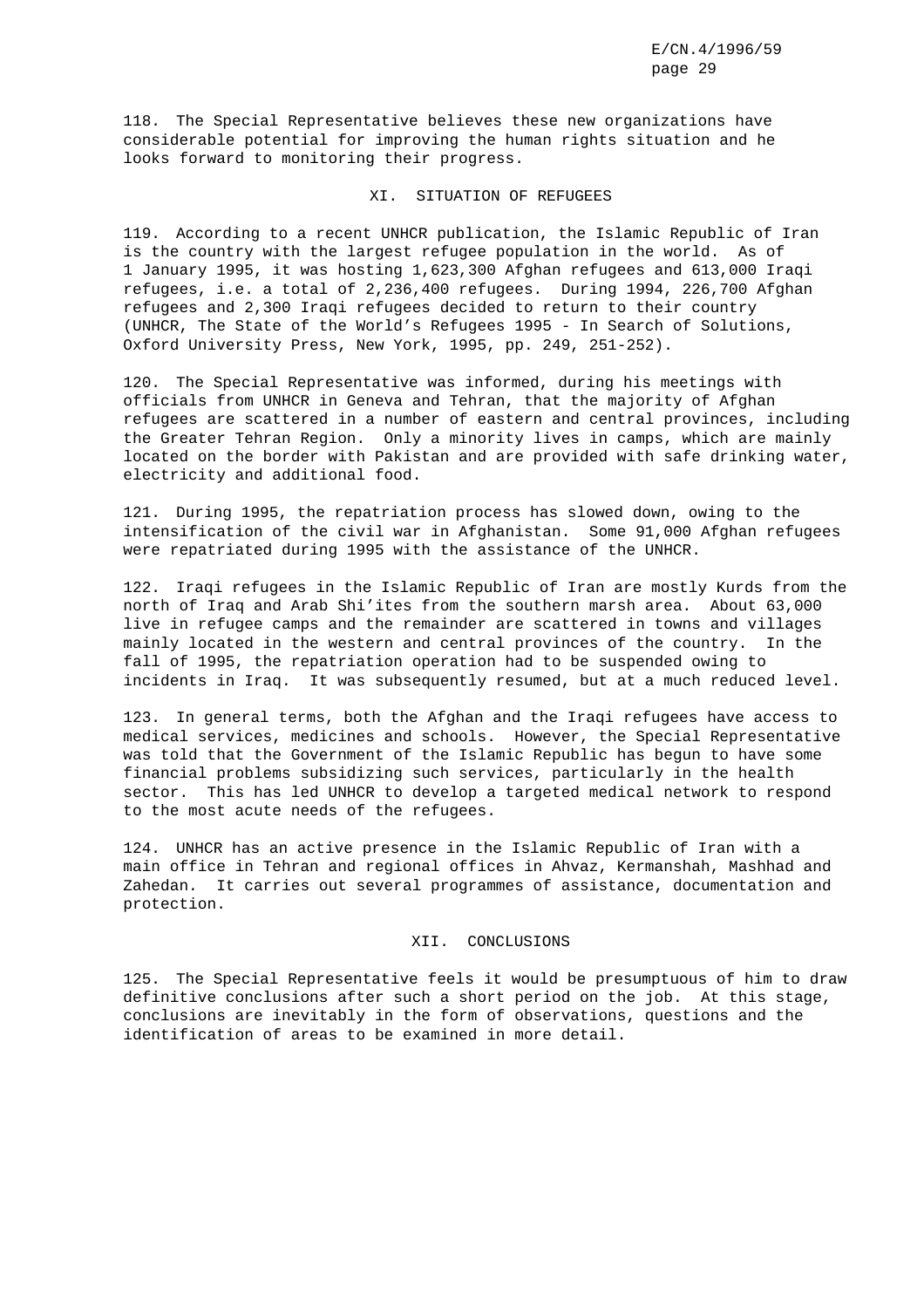118. The Special Representative believes these new organizations have considerable potential for improving the human rights situation and he looks forward to monitoring their progress.

## XI. SITUATION OF REFUGEES

119. According to a recent UNHCR publication, the Islamic Republic of Iran is the country with the largest refugee population in the world. As of 1 January 1995, it was hosting 1,623,300 Afghan refugees and 613,000 Iraqi refugees, i.e. a total of 2,236,400 refugees. During 1994, 226,700 Afghan refugees and 2,300 Iraqi refugees decided to return to their country (UNHCR, The State of the World's Refugees 1995 - In Search of Solutions, Oxford University Press, New York, 1995, pp. 249, 251-252).

120. The Special Representative was informed, during his meetings with officials from UNHCR in Geneva and Tehran, that the majority of Afghan refugees are scattered in a number of eastern and central provinces, including the Greater Tehran Region. Only a minority lives in camps, which are mainly located on the border with Pakistan and are provided with safe drinking water, electricity and additional food.

121. During 1995, the repatriation process has slowed down, owing to the intensification of the civil war in Afghanistan. Some 91,000 Afghan refugees were repatriated during 1995 with the assistance of the UNHCR.

122. Iraqi refugees in the Islamic Republic of Iran are mostly Kurds from the north of Iraq and Arab Shi'ites from the southern marsh area. About 63,000 live in refugee camps and the remainder are scattered in towns and villages mainly located in the western and central provinces of the country. In the fall of 1995, the repatriation operation had to be suspended owing to incidents in Iraq. It was subsequently resumed, but at a much reduced level.

123. In general terms, both the Afghan and the Iraqi refugees have access to medical services, medicines and schools. However, the Special Representative was told that the Government of the Islamic Republic has begun to have some financial problems subsidizing such services, particularly in the health sector. This has led UNHCR to develop a targeted medical network to respond to the most acute needs of the refugees.

124. UNHCR has an active presence in the Islamic Republic of Iran with a main office in Tehran and regional offices in Ahvaz, Kermanshah, Mashhad and Zahedan. It carries out several programmes of assistance, documentation and protection.

## XII. CONCLUSIONS

125. The Special Representative feels it would be presumptuous of him to draw definitive conclusions after such a short period on the job. At this stage, conclusions are inevitably in the form of observations, questions and the identification of areas to be examined in more detail.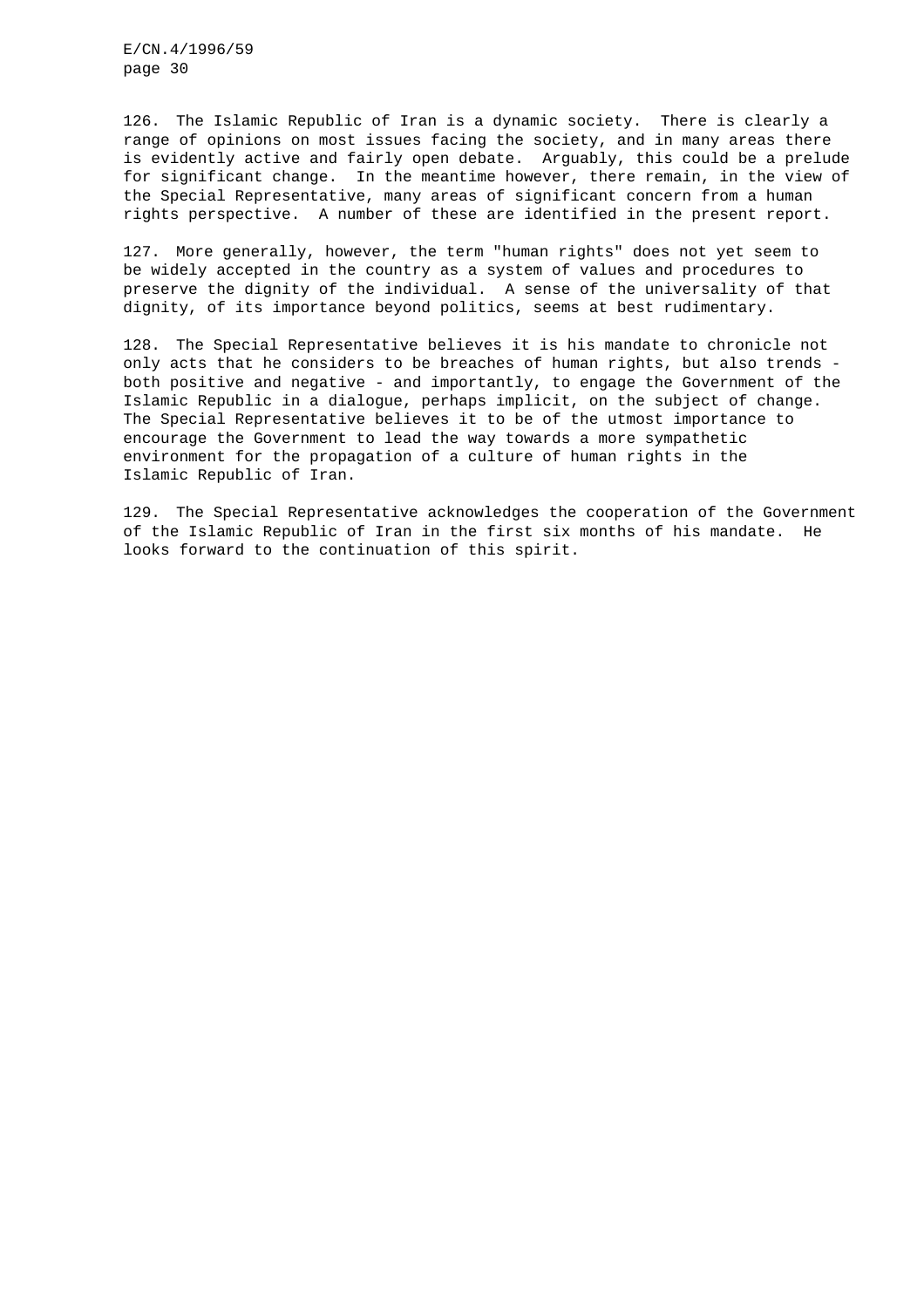126. The Islamic Republic of Iran is a dynamic society. There is clearly a range of opinions on most issues facing the society, and in many areas there is evidently active and fairly open debate. Arguably, this could be a prelude for significant change. In the meantime however, there remain, in the view of the Special Representative, many areas of significant concern from a human rights perspective. A number of these are identified in the present report.

127. More generally, however, the term "human rights" does not yet seem to be widely accepted in the country as a system of values and procedures to preserve the dignity of the individual. A sense of the universality of that dignity, of its importance beyond politics, seems at best rudimentary.

128. The Special Representative believes it is his mandate to chronicle not only acts that he considers to be breaches of human rights, but also trends - both positive and negative - and importantly, to engage the Government of the Islamic Republic in a dialogue, perhaps implicit, on the subject of change. The Special Representative believes it to be of the utmost importance to encourage the Government to lead the way towards a more sympathetic environment for the propagation of a culture of human rights in the Islamic Republic of Iran.

129. The Special Representative acknowledges the cooperation of the Government of the Islamic Republic of Iran in the first six months of his mandate. He looks forward to the continuation of this spirit.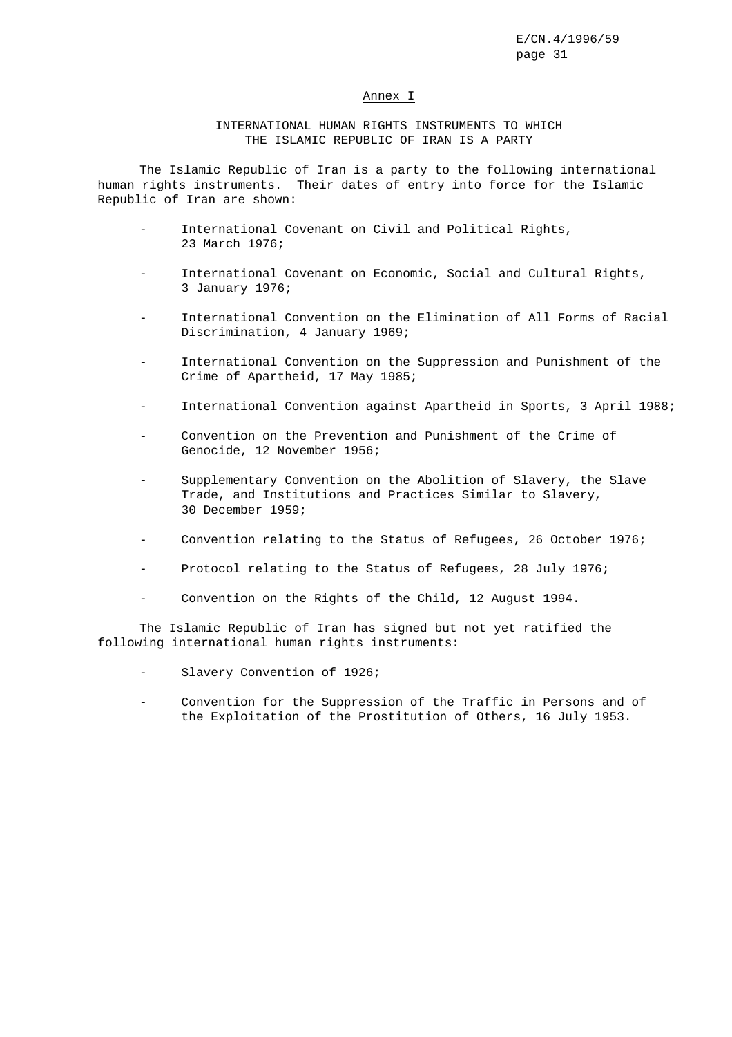## Annex I

### INTERNATIONAL HUMAN RIGHTS INSTRUMENTS TO WHICH THE ISLAMIC REPUBLIC OF IRAN IS A PARTY

The Islamic Republic of Iran is a party to the following international human rights instruments. Their dates of entry into force for the Islamic Republic of Iran are shown:

- International Covenant on Civil and Political Rights, 23 March 1976;
- International Covenant on Economic, Social and Cultural Rights, 3 January 1976;
- International Convention on the Elimination of All Forms of Racial Discrimination, 4 January 1969;
- International Convention on the Suppression and Punishment of the Crime of Apartheid, 17 May 1985;
- International Convention against Apartheid in Sports, 3 April 1988;
- Convention on the Prevention and Punishment of the Crime of Genocide, 12 November 1956;
- Supplementary Convention on the Abolition of Slavery, the Slave Trade, and Institutions and Practices Similar to Slavery, 30 December 1959;
- Convention relating to the Status of Refugees, 26 October 1976;
- Protocol relating to the Status of Refugees, 28 July 1976;
- Convention on the Rights of the Child, 12 August 1994.

The Islamic Republic of Iran has signed but not yet ratified the following international human rights instruments:

- Slavery Convention of 1926;
- Convention for the Suppression of the Traffic in Persons and of the Exploitation of the Prostitution of Others, 16 July 1953.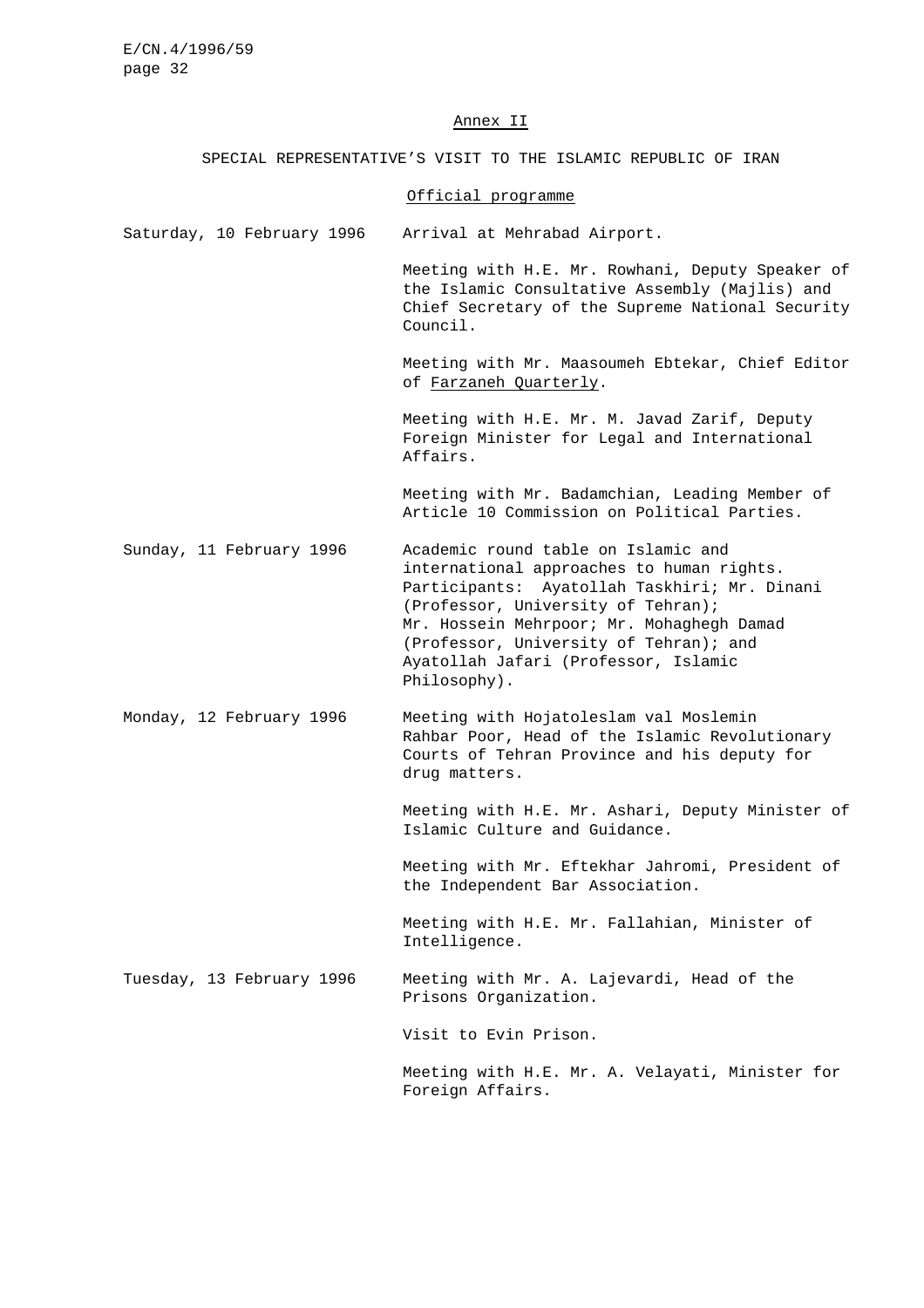## Annex II

SPECIAL REPRESENTATIVE'S VISIT TO THE ISLAMIC REPUBLIC OF IRAN

### Official programme

| | |
|---|---|
| Saturday, 10 February 1996 | Arrival at Mehrabad Airport. |
| | Meeting with H.E. Mr. Rowhani, Deputy Speaker of the Islamic Consultative Assembly (Majlis) and Chief Secretary of the Supreme National Security Council. |
| | Meeting with Mr. Maasoumeh Ebtekar, Chief Editor of _Farzaneh Quarterly_. |
| | Meeting with H.E. Mr. M. Javad Zarif, Deputy Foreign Minister for Legal and International Affairs. |
| | Meeting with Mr. Badamchian, Leading Member of Article 10 Commission on Political Parties. |
| Sunday, 11 February 1996 | Academic round table on Islamic and international approaches to human rights. Participants: Ayatollah Taskhiri; Mr. Dinani (Professor, University of Tehran); Mr. Hossein Mehrpoor; Mr. Mohaghegh Damad (Professor, University of Tehran); and Ayatollah Jafari (Professor, Islamic Philosophy). |
| Monday, 12 February 1996 | Meeting with Hojatoleslam val Moslemin Rahbar Poor, Head of the Islamic Revolutionary Courts of Tehran Province and his deputy for drug matters. |
| | Meeting with H.E. Mr. Ashari, Deputy Minister of Islamic Culture and Guidance. |
| | Meeting with Mr. Eftekhar Jahromi, President of the Independent Bar Association. |
| | Meeting with H.E. Mr. Fallahian, Minister of Intelligence. |
| Tuesday, 13 February 1996 | Meeting with Mr. A. Lajevardi, Head of the Prisons Organization. |
| | Visit to Evin Prison. |
| | Meeting with H.E. Mr. A. Velayati, Minister for Foreign Affairs. |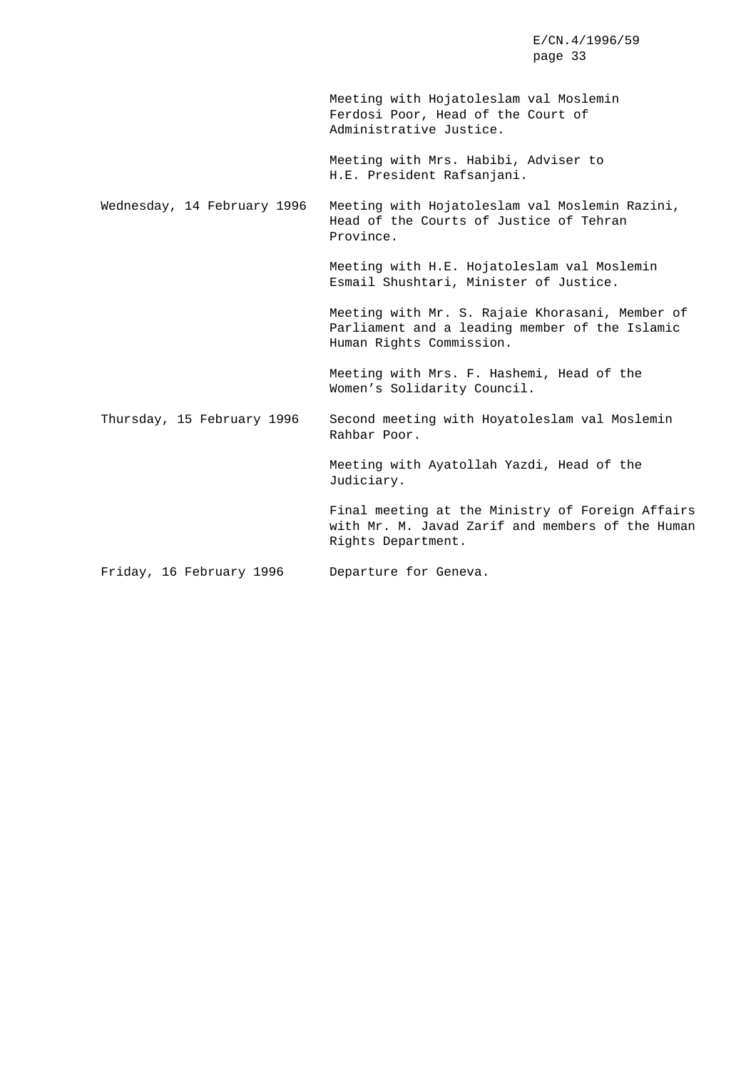| | |
|---|---|
| | Meeting with Hojatoleslam val Moslemin Ferdosi Poor, Head of the Court of Administrative Justice. |
| | Meeting with Mrs. Habibi, Adviser to H.E. President Rafsanjani. |
| Wednesday, 14 February 1996 | Meeting with Hojatoleslam val Moslemin Razini, Head of the Courts of Justice of Tehran Province. |
| | Meeting with H.E. Hojatoleslam val Moslemin Esmail Shushtari, Minister of Justice. |
| | Meeting with Mr. S. Rajaie Khorasani, Member of Parliament and a leading member of the Islamic Human Rights Commission. |
| | Meeting with Mrs. F. Hashemi, Head of the Women's Solidarity Council. |
| Thursday, 15 February 1996 | Second meeting with Hoyatoleslam val Moslemin Rahbar Poor. |
| | Meeting with Ayatollah Yazdi, Head of the Judiciary. |
| | Final meeting at the Ministry of Foreign Affairs with Mr. M. Javad Zarif and members of the Human Rights Department. |
| Friday, 16 February 1996 | Departure for Geneva. |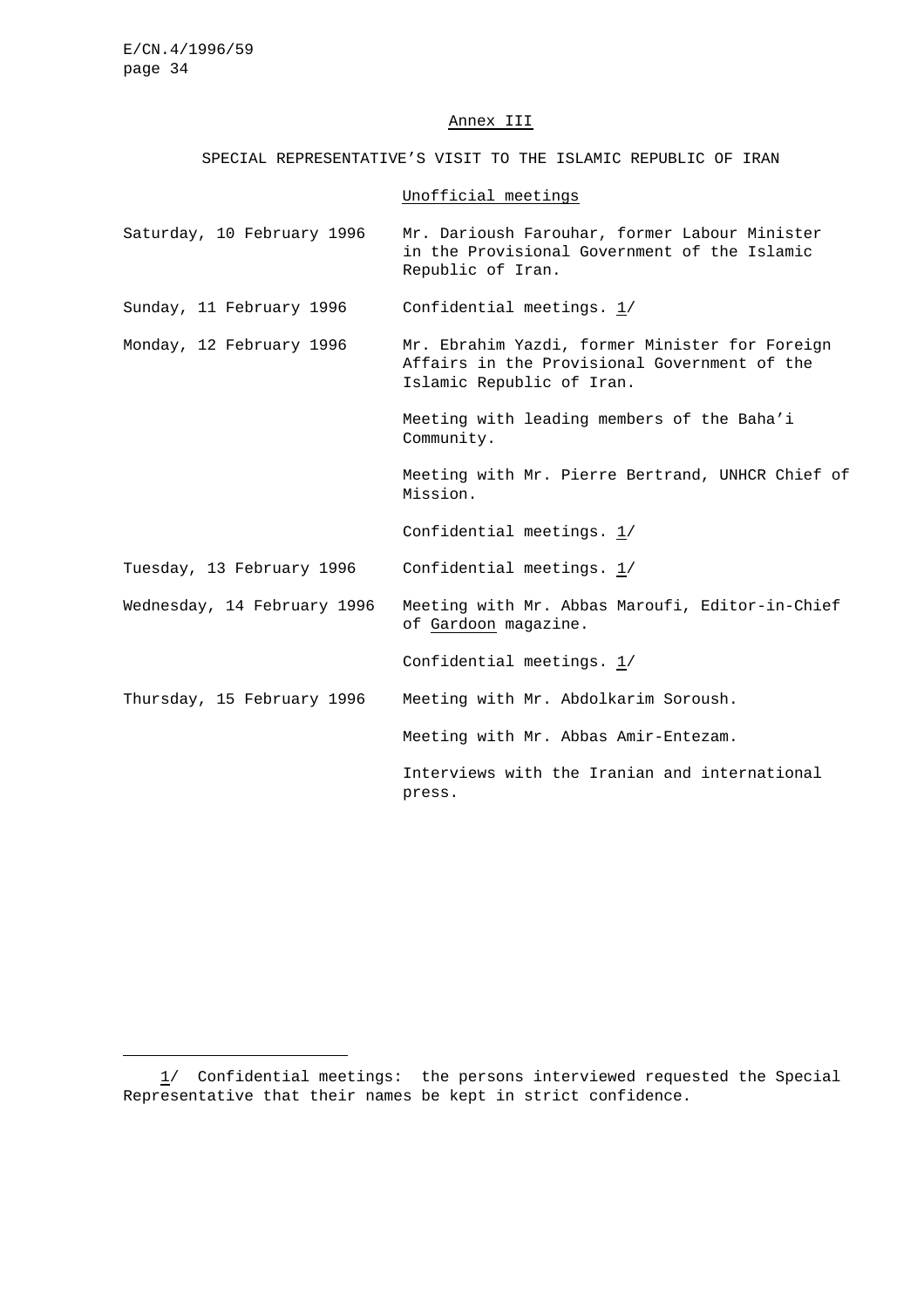## Annex III

SPECIAL REPRESENTATIVE'S VISIT TO THE ISLAMIC REPUBLIC OF IRAN

### Unofficial meetings

| | |
|---|---|
| Saturday, 10 February 1996 | Mr. Darioush Farouhar, former Labour Minister in the Provisional Government of the Islamic Republic of Iran. |
| Sunday, 11 February 1996 | Confidential meetings. 1/ |
| Monday, 12 February 1996 | Mr. Ebrahim Yazdi, former Minister for Foreign Affairs in the Provisional Government of the Islamic Republic of Iran. |
| | Meeting with leading members of the Baha'i Community. |
| | Meeting with Mr. Pierre Bertrand, UNHCR Chief of Mission. |
| | Confidential meetings. 1/ |
| Tuesday, 13 February 1996 | Confidential meetings. 1/ |
| Wednesday, 14 February 1996 | Meeting with Mr. Abbas Maroufi, Editor-in-Chief of *Gardoon* magazine. |
| | Confidential meetings. 1/ |
| Thursday, 15 February 1996 | Meeting with Mr. Abdolkarim Soroush. |
| | Meeting with Mr. Abbas Amir-Entezam. |
| | Interviews with the Iranian and international press. |

---

1/ Confidential meetings: the persons interviewed requested the Special Representative that their names be kept in strict confidence.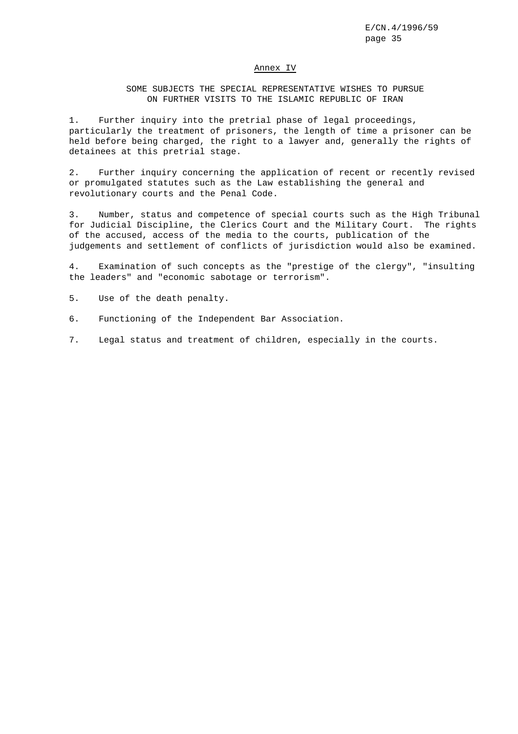## Annex IV

### SOME SUBJECTS THE SPECIAL REPRESENTATIVE WISHES TO PURSUE ON FURTHER VISITS TO THE ISLAMIC REPUBLIC OF IRAN

1. Further inquiry into the pretrial phase of legal proceedings, particularly the treatment of prisoners, the length of time a prisoner can be held before being charged, the right to a lawyer and, generally the rights of detainees at this pretrial stage.

2. Further inquiry concerning the application of recent or recently revised or promulgated statutes such as the Law establishing the general and revolutionary courts and the Penal Code.

3. Number, status and competence of special courts such as the High Tribunal for Judicial Discipline, the Clerics Court and the Military Court. The rights of the accused, access of the media to the courts, publication of the judgements and settlement of conflicts of jurisdiction would also be examined.

4. Examination of such concepts as the "prestige of the clergy", "insulting the leaders" and "economic sabotage or terrorism".

5. Use of the death penalty.

6. Functioning of the Independent Bar Association.

7. Legal status and treatment of children, especially in the courts.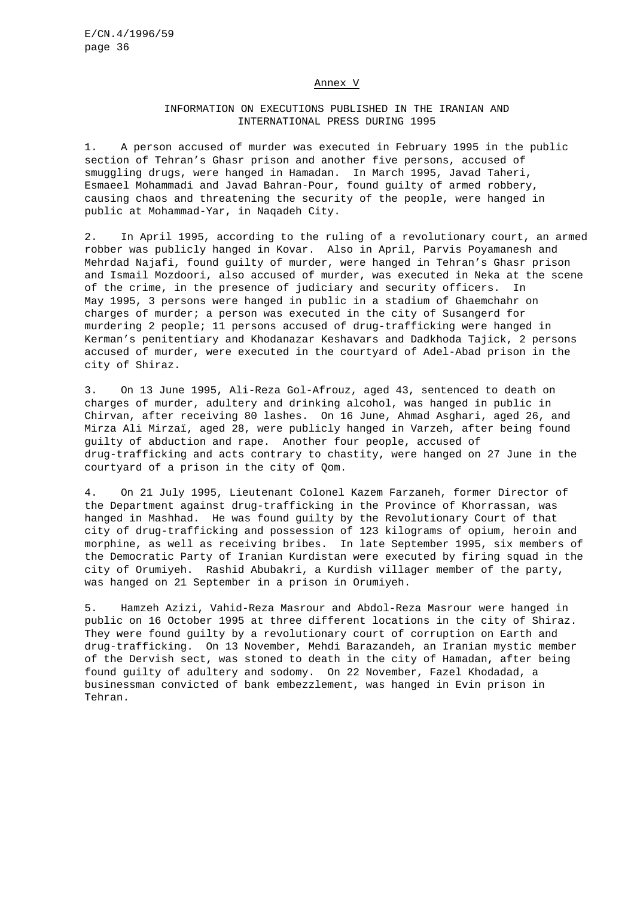## Annex V

### INFORMATION ON EXECUTIONS PUBLISHED IN THE IRANIAN AND INTERNATIONAL PRESS DURING 1995

1. A person accused of murder was executed in February 1995 in the public section of Tehran's Ghasr prison and another five persons, accused of smuggling drugs, were hanged in Hamadan. In March 1995, Javad Taheri, Esmaeel Mohammadi and Javad Bahran-Pour, found guilty of armed robbery, causing chaos and threatening the security of the people, were hanged in public at Mohammad-Yar, in Naqadeh City.

2. In April 1995, according to the ruling of a revolutionary court, an armed robber was publicly hanged in Kovar. Also in April, Parvis Poyamanesh and Mehrdad Najafi, found guilty of murder, were hanged in Tehran's Ghasr prison and Ismail Mozdoori, also accused of murder, was executed in Neka at the scene of the crime, in the presence of judiciary and security officers. In May 1995, 3 persons were hanged in public in a stadium of Ghaemchahr on charges of murder; a person was executed in the city of Susangerd for murdering 2 people; 11 persons accused of drug-trafficking were hanged in Kerman's penitentiary and Khodanazar Keshavars and Dadkhoda Tajick, 2 persons accused of murder, were executed in the courtyard of Adel-Abad prison in the city of Shiraz.

3. On 13 June 1995, Ali-Reza Gol-Afrouz, aged 43, sentenced to death on charges of murder, adultery and drinking alcohol, was hanged in public in Chirvan, after receiving 80 lashes. On 16 June, Ahmad Asghari, aged 26, and Mirza Ali Mirzaï, aged 28, were publicly hanged in Varzeh, after being found guilty of abduction and rape. Another four people, accused of drug-trafficking and acts contrary to chastity, were hanged on 27 June in the courtyard of a prison in the city of Qom.

4. On 21 July 1995, Lieutenant Colonel Kazem Farzaneh, former Director of the Department against drug-trafficking in the Province of Khorrassan, was hanged in Mashhad. He was found guilty by the Revolutionary Court of that city of drug-trafficking and possession of 123 kilograms of opium, heroin and morphine, as well as receiving bribes. In late September 1995, six members of the Democratic Party of Iranian Kurdistan were executed by firing squad in the city of Orumiyeh. Rashid Abubakri, a Kurdish villager member of the party, was hanged on 21 September in a prison in Orumiyeh.

5. Hamzeh Azizi, Vahid-Reza Masrour and Abdol-Reza Masrour were hanged in public on 16 October 1995 at three different locations in the city of Shiraz. They were found guilty by a revolutionary court of corruption on Earth and drug-trafficking. On 13 November, Mehdi Barazandeh, an Iranian mystic member of the Dervish sect, was stoned to death in the city of Hamadan, after being found guilty of adultery and sodomy. On 22 November, Fazel Khodadad, a businessman convicted of bank embezzlement, was hanged in Evin prison in Tehran.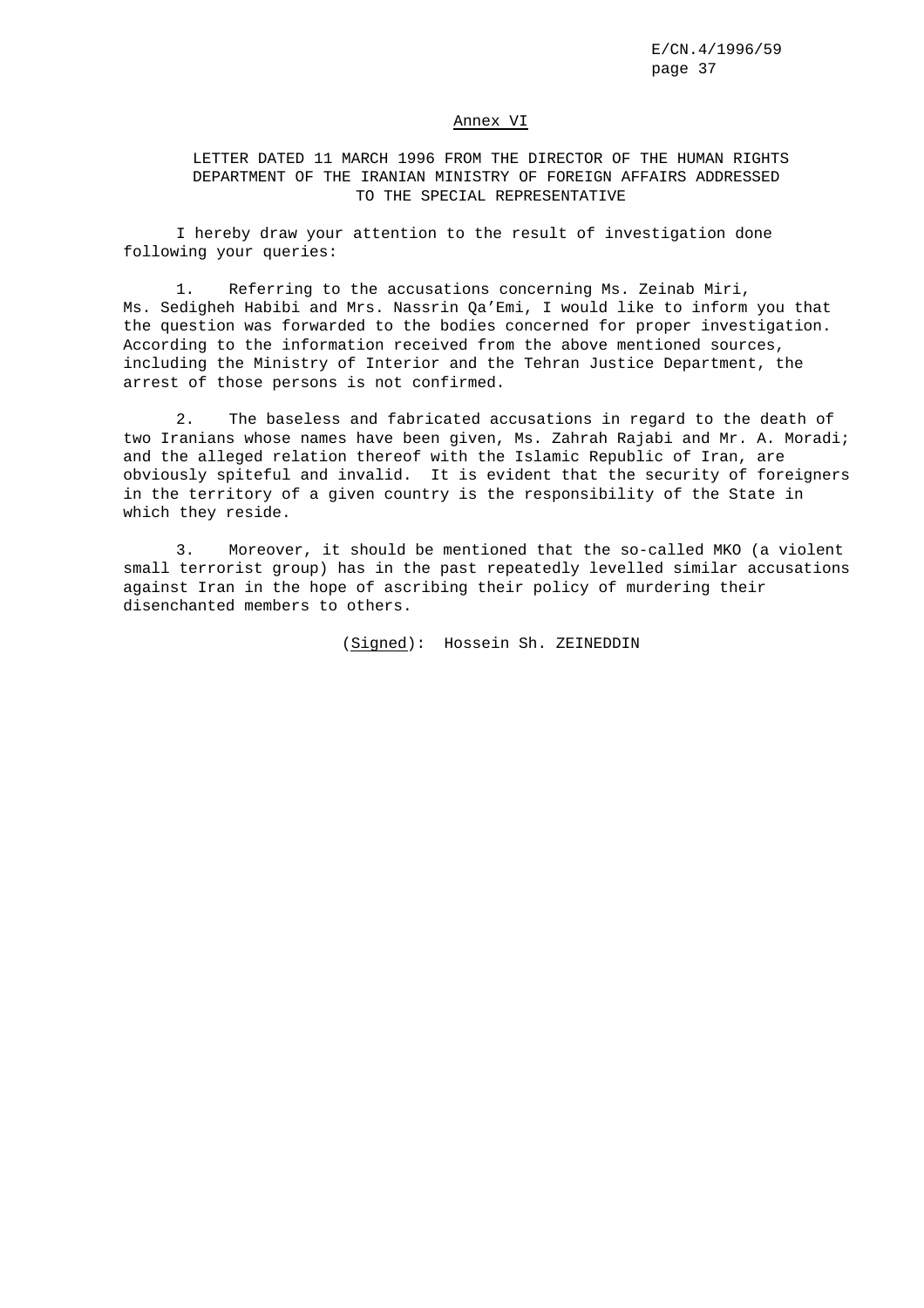## Annex VI

### LETTER DATED 11 MARCH 1996 FROM THE DIRECTOR OF THE HUMAN RIGHTS DEPARTMENT OF THE IRANIAN MINISTRY OF FOREIGN AFFAIRS ADDRESSED TO THE SPECIAL REPRESENTATIVE

I hereby draw your attention to the result of investigation done following your queries:

1. Referring to the accusations concerning Ms. Zeinab Miri, Ms. Sedigheh Habibi and Mrs. Nassrin Qa'Emi, I would like to inform you that the question was forwarded to the bodies concerned for proper investigation. According to the information received from the above mentioned sources, including the Ministry of Interior and the Tehran Justice Department, the arrest of those persons is not confirmed.

2. The baseless and fabricated accusations in regard to the death of two Iranians whose names have been given, Ms. Zahrah Rajabi and Mr. A. Moradi; and the alleged relation thereof with the Islamic Republic of Iran, are obviously spiteful and invalid. It is evident that the security of foreigners in the territory of a given country is the responsibility of the State in which they reside.

3. Moreover, it should be mentioned that the so-called MKO (a violent small terrorist group) has in the past repeatedly levelled similar accusations against Iran in the hope of ascribing their policy of murdering their disenchanted members to others.

(Signed): Hossein Sh. ZEINEDDIN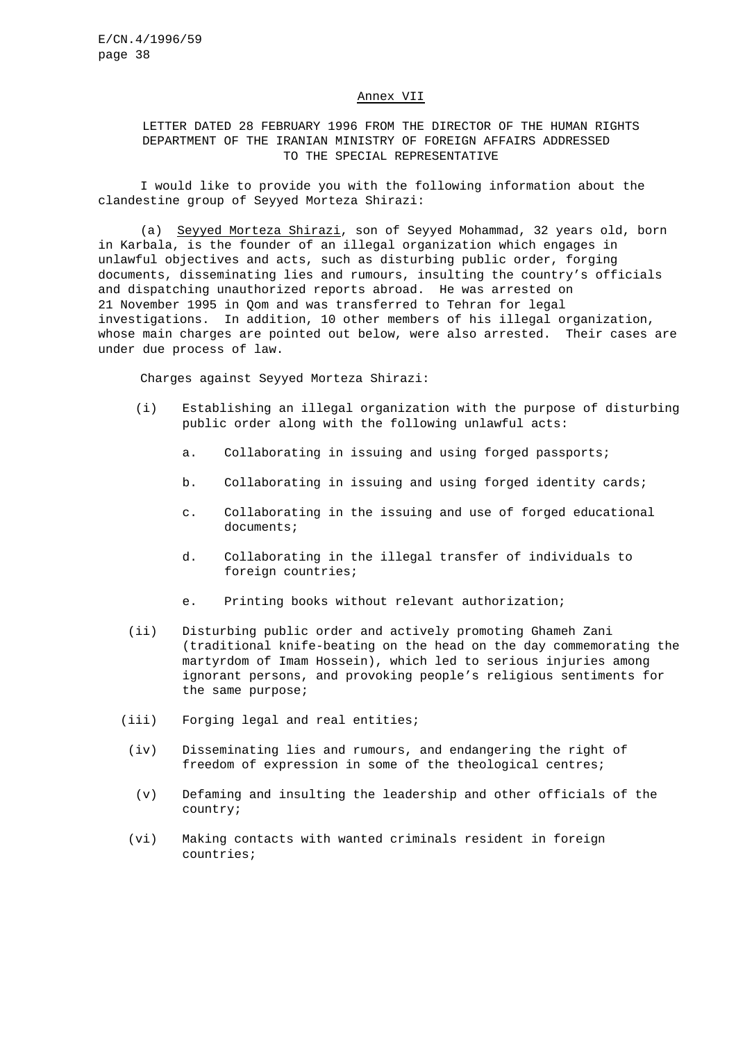## Annex VII

LETTER DATED 28 FEBRUARY 1996 FROM THE DIRECTOR OF THE HUMAN RIGHTS DEPARTMENT OF THE IRANIAN MINISTRY OF FOREIGN AFFAIRS ADDRESSED TO THE SPECIAL REPRESENTATIVE

I would like to provide you with the following information about the clandestine group of Seyyed Morteza Shirazi:

(a) Seyyed Morteza Shirazi, son of Seyyed Mohammad, 32 years old, born in Karbala, is the founder of an illegal organization which engages in unlawful objectives and acts, such as disturbing public order, forging documents, disseminating lies and rumours, insulting the country's officials and dispatching unauthorized reports abroad. He was arrested on 21 November 1995 in Qom and was transferred to Tehran for legal investigations. In addition, 10 other members of his illegal organization, whose main charges are pointed out below, were also arrested. Their cases are under due process of law.

Charges against Seyyed Morteza Shirazi:

(i) Establishing an illegal organization with the purpose of disturbing public order along with the following unlawful acts:

a. Collaborating in issuing and using forged passports;

b. Collaborating in issuing and using forged identity cards;

c. Collaborating in the issuing and use of forged educational documents;

d. Collaborating in the illegal transfer of individuals to foreign countries;

e. Printing books without relevant authorization;

(ii) Disturbing public order and actively promoting Ghameh Zani (traditional knife-beating on the head on the day commemorating the martyrdom of Imam Hossein), which led to serious injuries among ignorant persons, and provoking people's religious sentiments for the same purpose;

(iii) Forging legal and real entities;

(iv) Disseminating lies and rumours, and endangering the right of freedom of expression in some of the theological centres;

(v) Defaming and insulting the leadership and other officials of the country;

(vi) Making contacts with wanted criminals resident in foreign countries;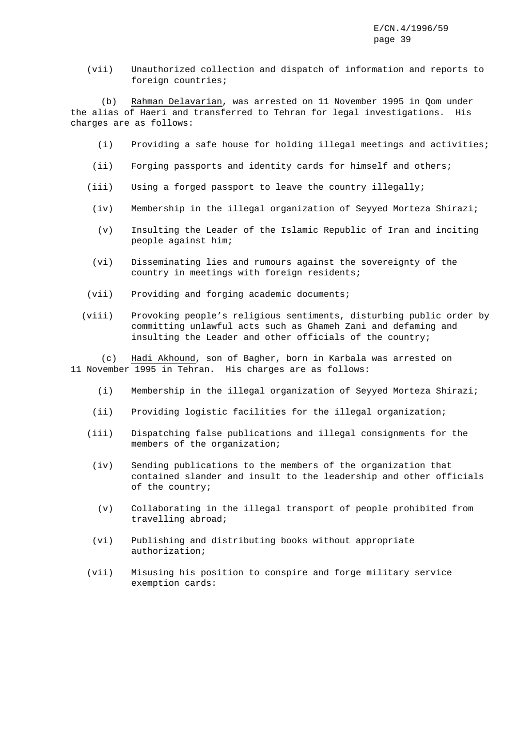(vii) Unauthorized collection and dispatch of information and reports to foreign countries;

(b) Rahman Delavarian, was arrested on 11 November 1995 in Qom under the alias of Haeri and transferred to Tehran for legal investigations. His charges are as follows:

(i) Providing a safe house for holding illegal meetings and activities;

(ii) Forging passports and identity cards for himself and others;

(iii) Using a forged passport to leave the country illegally;

(iv) Membership in the illegal organization of Seyyed Morteza Shirazi;

(v) Insulting the Leader of the Islamic Republic of Iran and inciting people against him;

(vi) Disseminating lies and rumours against the sovereignty of the country in meetings with foreign residents;

(vii) Providing and forging academic documents;

(viii) Provoking people's religious sentiments, disturbing public order by committing unlawful acts such as Ghameh Zani and defaming and insulting the Leader and other officials of the country;

(c) Hadi Akhound, son of Bagher, born in Karbala was arrested on 11 November 1995 in Tehran. His charges are as follows:

(i) Membership in the illegal organization of Seyyed Morteza Shirazi;

(ii) Providing logistic facilities for the illegal organization;

(iii) Dispatching false publications and illegal consignments for the members of the organization;

(iv) Sending publications to the members of the organization that contained slander and insult to the leadership and other officials of the country;

(v) Collaborating in the illegal transport of people prohibited from travelling abroad;

(vi) Publishing and distributing books without appropriate authorization;

(vii) Misusing his position to conspire and forge military service exemption cards: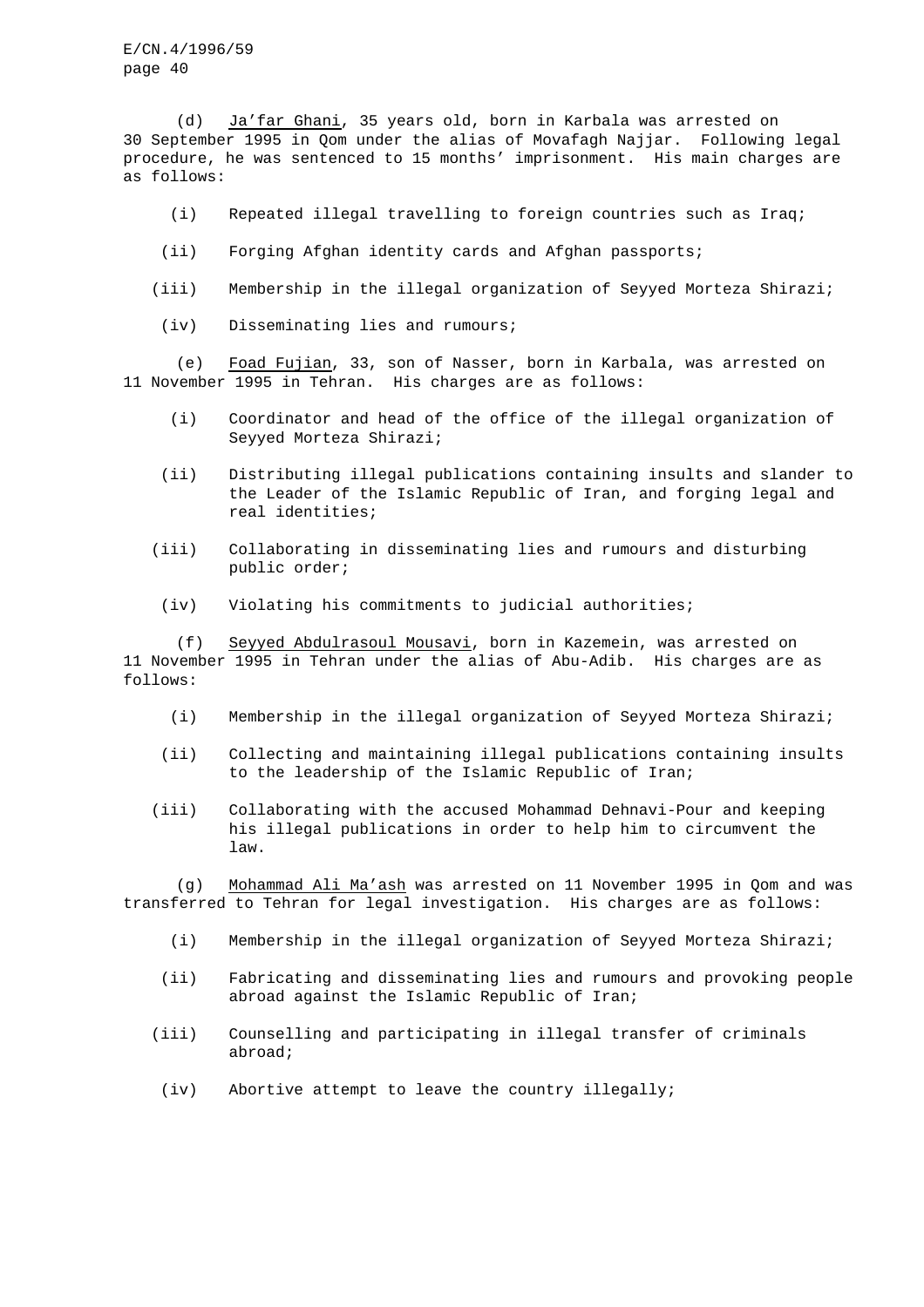(d) <u>Ja’far Ghani</u>, 35 years old, born in Karbala was arrested on 30 September 1995 in Qom under the alias of Movafagh Najjar. Following legal procedure, he was sentenced to 15 months’ imprisonment. His main charges are as follows:

(i) Repeated illegal travelling to foreign countries such as Iraq;

(ii) Forging Afghan identity cards and Afghan passports;

(iii) Membership in the illegal organization of Seyyed Morteza Shirazi;

(iv) Disseminating lies and rumours;

(e) <u>Foad Fujian</u>, 33, son of Nasser, born in Karbala, was arrested on 11 November 1995 in Tehran. His charges are as follows:

(i) Coordinator and head of the office of the illegal organization of Seyyed Morteza Shirazi;

(ii) Distributing illegal publications containing insults and slander to the Leader of the Islamic Republic of Iran, and forging legal and real identities;

(iii) Collaborating in disseminating lies and rumours and disturbing public order;

(iv) Violating his commitments to judicial authorities;

(f) <u>Seyyed Abdulrasoul Mousavi</u>, born in Kazemein, was arrested on 11 November 1995 in Tehran under the alias of Abu-Adib. His charges are as follows:

(i) Membership in the illegal organization of Seyyed Morteza Shirazi;

(ii) Collecting and maintaining illegal publications containing insults to the leadership of the Islamic Republic of Iran;

(iii) Collaborating with the accused Mohammad Dehnavi-Pour and keeping his illegal publications in order to help him to circumvent the law.

(g) <u>Mohammad Ali Ma’ash</u> was arrested on 11 November 1995 in Qom and was transferred to Tehran for legal investigation. His charges are as follows:

(i) Membership in the illegal organization of Seyyed Morteza Shirazi;

(ii) Fabricating and disseminating lies and rumours and provoking people abroad against the Islamic Republic of Iran;

(iii) Counselling and participating in illegal transfer of criminals abroad;

(iv) Abortive attempt to leave the country illegally;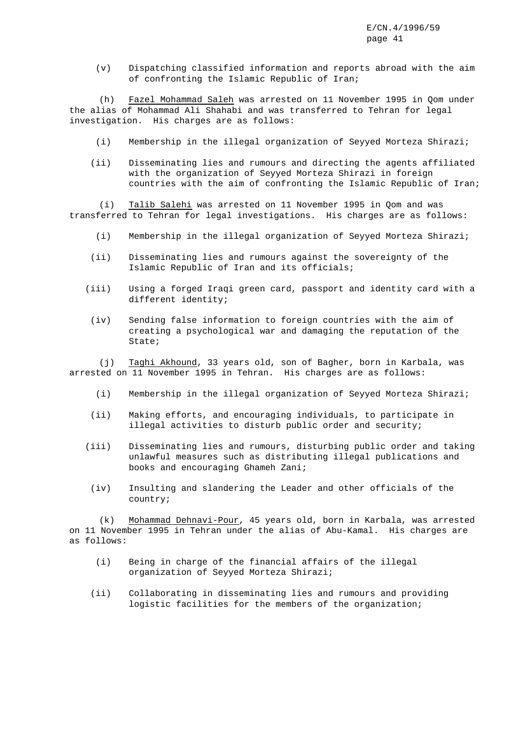(v) Dispatching classified information and reports abroad with the aim of confronting the Islamic Republic of Iran;

(h) Fazel Mohammad Saleh was arrested on 11 November 1995 in Qom under the alias of Mohammad Ali Shahabi and was transferred to Tehran for legal investigation. His charges are as follows:

(i) Membership in the illegal organization of Seyyed Morteza Shirazi;

(ii) Disseminating lies and rumours and directing the agents affiliated with the organization of Seyyed Morteza Shirazi in foreign countries with the aim of confronting the Islamic Republic of Iran;

(i) Talib Salehi was arrested on 11 November 1995 in Qom and was transferred to Tehran for legal investigations. His charges are as follows:

(i) Membership in the illegal organization of Seyyed Morteza Shirazi;

(ii) Disseminating lies and rumours against the sovereignty of the Islamic Republic of Iran and its officials;

(iii) Using a forged Iraqi green card, passport and identity card with a different identity;

(iv) Sending false information to foreign countries with the aim of creating a psychological war and damaging the reputation of the State;

(j) Taghi Akhound, 33 years old, son of Bagher, born in Karbala, was arrested on 11 November 1995 in Tehran. His charges are as follows:

(i) Membership in the illegal organization of Seyyed Morteza Shirazi;

(ii) Making efforts, and encouraging individuals, to participate in illegal activities to disturb public order and security;

(iii) Disseminating lies and rumours, disturbing public order and taking unlawful measures such as distributing illegal publications and books and encouraging Ghameh Zani;

(iv) Insulting and slandering the Leader and other officials of the country;

(k) Mohammad Dehnavi-Pour, 45 years old, born in Karbala, was arrested on 11 November 1995 in Tehran under the alias of Abu-Kamal. His charges are as follows:

(i) Being in charge of the financial affairs of the illegal organization of Seyyed Morteza Shirazi;

(ii) Collaborating in disseminating lies and rumours and providing logistic facilities for the members of the organization;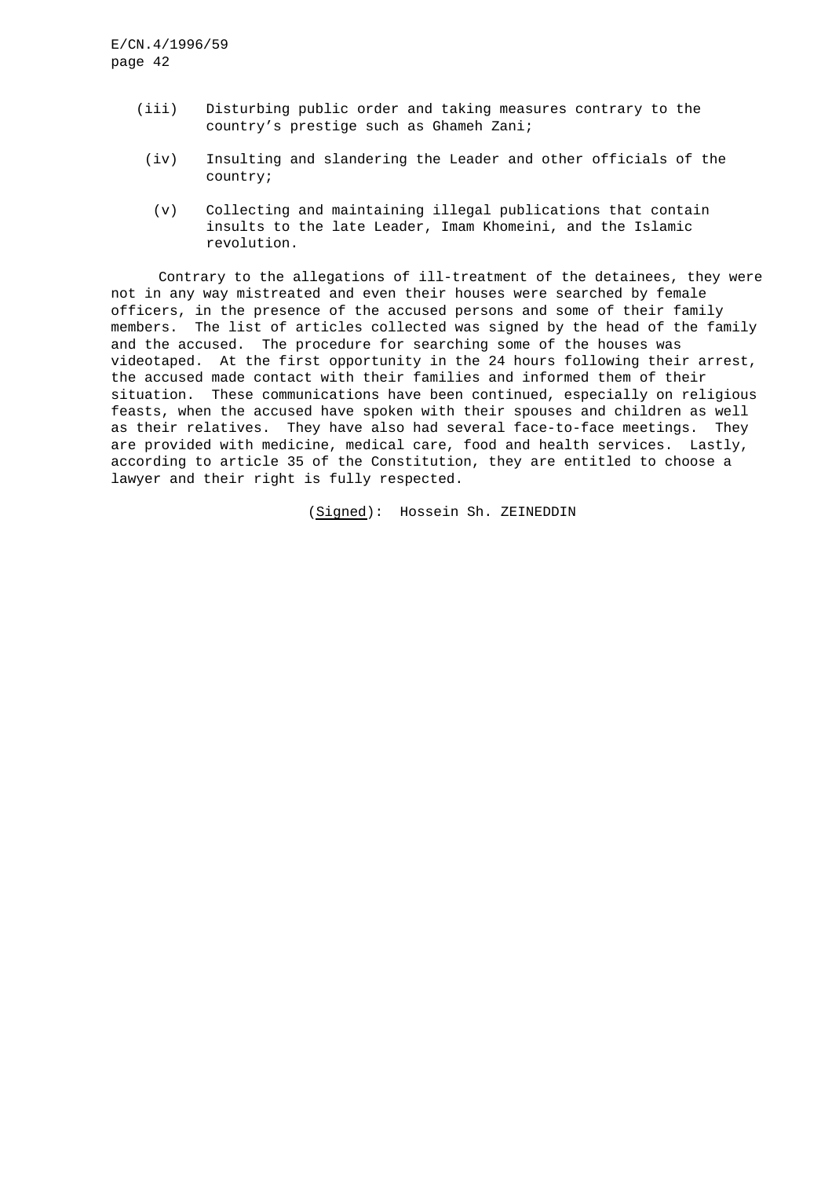(iii) Disturbing public order and taking measures contrary to the country's prestige such as Ghameh Zani;

(iv) Insulting and slandering the Leader and other officials of the country;

(v) Collecting and maintaining illegal publications that contain insults to the late Leader, Imam Khomeini, and the Islamic revolution.

Contrary to the allegations of ill-treatment of the detainees, they were not in any way mistreated and even their houses were searched by female officers, in the presence of the accused persons and some of their family members. The list of articles collected was signed by the head of the family and the accused. The procedure for searching some of the houses was videotaped. At the first opportunity in the 24 hours following their arrest, the accused made contact with their families and informed them of their situation. These communications have been continued, especially on religious feasts, when the accused have spoken with their spouses and children as well as their relatives. They have also had several face-to-face meetings. They are provided with medicine, medical care, food and health services. Lastly, according to article 35 of the Constitution, they are entitled to choose a lawyer and their right is fully respected.

(Signed): Hossein Sh. ZEINEDDIN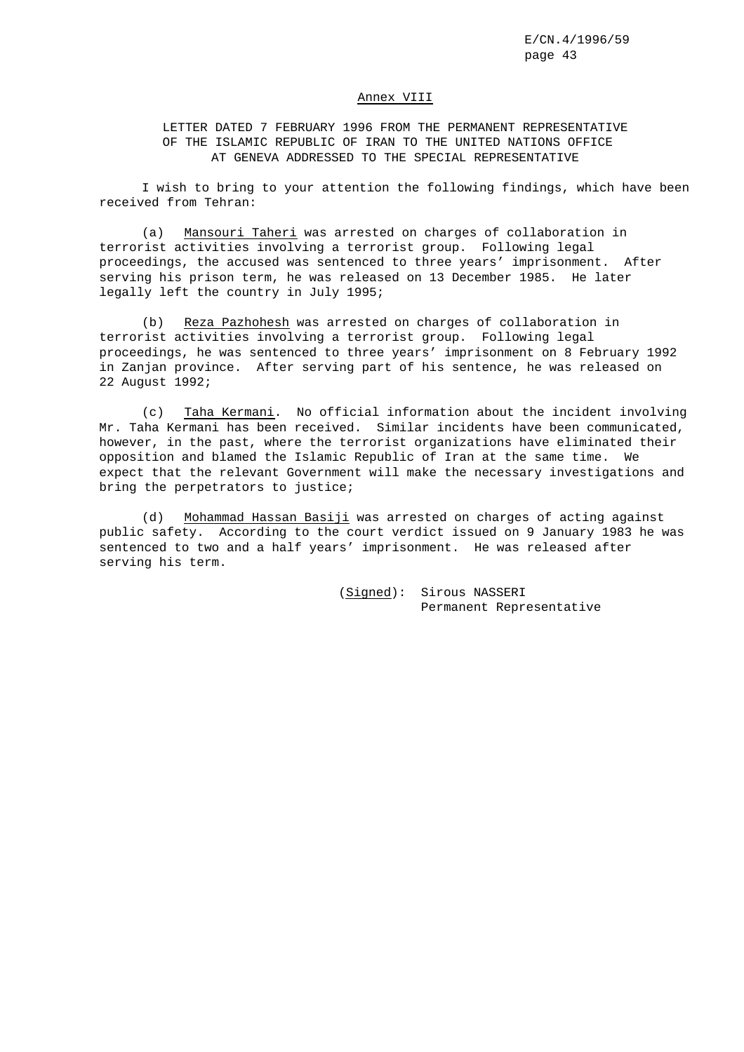## Annex VIII

### LETTER DATED 7 FEBRUARY 1996 FROM THE PERMANENT REPRESENTATIVE OF THE ISLAMIC REPUBLIC OF IRAN TO THE UNITED NATIONS OFFICE AT GENEVA ADDRESSED TO THE SPECIAL REPRESENTATIVE

I wish to bring to your attention the following findings, which have been received from Tehran:

(a) Mansouri Taheri was arrested on charges of collaboration in terrorist activities involving a terrorist group. Following legal proceedings, the accused was sentenced to three years' imprisonment. After serving his prison term, he was released on 13 December 1985. He later legally left the country in July 1995;

(b) Reza Pazhohesh was arrested on charges of collaboration in terrorist activities involving a terrorist group. Following legal proceedings, he was sentenced to three years' imprisonment on 8 February 1992 in Zanjan province. After serving part of his sentence, he was released on 22 August 1992;

(c) Taha Kermani. No official information about the incident involving Mr. Taha Kermani has been received. Similar incidents have been communicated, however, in the past, where the terrorist organizations have eliminated their opposition and blamed the Islamic Republic of Iran at the same time. We expect that the relevant Government will make the necessary investigations and bring the perpetrators to justice;

(d) Mohammad Hassan Basiji was arrested on charges of acting against public safety. According to the court verdict issued on 9 January 1983 he was sentenced to two and a half years' imprisonment. He was released after serving his term.

(*Signed*): Sirous NASSERI
Permanent Representative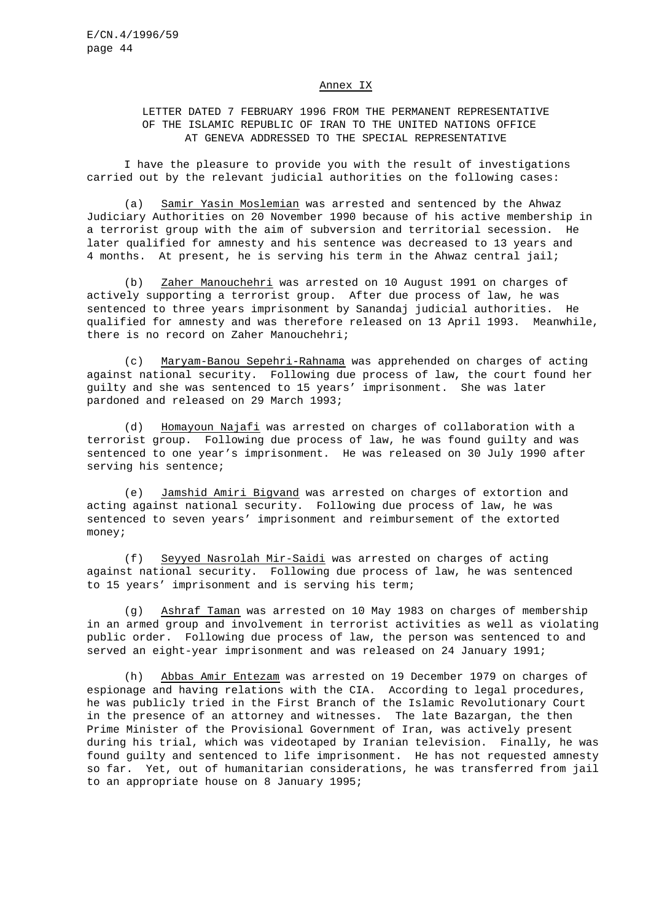## Annex IX

### LETTER DATED 7 FEBRUARY 1996 FROM THE PERMANENT REPRESENTATIVE OF THE ISLAMIC REPUBLIC OF IRAN TO THE UNITED NATIONS OFFICE AT GENEVA ADDRESSED TO THE SPECIAL REPRESENTATIVE

I have the pleasure to provide you with the result of investigations carried out by the relevant judicial authorities on the following cases:

(a) Samir Yasin Moslemian was arrested and sentenced by the Ahwaz Judiciary Authorities on 20 November 1990 because of his active membership in a terrorist group with the aim of subversion and territorial secession. He later qualified for amnesty and his sentence was decreased to 13 years and 4 months. At present, he is serving his term in the Ahwaz central jail;

(b) Zaher Manouchehri was arrested on 10 August 1991 on charges of actively supporting a terrorist group. After due process of law, he was sentenced to three years imprisonment by Sanandaj judicial authorities. He qualified for amnesty and was therefore released on 13 April 1993. Meanwhile, there is no record on Zaher Manouchehri;

(c) Maryam-Banou Sepehri-Rahnama was apprehended on charges of acting against national security. Following due process of law, the court found her guilty and she was sentenced to 15 years' imprisonment. She was later pardoned and released on 29 March 1993;

(d) Homayoun Najafi was arrested on charges of collaboration with a terrorist group. Following due process of law, he was found guilty and was sentenced to one year's imprisonment. He was released on 30 July 1990 after serving his sentence;

(e) Jamshid Amiri Bigvand was arrested on charges of extortion and acting against national security. Following due process of law, he was sentenced to seven years' imprisonment and reimbursement of the extorted money;

(f) Seyyed Nasrolah Mir-Saidi was arrested on charges of acting against national security. Following due process of law, he was sentenced to 15 years' imprisonment and is serving his term;

(g) Ashraf Taman was arrested on 10 May 1983 on charges of membership in an armed group and involvement in terrorist activities as well as violating public order. Following due process of law, the person was sentenced to and served an eight-year imprisonment and was released on 24 January 1991;

(h) Abbas Amir Entezam was arrested on 19 December 1979 on charges of espionage and having relations with the CIA. According to legal procedures, he was publicly tried in the First Branch of the Islamic Revolutionary Court in the presence of an attorney and witnesses. The late Bazargan, the then Prime Minister of the Provisional Government of Iran, was actively present during his trial, which was videotaped by Iranian television. Finally, he was found guilty and sentenced to life imprisonment. He has not requested amnesty so far. Yet, out of humanitarian considerations, he was transferred from jail to an appropriate house on 8 January 1995;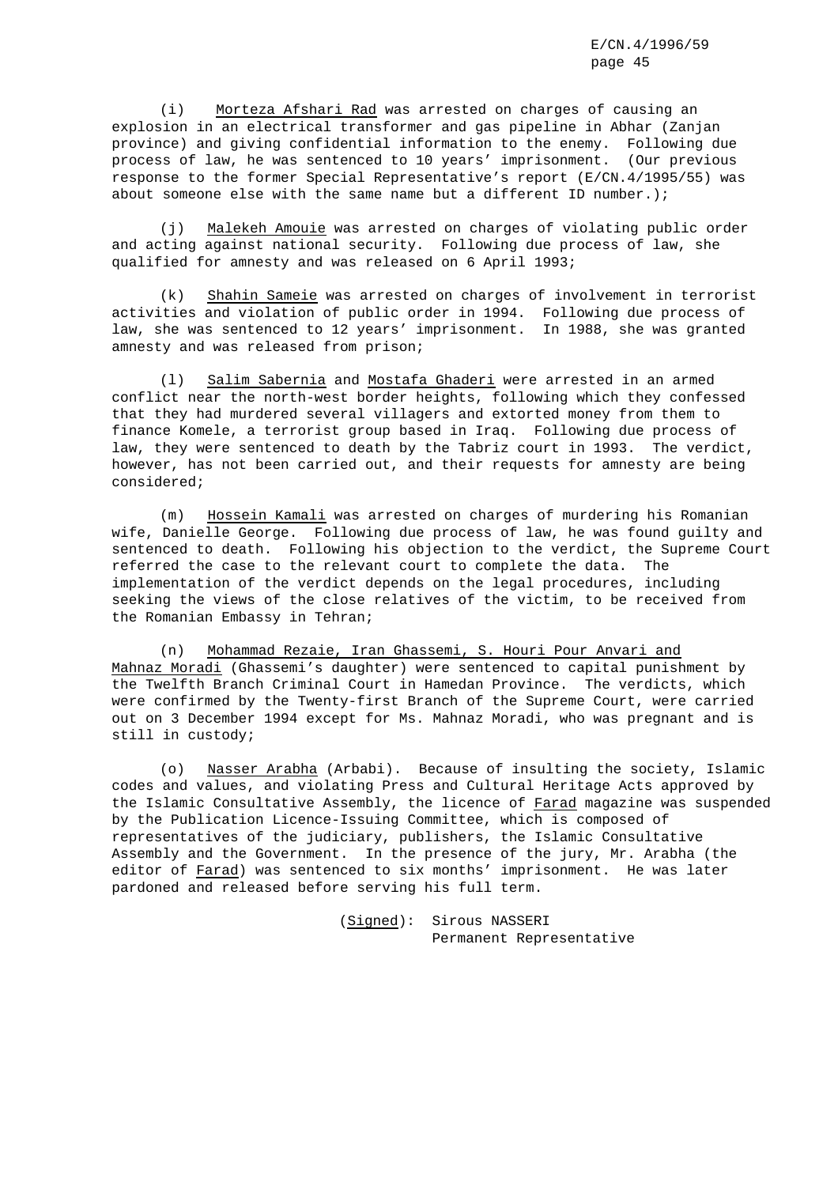(i) Morteza Afshari Rad was arrested on charges of causing an explosion in an electrical transformer and gas pipeline in Abhar (Zanjan province) and giving confidential information to the enemy. Following due process of law, he was sentenced to 10 years' imprisonment. (Our previous response to the former Special Representative's report (E/CN.4/1995/55) was about someone else with the same name but a different ID number.);

(j) Malekeh Amouie was arrested on charges of violating public order and acting against national security. Following due process of law, she qualified for amnesty and was released on 6 April 1993;

(k) Shahin Sameie was arrested on charges of involvement in terrorist activities and violation of public order in 1994. Following due process of law, she was sentenced to 12 years' imprisonment. In 1988, she was granted amnesty and was released from prison;

(l) Salim Sabernia and Mostafa Ghaderi were arrested in an armed conflict near the north-west border heights, following which they confessed that they had murdered several villagers and extorted money from them to finance Komele, a terrorist group based in Iraq. Following due process of law, they were sentenced to death by the Tabriz court in 1993. The verdict, however, has not been carried out, and their requests for amnesty are being considered;

(m) Hossein Kamali was arrested on charges of murdering his Romanian wife, Danielle George. Following due process of law, he was found guilty and sentenced to death. Following his objection to the verdict, the Supreme Court referred the case to the relevant court to complete the data. The implementation of the verdict depends on the legal procedures, including seeking the views of the close relatives of the victim, to be received from the Romanian Embassy in Tehran;

(n) Mohammad Rezaie, Iran Ghassemi, S. Houri Pour Anvari and Mahnaz Moradi (Ghassemi's daughter) were sentenced to capital punishment by the Twelfth Branch Criminal Court in Hamedan Province. The verdicts, which were confirmed by the Twenty-first Branch of the Supreme Court, were carried out on 3 December 1994 except for Ms. Mahnaz Moradi, who was pregnant and is still in custody;

(o) Nasser Arabha (Arbabi). Because of insulting the society, Islamic codes and values, and violating Press and Cultural Heritage Acts approved by the Islamic Consultative Assembly, the licence of *Farad* magazine was suspended by the Publication Licence-Issuing Committee, which is composed of representatives of the judiciary, publishers, the Islamic Consultative Assembly and the Government. In the presence of the jury, Mr. Arabha (the editor of *Farad*) was sentenced to six months' imprisonment. He was later pardoned and released before serving his full term.

(*Signed*): Sirous NASSERI
Permanent Representative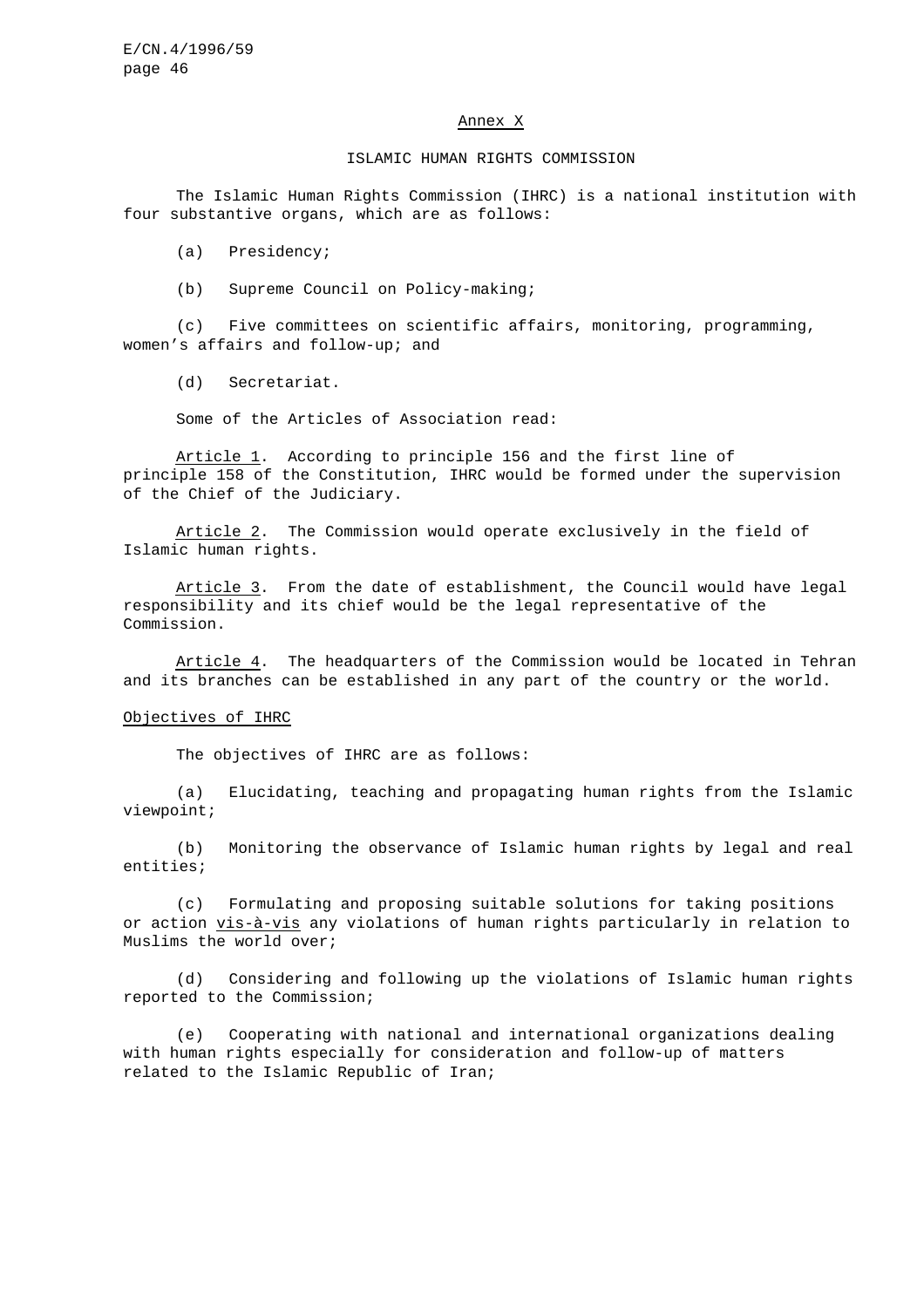## Annex X

### ISLAMIC HUMAN RIGHTS COMMISSION

The Islamic Human Rights Commission (IHRC) is a national institution with four substantive organs, which are as follows:

(a) Presidency;

(b) Supreme Council on Policy-making;

(c) Five committees on scientific affairs, monitoring, programming, women's affairs and follow-up; and

(d) Secretariat.

Some of the Articles of Association read:

Article 1. According to principle 156 and the first line of principle 158 of the Constitution, IHRC would be formed under the supervision of the Chief of the Judiciary.

Article 2. The Commission would operate exclusively in the field of Islamic human rights.

Article 3. From the date of establishment, the Council would have legal responsibility and its chief would be the legal representative of the Commission.

Article 4. The headquarters of the Commission would be located in Tehran and its branches can be established in any part of the country or the world.

#### Objectives of IHRC

The objectives of IHRC are as follows:

(a) Elucidating, teaching and propagating human rights from the Islamic viewpoint;

(b) Monitoring the observance of Islamic human rights by legal and real entities;

(c) Formulating and proposing suitable solutions for taking positions or action *vis-à-vis* any violations of human rights particularly in relation to Muslims the world over;

(d) Considering and following up the violations of Islamic human rights reported to the Commission;

(e) Cooperating with national and international organizations dealing with human rights especially for consideration and follow-up of matters related to the Islamic Republic of Iran;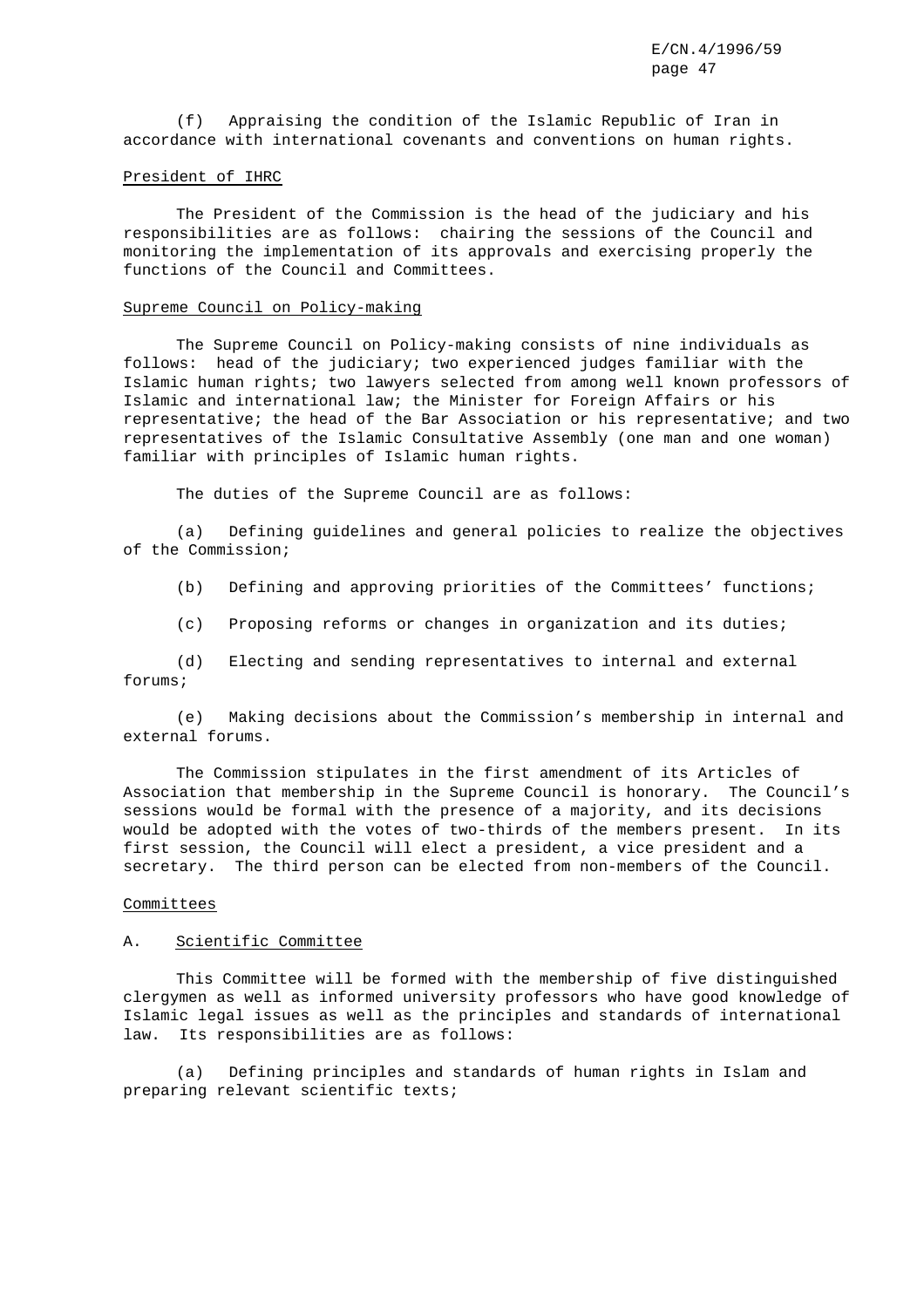(f) Appraising the condition of the Islamic Republic of Iran in accordance with international covenants and conventions on human rights.

President of IHRC

The President of the Commission is the head of the judiciary and his responsibilities are as follows: chairing the sessions of the Council and monitoring the implementation of its approvals and exercising properly the functions of the Council and Committees.

Supreme Council on Policy-making

The Supreme Council on Policy-making consists of nine individuals as follows: head of the judiciary; two experienced judges familiar with the Islamic human rights; two lawyers selected from among well known professors of Islamic and international law; the Minister for Foreign Affairs or his representative; the head of the Bar Association or his representative; and two representatives of the Islamic Consultative Assembly (one man and one woman) familiar with principles of Islamic human rights.

The duties of the Supreme Council are as follows:

(a) Defining guidelines and general policies to realize the objectives of the Commission;

(b) Defining and approving priorities of the Committees' functions;

(c) Proposing reforms or changes in organization and its duties;

(d) Electing and sending representatives to internal and external forums;

(e) Making decisions about the Commission's membership in internal and external forums.

The Commission stipulates in the first amendment of its Articles of Association that membership in the Supreme Council is honorary. The Council's sessions would be formal with the presence of a majority, and its decisions would be adopted with the votes of two-thirds of the members present. In its first session, the Council will elect a president, a vice president and a secretary. The third person can be elected from non-members of the Council.

Committees

A. Scientific Committee

This Committee will be formed with the membership of five distinguished clergymen as well as informed university professors who have good knowledge of Islamic legal issues as well as the principles and standards of international law. Its responsibilities are as follows:

(a) Defining principles and standards of human rights in Islam and preparing relevant scientific texts;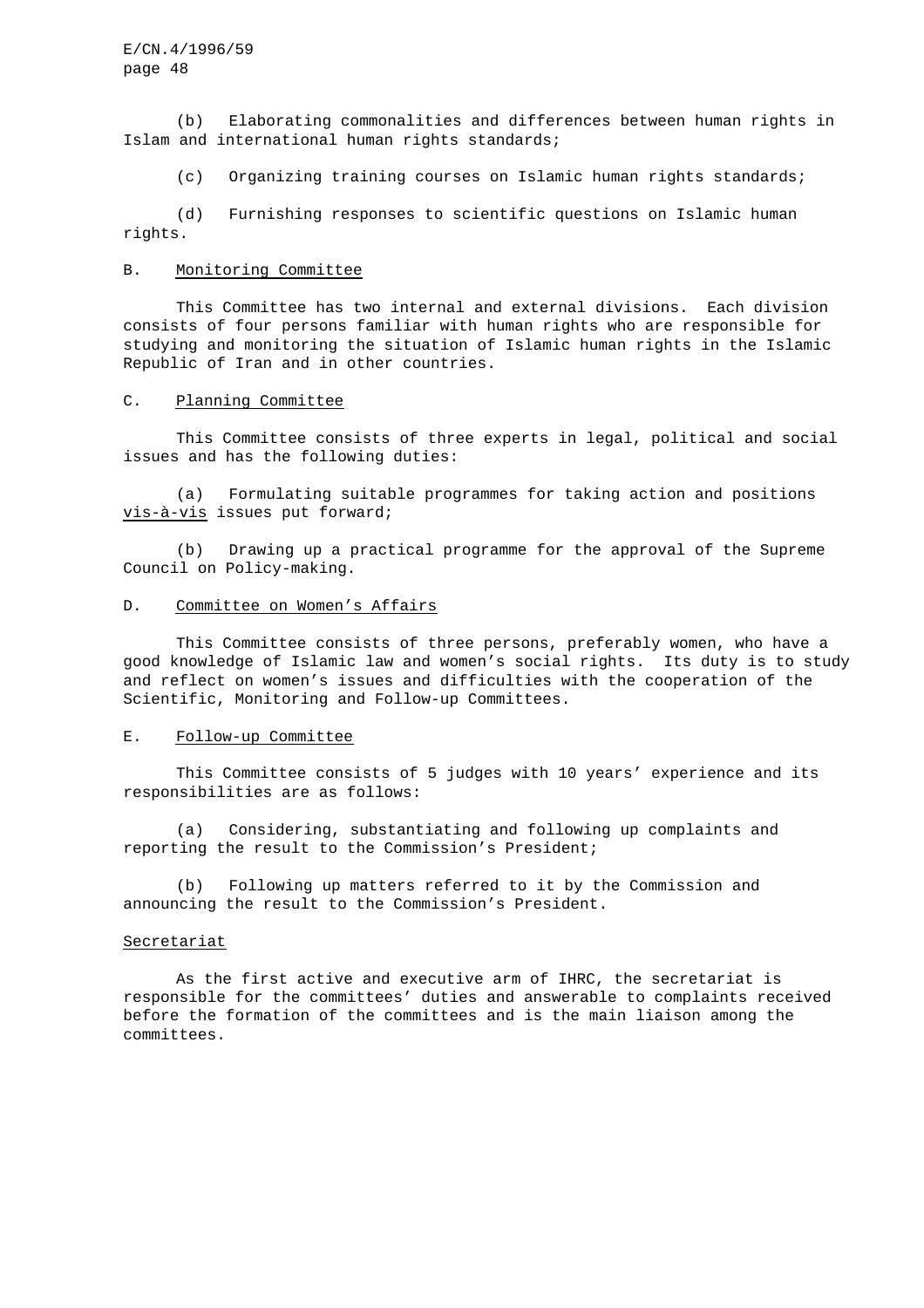(b) Elaborating commonalities and differences between human rights in Islam and international human rights standards;

(c) Organizing training courses on Islamic human rights standards;

(d) Furnishing responses to scientific questions on Islamic human rights.

B. Monitoring Committee

This Committee has two internal and external divisions. Each division consists of four persons familiar with human rights who are responsible for studying and monitoring the situation of Islamic human rights in the Islamic Republic of Iran and in other countries.

C. Planning Committee

This Committee consists of three experts in legal, political and social issues and has the following duties:

(a) Formulating suitable programmes for taking action and positions *vis-à-vis* issues put forward;

(b) Drawing up a practical programme for the approval of the Supreme Council on Policy-making.

D. Committee on Women's Affairs

This Committee consists of three persons, preferably women, who have a good knowledge of Islamic law and women's social rights. Its duty is to study and reflect on women's issues and difficulties with the cooperation of the Scientific, Monitoring and Follow-up Committees.

E. Follow-up Committee

This Committee consists of 5 judges with 10 years' experience and its responsibilities are as follows:

(a) Considering, substantiating and following up complaints and reporting the result to the Commission's President;

(b) Following up matters referred to it by the Commission and announcing the result to the Commission's President.

Secretariat

As the first active and executive arm of IHRC, the secretariat is responsible for the committees' duties and answerable to complaints received before the formation of the committees and is the main liaison among the committees.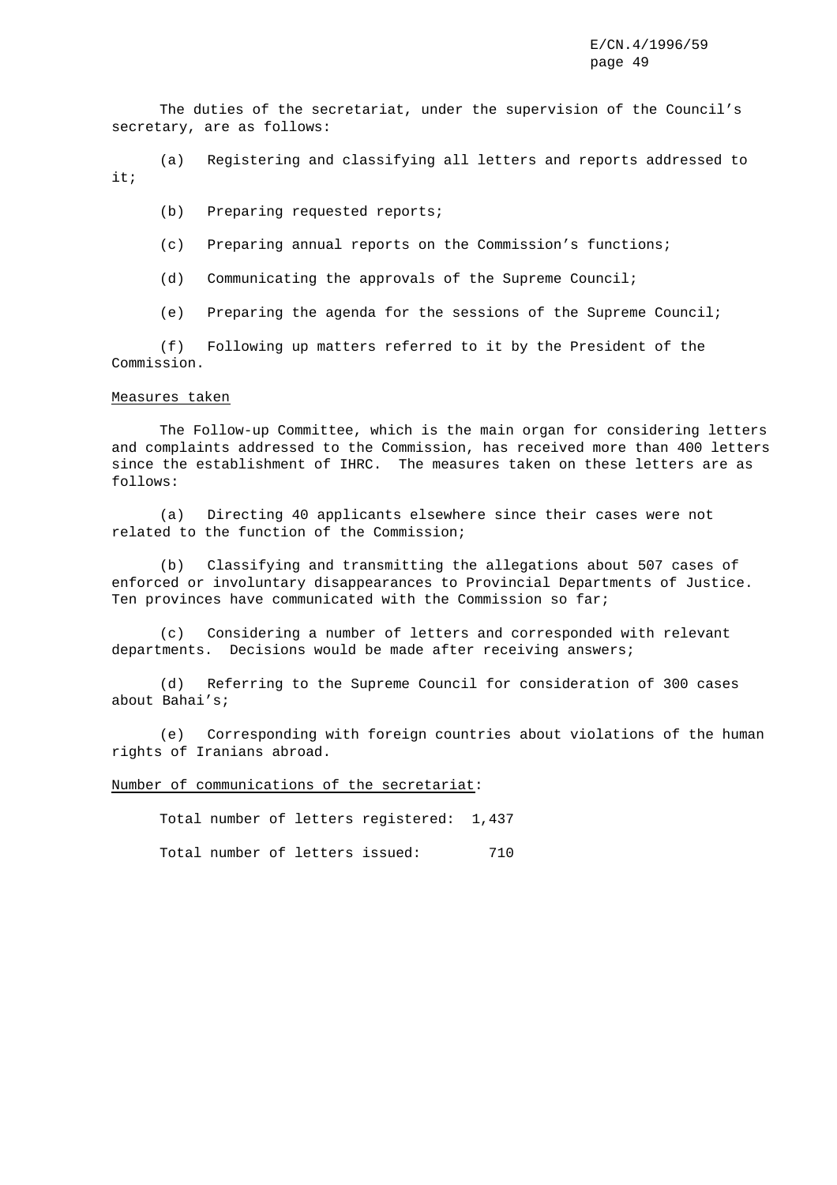The duties of the secretariat, under the supervision of the Council's secretary, are as follows:

(a) Registering and classifying all letters and reports addressed to it;

(b) Preparing requested reports;

(c) Preparing annual reports on the Commission's functions;

(d) Communicating the approvals of the Supreme Council;

(e) Preparing the agenda for the sessions of the Supreme Council;

(f) Following up matters referred to it by the President of the Commission.

Measures taken

The Follow-up Committee, which is the main organ for considering letters and complaints addressed to the Commission, has received more than 400 letters since the establishment of IHRC. The measures taken on these letters are as follows:

(a) Directing 40 applicants elsewhere since their cases were not related to the function of the Commission;

(b) Classifying and transmitting the allegations about 507 cases of enforced or involuntary disappearances to Provincial Departments of Justice. Ten provinces have communicated with the Commission so far;

(c) Considering a number of letters and corresponded with relevant departments. Decisions would be made after receiving answers;

(d) Referring to the Supreme Council for consideration of 300 cases about Bahai's;

(e) Corresponding with foreign countries about violations of the human rights of Iranians abroad.

Number of communications of the secretariat:

Total number of letters registered: 1,437

Total number of letters issued: 710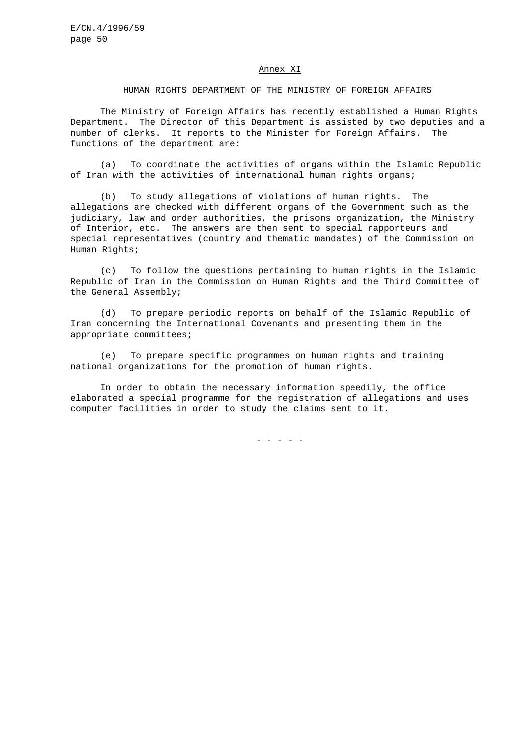Annex XI

## HUMAN RIGHTS DEPARTMENT OF THE MINISTRY OF FOREIGN AFFAIRS

The Ministry of Foreign Affairs has recently established a Human Rights Department. The Director of this Department is assisted by two deputies and a number of clerks. It reports to the Minister for Foreign Affairs. The functions of the department are:

(a) To coordinate the activities of organs within the Islamic Republic of Iran with the activities of international human rights organs;

(b) To study allegations of violations of human rights. The allegations are checked with different organs of the Government such as the judiciary, law and order authorities, the prisons organization, the Ministry of Interior, etc. The answers are then sent to special rapporteurs and special representatives (country and thematic mandates) of the Commission on Human Rights;

(c) To follow the questions pertaining to human rights in the Islamic Republic of Iran in the Commission on Human Rights and the Third Committee of the General Assembly;

(d) To prepare periodic reports on behalf of the Islamic Republic of Iran concerning the International Covenants and presenting them in the appropriate committees;

(e) To prepare specific programmes on human rights and training national organizations for the promotion of human rights.

In order to obtain the necessary information speedily, the office elaborated a special programme for the registration of allegations and uses computer facilities in order to study the claims sent to it.

- - - - -